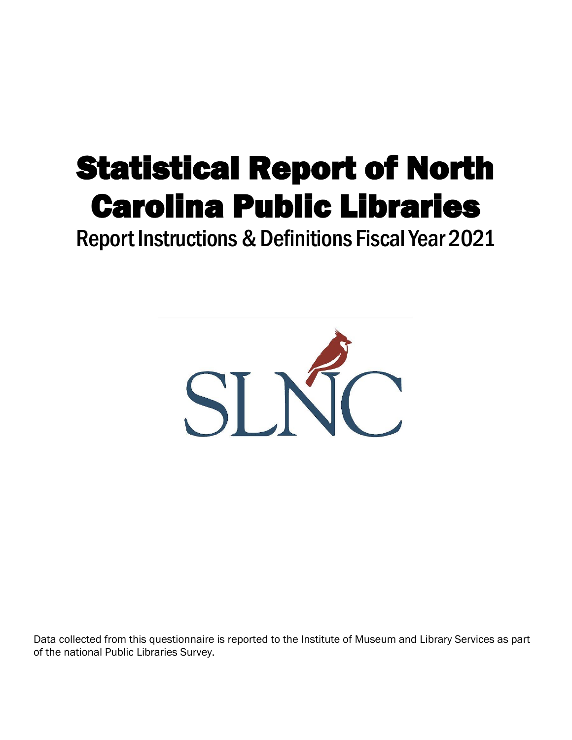# Statistical Report of North Carolina Public Libraries

## Report Instructions & Definitions Fiscal Year 2021

SLNC

Data collected from this questionnaire is reported to the Institute of Museum and Library Services as part of the national Public Libraries Survey.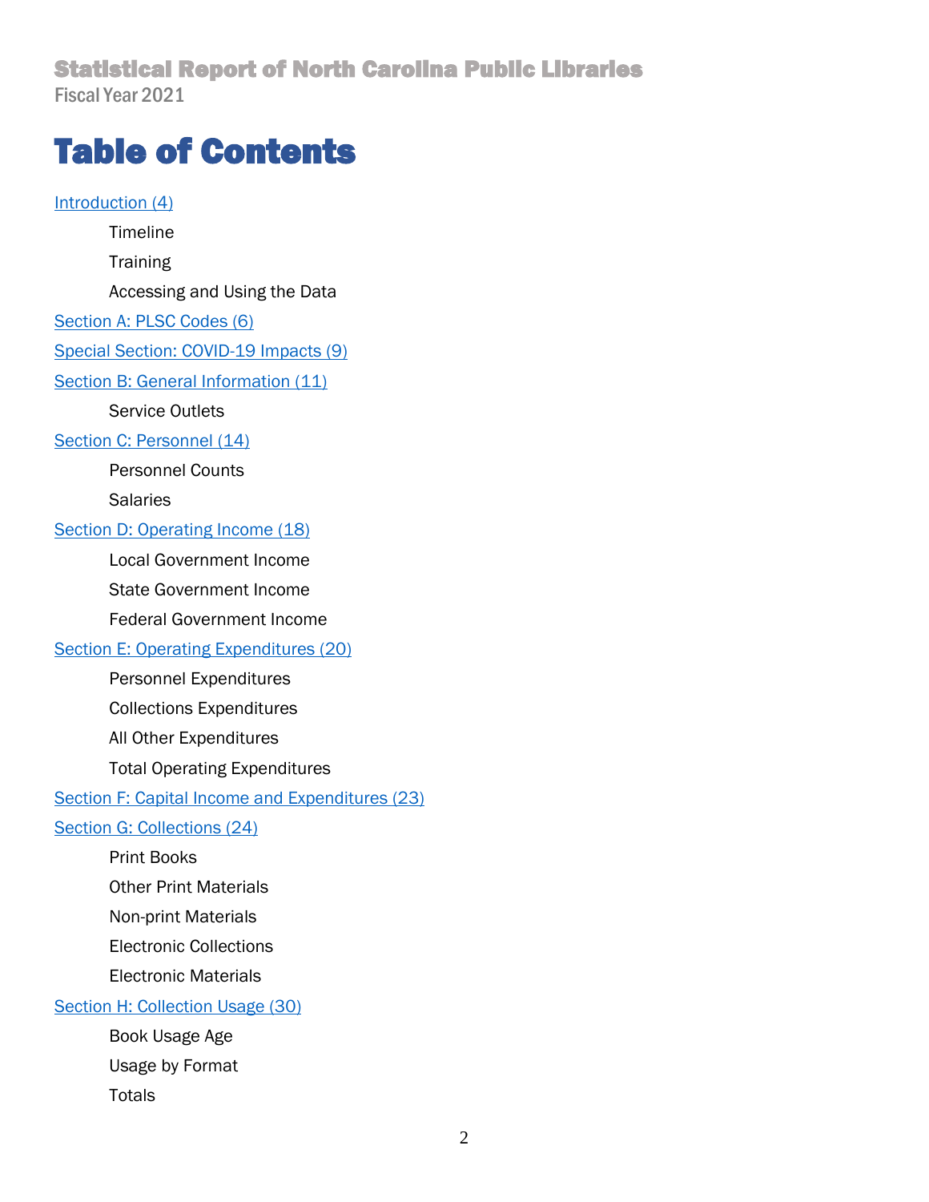Statistical Report of North Carolina Public Libraries
Fiscal Year 2021

# Table of Contents

Introduction (4)

- Timeline
- Training
- Accessing and Using the Data

Section A: PLSC Codes (6)

Special Section: COVID-19 Impacts (9)

Section B: General Information (11)

- Service Outlets

Section C: Personnel (14)

- Personnel Counts
- Salaries

Section D: Operating Income (18)

- Local Government Income
- State Government Income
- Federal Government Income

Section E: Operating Expenditures (20)

- Personnel Expenditures
- Collections Expenditures
- All Other Expenditures
- Total Operating Expenditures

Section F: Capital Income and Expenditures (23)

Section G: Collections (24)

- Print Books
- Other Print Materials
- Non-print Materials
- Electronic Collections
- Electronic Materials

Section H: Collection Usage (30)

- Book Usage Age
- Usage by Format
- Totals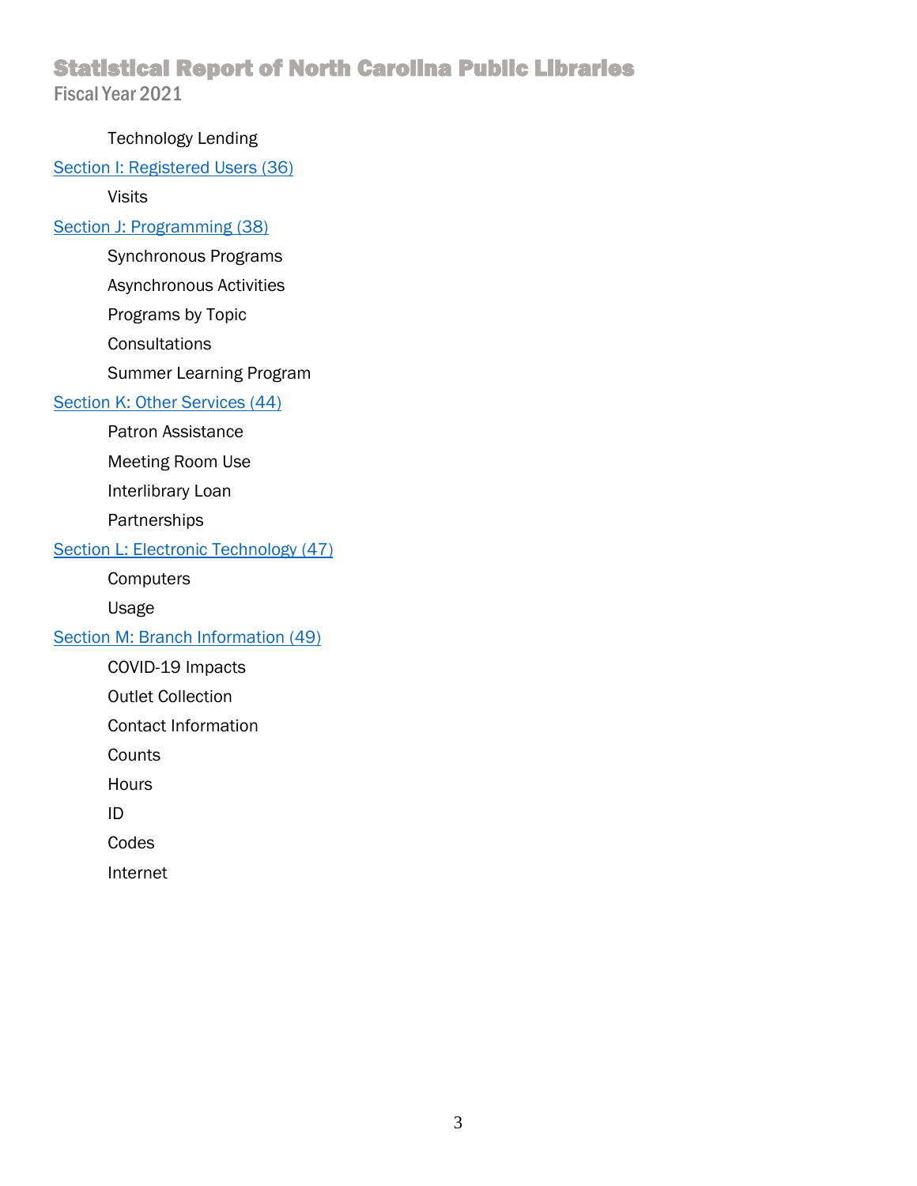- Technology Lending

[Section I: Registered Users (36)]

- Visits

[Section J: Programming (38)]

- Synchronous Programs
- Asynchronous Activities
- Programs by Topic
- Consultations
- Summer Learning Program

[Section K: Other Services (44)]

- Patron Assistance
- Meeting Room Use
- Interlibrary Loan
- Partnerships

[Section L: Electronic Technology (47)]

- Computers
- Usage

[Section M: Branch Information (49)]

- COVID-19 Impacts
- Outlet Collection
- Contact Information
- Counts
- Hours
- ID
- Codes
- Internet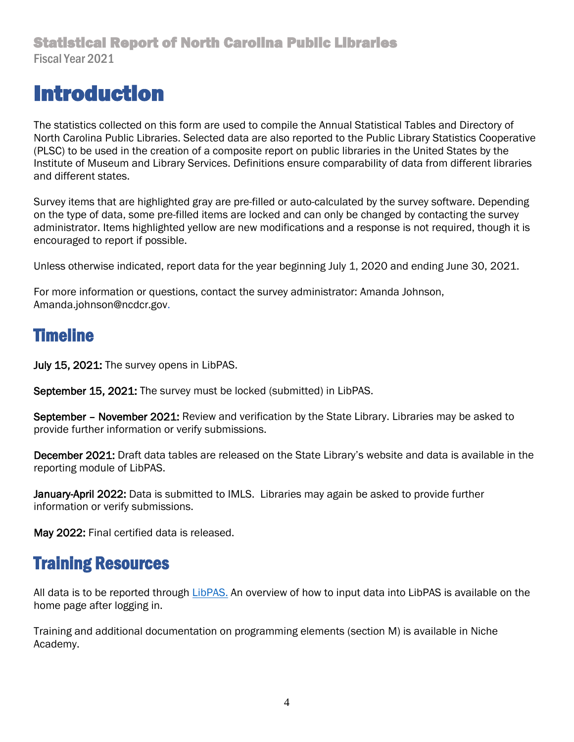# Introduction

The statistics collected on this form are used to compile the Annual Statistical Tables and Directory of North Carolina Public Libraries. Selected data are also reported to the Public Library Statistics Cooperative (PLSC) to be used in the creation of a composite report on public libraries in the United States by the Institute of Museum and Library Services. Definitions ensure comparability of data from different libraries and different states.

Survey items that are highlighted gray are pre-filled or auto-calculated by the survey software. Depending on the type of data, some pre-filled items are locked and can only be changed by contacting the survey administrator. Items highlighted yellow are new modifications and a response is not required, though it is encouraged to report if possible.

Unless otherwise indicated, report data for the year beginning July 1, 2020 and ending June 30, 2021.

For more information or questions, contact the survey administrator: Amanda Johnson, Amanda.johnson@ncdcr.gov.

## Timeline

**July 15, 2021:** The survey opens in LibPAS.

**September 15, 2021:** The survey must be locked (submitted) in LibPAS.

**September – November 2021:** Review and verification by the State Library. Libraries may be asked to provide further information or verify submissions.

**December 2021:** Draft data tables are released on the State Library's website and data is available in the reporting module of LibPAS.

**January-April 2022:** Data is submitted to IMLS. Libraries may again be asked to provide further information or verify submissions.

**May 2022:** Final certified data is released.

## Training Resources

All data is to be reported through LibPAS. An overview of how to input data into LibPAS is available on the home page after logging in.

Training and additional documentation on programming elements (section M) is available in Niche Academy.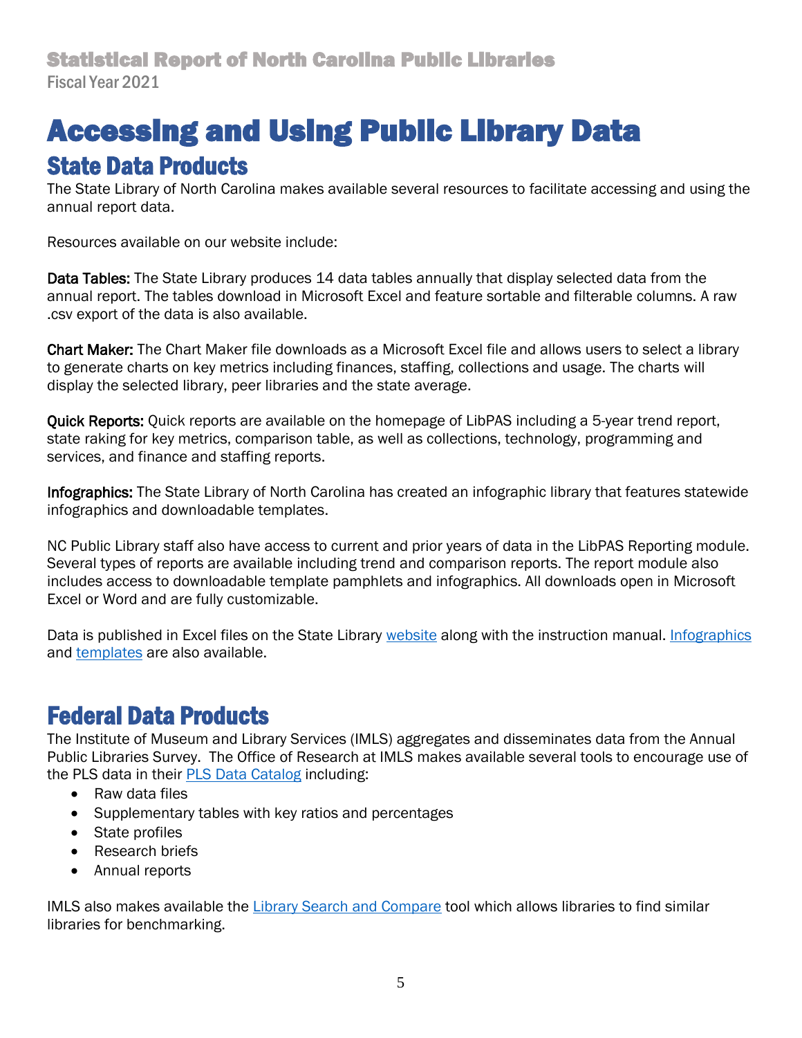# Accessing and Using Public Library Data

## State Data Products

The State Library of North Carolina makes available several resources to facilitate accessing and using the annual report data.

Resources available on our website include:

**Data Tables:** The State Library produces 14 data tables annually that display selected data from the annual report. The tables download in Microsoft Excel and feature sortable and filterable columns. A raw .csv export of the data is also available.

**Chart Maker:** The Chart Maker file downloads as a Microsoft Excel file and allows users to select a library to generate charts on key metrics including finances, staffing, collections and usage. The charts will display the selected library, peer libraries and the state average.

**Quick Reports:** Quick reports are available on the homepage of LibPAS including a 5-year trend report, state raking for key metrics, comparison table, as well as collections, technology, programming and services, and finance and staffing reports.

**Infographics:** The State Library of North Carolina has created an infographic library that features statewide infographics and downloadable templates.

NC Public Library staff also have access to current and prior years of data in the LibPAS Reporting module. Several types of reports are available including trend and comparison reports. The report module also includes access to downloadable template pamphlets and infographics. All downloads open in Microsoft Excel or Word and are fully customizable.

Data is published in Excel files on the State Library website along with the instruction manual. Infographics and templates are also available.

## Federal Data Products

The Institute of Museum and Library Services (IMLS) aggregates and disseminates data from the Annual Public Libraries Survey. The Office of Research at IMLS makes available several tools to encourage use of the PLS data in their PLS Data Catalog including:

- Raw data files
- Supplementary tables with key ratios and percentages
- State profiles
- Research briefs
- Annual reports

IMLS also makes available the Library Search and Compare tool which allows libraries to find similar libraries for benchmarking.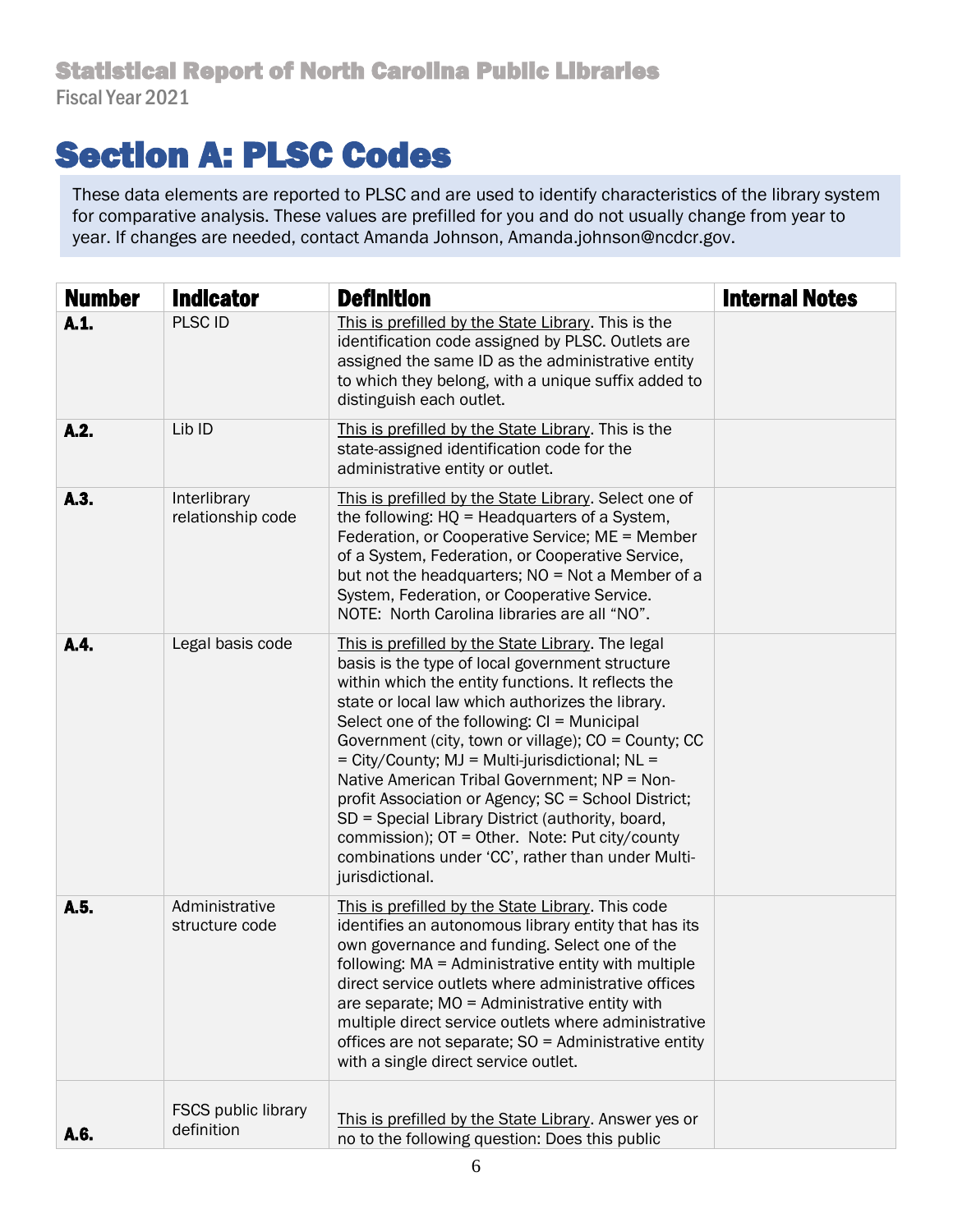**Statistical Report of North Carolina Public Libraries**
Fiscal Year 2021

# Section A: PLSC Codes

These data elements are reported to PLSC and are used to identify characteristics of the library system for comparative analysis. These values are prefilled for you and do not usually change from year to year. If changes are needed, contact Amanda Johnson, Amanda.johnson@ncdcr.gov.

| Number | Indicator | Definition | Internal Notes |
|---|---|---|---|
| **A.1.** | PLSC ID | This is prefilled by the State Library. This is the identification code assigned by PLSC. Outlets are assigned the same ID as the administrative entity to which they belong, with a unique suffix added to distinguish each outlet. | |
| **A.2.** | Lib ID | This is prefilled by the State Library. This is the state-assigned identification code for the administrative entity or outlet. | |
| **A.3.** | Interlibrary relationship code | This is prefilled by the State Library. Select one of the following: HQ = Headquarters of a System, Federation, or Cooperative Service; ME = Member of a System, Federation, or Cooperative Service, but not the headquarters; NO = Not a Member of a System, Federation, or Cooperative Service. NOTE: North Carolina libraries are all "NO". | |
| **A.4.** | Legal basis code | This is prefilled by the State Library. The legal basis is the type of local government structure within which the entity functions. It reflects the state or local law which authorizes the library. Select one of the following: CI = Municipal Government (city, town or village); CO = County; CC = City/County; MJ = Multi-jurisdictional; NL = Native American Tribal Government; NP = Non-profit Association or Agency; SC = School District; SD = Special Library District (authority, board, commission); OT = Other. Note: Put city/county combinations under 'CC', rather than under Multi-jurisdictional. | |
| **A.5.** | Administrative structure code | This is prefilled by the State Library. This code identifies an autonomous library entity that has its own governance and funding. Select one of the following: MA = Administrative entity with multiple direct service outlets where administrative offices are separate; MO = Administrative entity with multiple direct service outlets where administrative offices are not separate; SO = Administrative entity with a single direct service outlet. | |
| **A.6.** | FSCS public library definition | This is prefilled by the State Library. Answer yes or no to the following question: Does this public | |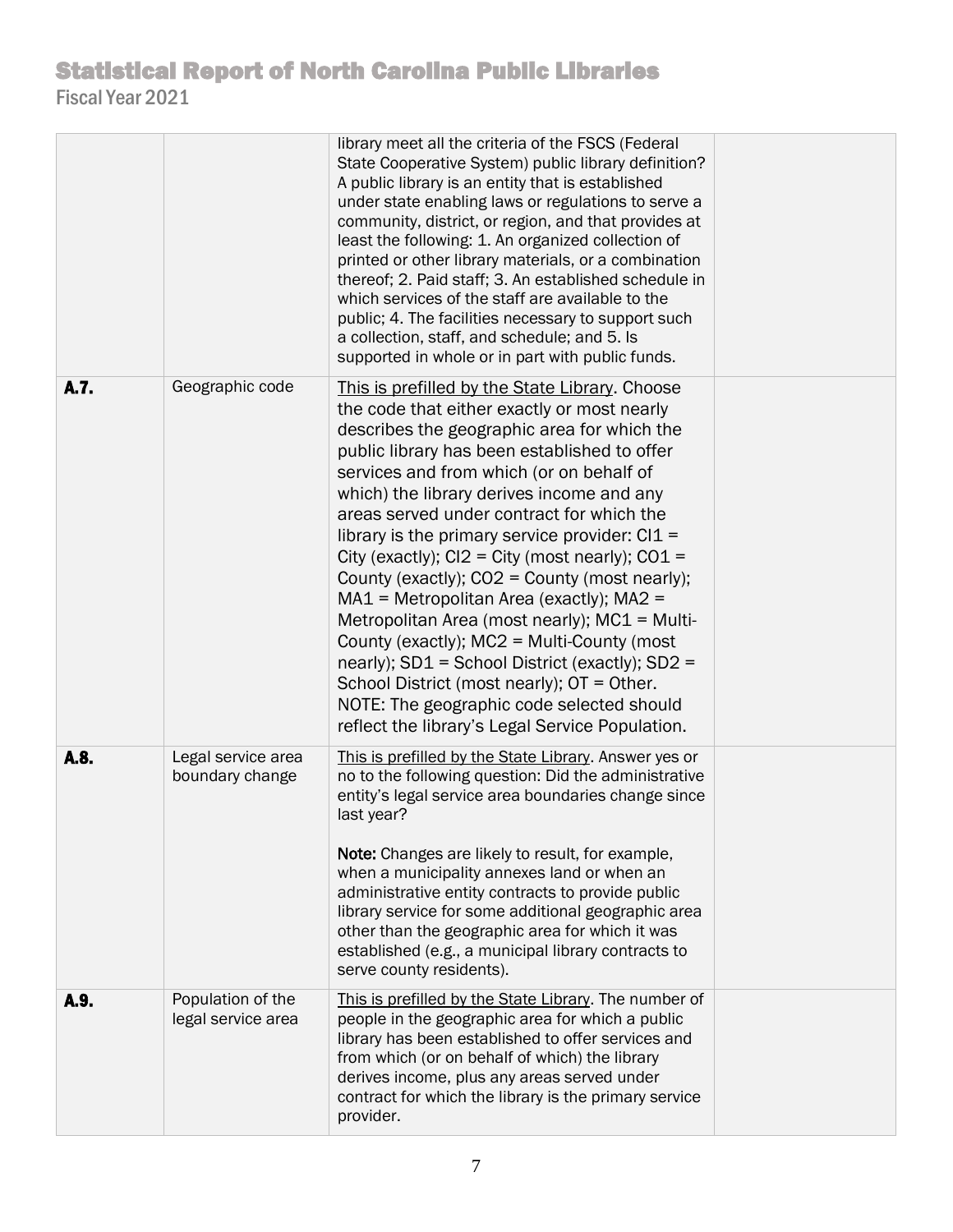| | | | |
|---|---|---|---|
| | | library meet all the criteria of the FSCS (Federal State Cooperative System) public library definition? A public library is an entity that is established under state enabling laws or regulations to serve a community, district, or region, and that provides at least the following: 1. An organized collection of printed or other library materials, or a combination thereof; 2. Paid staff; 3. An established schedule in which services of the staff are available to the public; 4. The facilities necessary to support such a collection, staff, and schedule; and 5. Is supported in whole or in part with public funds. | |
| **A.7.** | Geographic code | This is prefilled by the State Library. Choose the code that either exactly or most nearly describes the geographic area for which the public library has been established to offer services and from which (or on behalf of which) the library derives income and any areas served under contract for which the library is the primary service provider: CI1 = City (exactly); CI2 = City (most nearly); CO1 = County (exactly); CO2 = County (most nearly); MA1 = Metropolitan Area (exactly); MA2 = Metropolitan Area (most nearly); MC1 = Multi-County (exactly); MC2 = Multi-County (most nearly); SD1 = School District (exactly); SD2 = School District (most nearly); OT = Other. NOTE: The geographic code selected should reflect the library's Legal Service Population. | |
| **A.8.** | Legal service area boundary change | This is prefilled by the State Library. Answer yes or no to the following question: Did the administrative entity's legal service area boundaries change since last year?<br><br>**Note:** Changes are likely to result, for example, when a municipality annexes land or when an administrative entity contracts to provide public library service for some additional geographic area other than the geographic area for which it was established (e.g., a municipal library contracts to serve county residents). | |
| **A.9.** | Population of the legal service area | This is prefilled by the State Library. The number of people in the geographic area for which a public library has been established to offer services and from which (or on behalf of which) the library derives income, plus any areas served under contract for which the library is the primary service provider. | |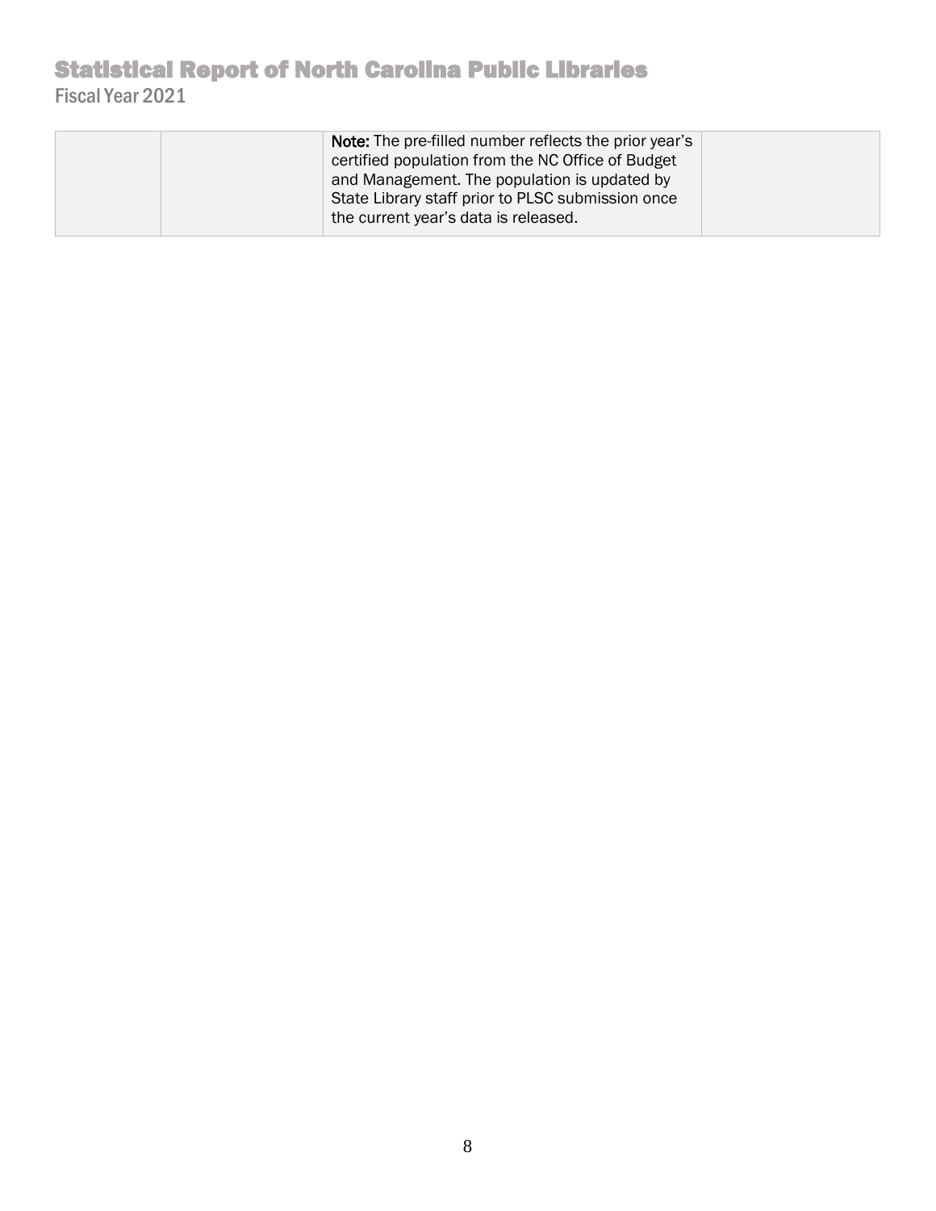| | | | |
|---|---|---|---|
| | | **Note:** The pre-filled number reflects the prior year's certified population from the NC Office of Budget and Management. The population is updated by State Library staff prior to PLSC submission once the current year's data is released. | |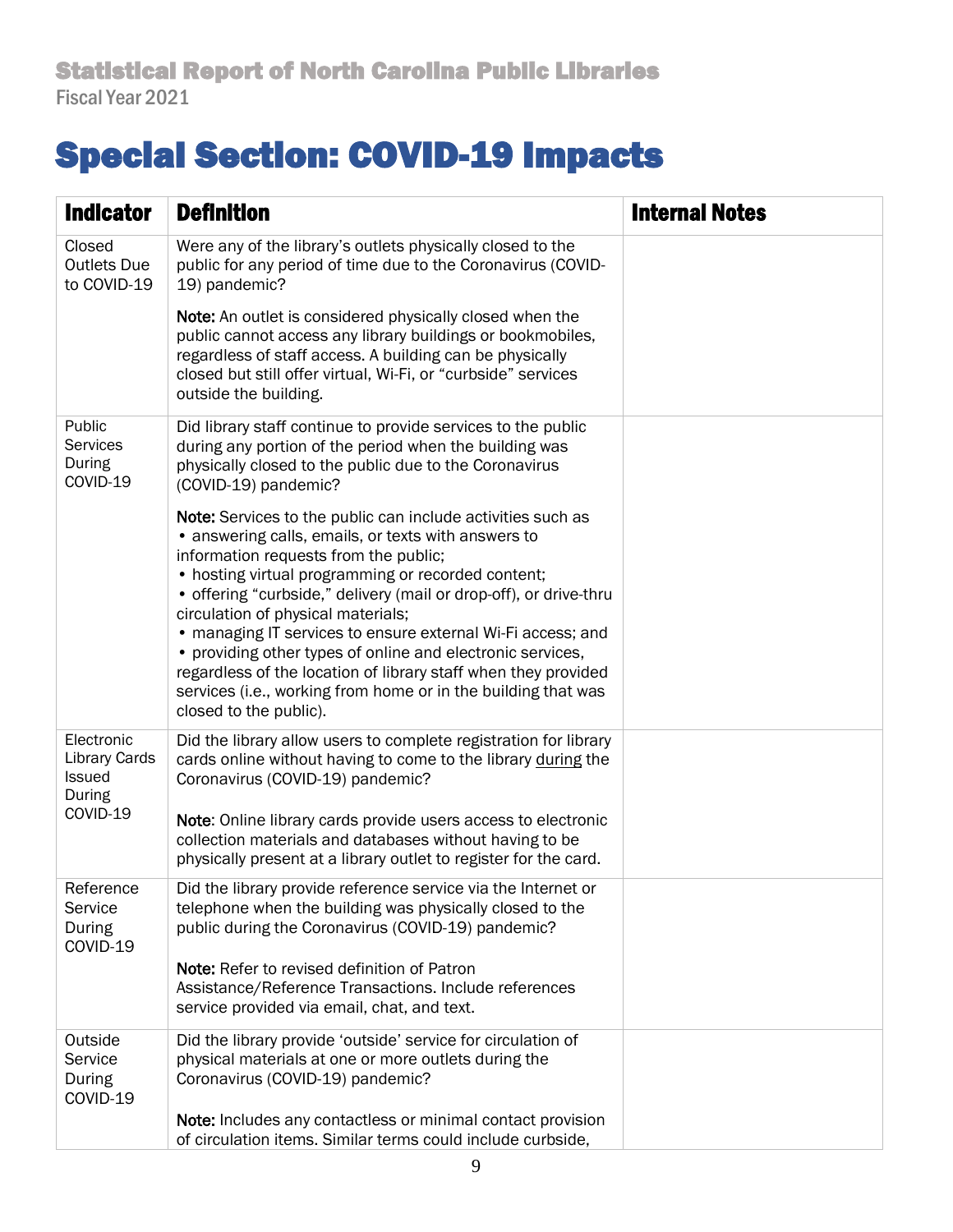## Special Section: COVID-19 Impacts

| Indicator | Definition | Internal Notes |
|---|---|---|
| Closed Outlets Due to COVID-19 | Were any of the library's outlets physically closed to the public for any period of time due to the Coronavirus (COVID-19) pandemic?<br><br>**Note:** An outlet is considered physically closed when the public cannot access any library buildings or bookmobiles, regardless of staff access. A building can be physically closed but still offer virtual, Wi-Fi, or "curbside" services outside the building. | |
| Public Services During COVID-19 | Did library staff continue to provide services to the public during any portion of the period when the building was physically closed to the public due to the Coronavirus (COVID-19) pandemic?<br><br>**Note:** Services to the public can include activities such as<br>• answering calls, emails, or texts with answers to information requests from the public;<br>• hosting virtual programming or recorded content;<br>• offering "curbside," delivery (mail or drop-off), or drive-thru circulation of physical materials;<br>• managing IT services to ensure external Wi-Fi access; and<br>• providing other types of online and electronic services, regardless of the location of library staff when they provided services (i.e., working from home or in the building that was closed to the public). | |
| Electronic Library Cards Issued During COVID-19 | Did the library allow users to complete registration for library cards online without having to come to the library <u>during</u> the Coronavirus (COVID-19) pandemic?<br><br>**Note**: Online library cards provide users access to electronic collection materials and databases without having to be physically present at a library outlet to register for the card. | |
| Reference Service During COVID-19 | Did the library provide reference service via the Internet or telephone when the building was physically closed to the public during the Coronavirus (COVID-19) pandemic?<br><br>**Note:** Refer to revised definition of Patron Assistance/Reference Transactions. Include references service provided via email, chat, and text. | |
| Outside Service During COVID-19 | Did the library provide 'outside' service for circulation of physical materials at one or more outlets during the Coronavirus (COVID-19) pandemic?<br><br>**Note:** Includes any contactless or minimal contact provision of circulation items. Similar terms could include curbside, | |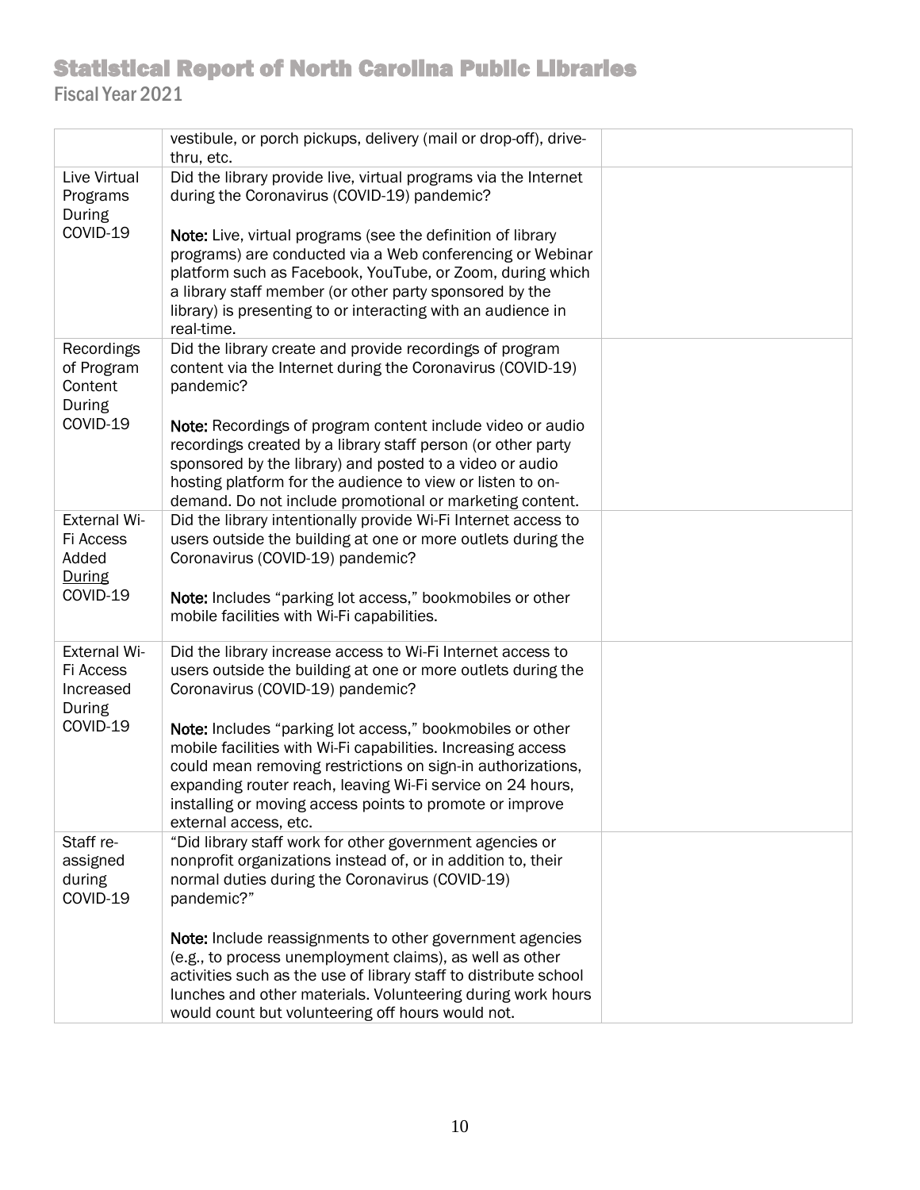| | | |
|---|---|---|
| | vestibule, or porch pickups, delivery (mail or drop-off), drive-thru, etc. | |
| Live Virtual Programs During COVID-19 | Did the library provide live, virtual programs via the Internet during the Coronavirus (COVID-19) pandemic?<br><br>**Note:** Live, virtual programs (see the definition of library programs) are conducted via a Web conferencing or Webinar platform such as Facebook, YouTube, or Zoom, during which a library staff member (or other party sponsored by the library) is presenting to or interacting with an audience in real-time. | |
| Recordings of Program Content During COVID-19 | Did the library create and provide recordings of program content via the Internet during the Coronavirus (COVID-19) pandemic?<br><br>**Note:** Recordings of program content include video or audio recordings created by a library staff person (or other party sponsored by the library) and posted to a video or audio hosting platform for the audience to view or listen to on-demand. Do not include promotional or marketing content. | |
| External Wi-Fi Access Added During COVID-19 | Did the library intentionally provide Wi-Fi Internet access to users outside the building at one or more outlets during the Coronavirus (COVID-19) pandemic?<br><br>**Note:** Includes "parking lot access," bookmobiles or other mobile facilities with Wi-Fi capabilities. | |
| External Wi-Fi Access Increased During COVID-19 | Did the library increase access to Wi-Fi Internet access to users outside the building at one or more outlets during the Coronavirus (COVID-19) pandemic?<br><br>**Note:** Includes "parking lot access," bookmobiles or other mobile facilities with Wi-Fi capabilities. Increasing access could mean removing restrictions on sign-in authorizations, expanding router reach, leaving Wi-Fi service on 24 hours, installing or moving access points to promote or improve external access, etc. | |
| Staff re-assigned during COVID-19 | "Did library staff work for other government agencies or nonprofit organizations instead of, or in addition to, their normal duties during the Coronavirus (COVID-19) pandemic?"<br><br>**Note:** Include reassignments to other government agencies (e.g., to process unemployment claims), as well as other activities such as the use of library staff to distribute school lunches and other materials. Volunteering during work hours would count but volunteering off hours would not. | |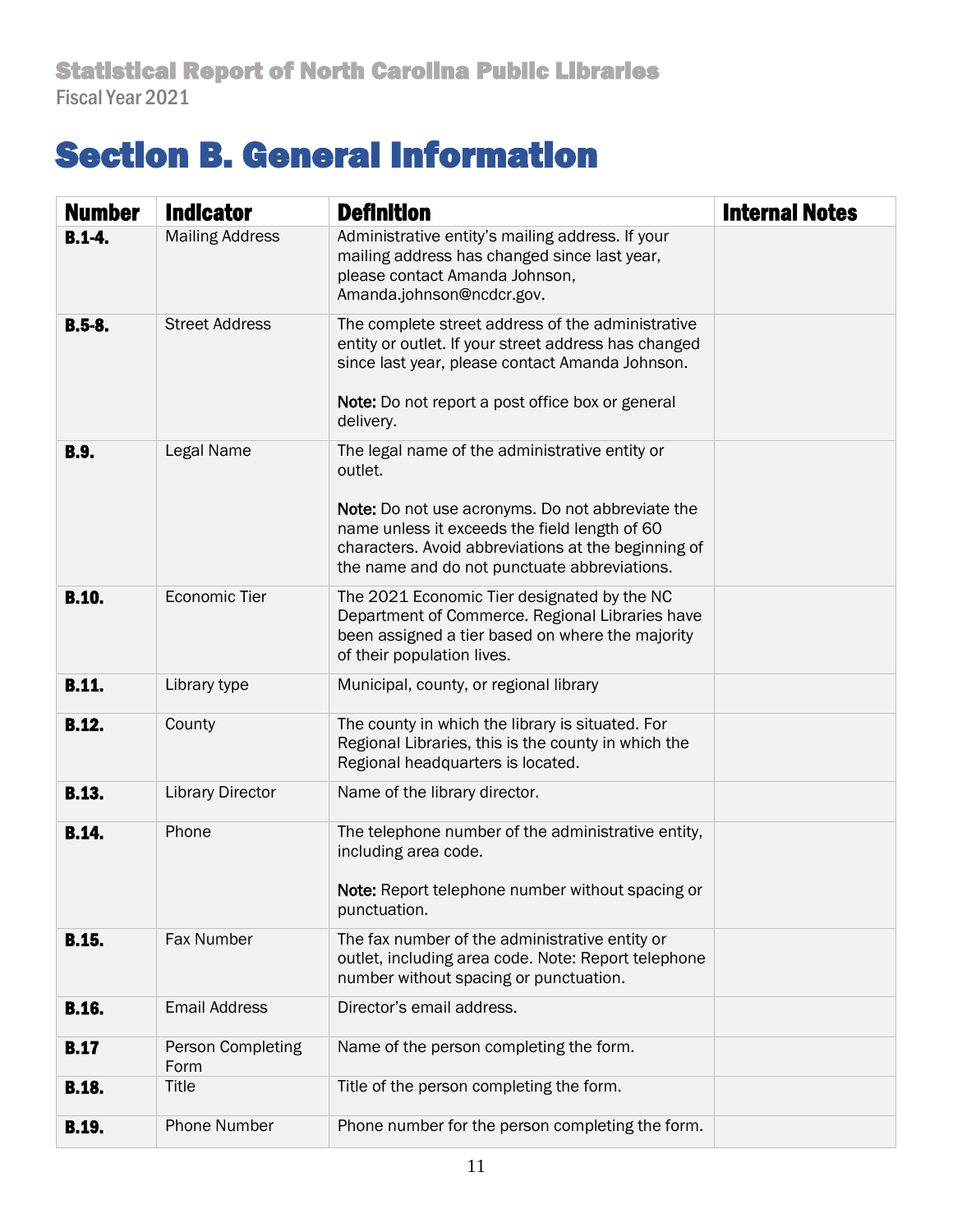Statistical Report of North Carolina Public Libraries
Fiscal Year 2021

# Section B. General Information

| Number | Indicator | Definition | Internal Notes |
|---|---|---|---|
| **B.1-4.** | Mailing Address | Administrative entity's mailing address. If your mailing address has changed since last year, please contact Amanda Johnson, Amanda.johnson@ncdcr.gov. | |
| **B.5-8.** | Street Address | The complete street address of the administrative entity or outlet. If your street address has changed since last year, please contact Amanda Johnson.<br><br>**Note:** Do not report a post office box or general delivery. | |
| **B.9.** | Legal Name | The legal name of the administrative entity or outlet.<br><br>**Note:** Do not use acronyms. Do not abbreviate the name unless it exceeds the field length of 60 characters. Avoid abbreviations at the beginning of the name and do not punctuate abbreviations. | |
| **B.10.** | Economic Tier | The 2021 Economic Tier designated by the NC Department of Commerce. Regional Libraries have been assigned a tier based on where the majority of their population lives. | |
| **B.11.** | Library type | Municipal, county, or regional library | |
| **B.12.** | County | The county in which the library is situated. For Regional Libraries, this is the county in which the Regional headquarters is located. | |
| **B.13.** | Library Director | Name of the library director. | |
| **B.14.** | Phone | The telephone number of the administrative entity, including area code.<br><br>**Note:** Report telephone number without spacing or punctuation. | |
| **B.15.** | Fax Number | The fax number of the administrative entity or outlet, including area code. Note: Report telephone number without spacing or punctuation. | |
| **B.16.** | Email Address | Director's email address. | |
| **B.17** | Person Completing Form | Name of the person completing the form. | |
| **B.18.** | Title | Title of the person completing the form. | |
| **B.19.** | Phone Number | Phone number for the person completing the form. | |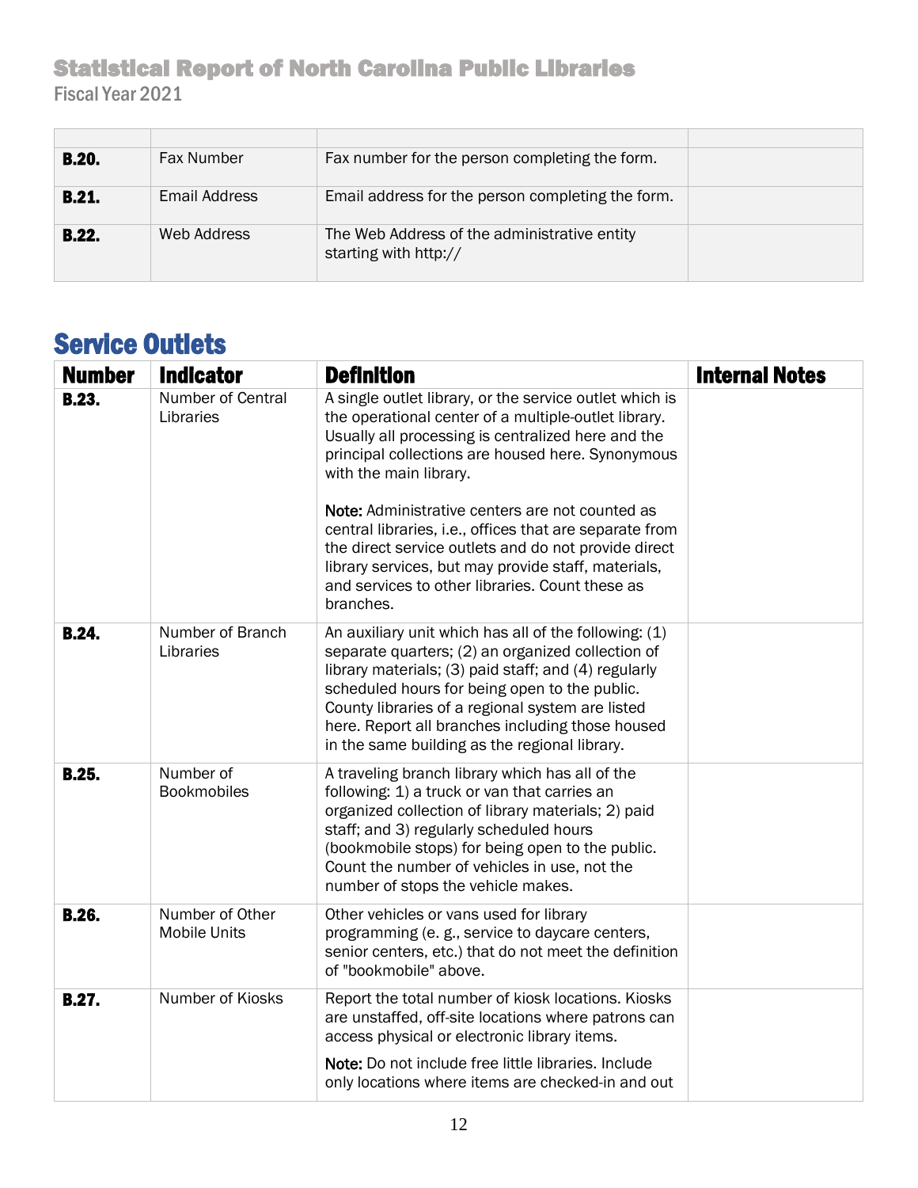| | | | |
|---|---|---|---|
| **B.20.** | Fax Number | Fax number for the person completing the form. | |
| **B.21.** | Email Address | Email address for the person completing the form. | |
| **B.22.** | Web Address | The Web Address of the administrative entity starting with http:// | |

## Service Outlets

| Number | Indicator | Definition | Internal Notes |
|---|---|---|---|
| **B.23.** | Number of Central Libraries | A single outlet library, or the service outlet which is the operational center of a multiple-outlet library. Usually all processing is centralized here and the principal collections are housed here. Synonymous with the main library.<br><br>**Note:** Administrative centers are not counted as central libraries, i.e., offices that are separate from the direct service outlets and do not provide direct library services, but may provide staff, materials, and services to other libraries. Count these as branches. | |
| **B.24.** | Number of Branch Libraries | An auxiliary unit which has all of the following: (1) separate quarters; (2) an organized collection of library materials; (3) paid staff; and (4) regularly scheduled hours for being open to the public. County libraries of a regional system are listed here. Report all branches including those housed in the same building as the regional library. | |
| **B.25.** | Number of Bookmobiles | A traveling branch library which has all of the following: 1) a truck or van that carries an organized collection of library materials; 2) paid staff; and 3) regularly scheduled hours (bookmobile stops) for being open to the public. Count the number of vehicles in use, not the number of stops the vehicle makes. | |
| **B.26.** | Number of Other Mobile Units | Other vehicles or vans used for library programming (e. g., service to daycare centers, senior centers, etc.) that do not meet the definition of "bookmobile" above. | |
| **B.27.** | Number of Kiosks | Report the total number of kiosk locations. Kiosks are unstaffed, off-site locations where patrons can access physical or electronic library items.<br><br>**Note:** Do not include free little libraries. Include only locations where items are checked-in and out | |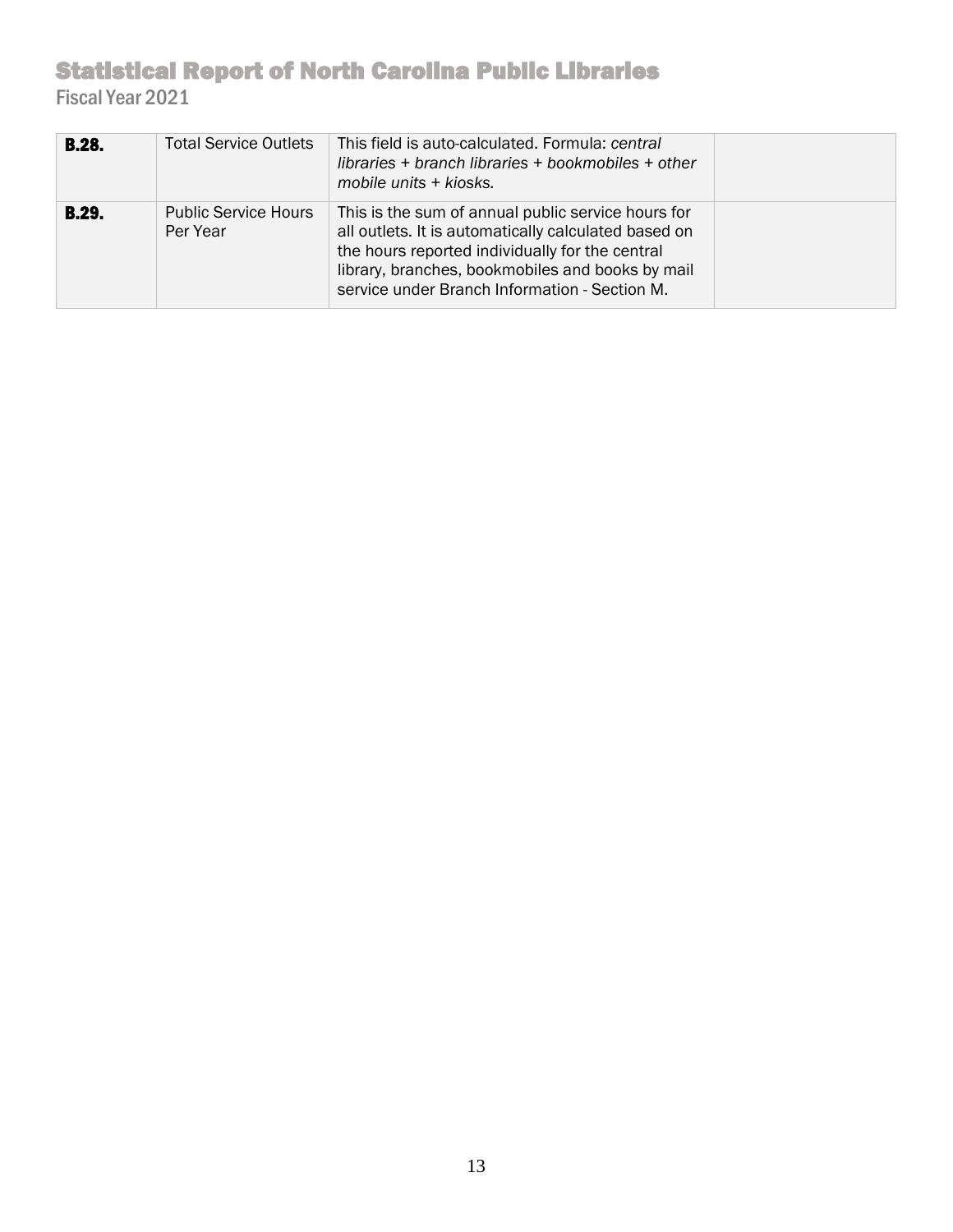| | | | |
|---|---|---|---|
| **B.28.** | Total Service Outlets | This field is auto-calculated. Formula: *central libraries + branch libraries + bookmobiles + other mobile units + kiosks.* | |
| **B.29.** | Public Service Hours Per Year | This is the sum of annual public service hours for all outlets. It is automatically calculated based on the hours reported individually for the central library, branches, bookmobiles and books by mail service under Branch Information - Section M. | |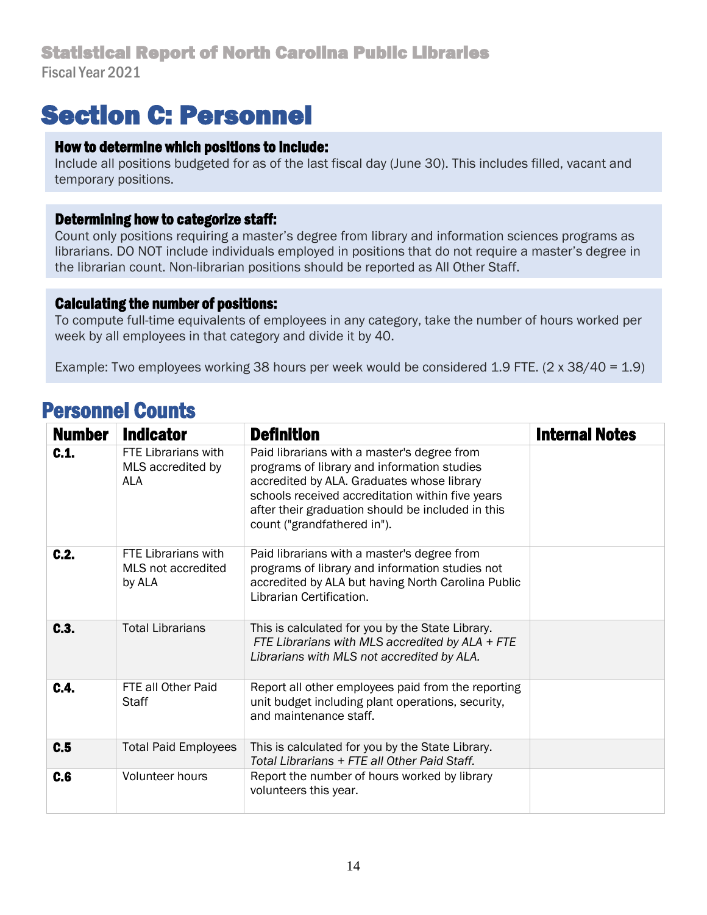Statistical Report of North Carolina Public Libraries

Fiscal Year 2021

# Section C: Personnel

### How to determine which positions to include:

Include all positions budgeted for as of the last fiscal day (June 30). This includes filled, vacant and temporary positions.

### Determining how to categorize staff:

Count only positions requiring a master's degree from library and information sciences programs as librarians. DO NOT include individuals employed in positions that do not require a master's degree in the librarian count. Non-librarian positions should be reported as All Other Staff.

### Calculating the number of positions:

To compute full-time equivalents of employees in any category, take the number of hours worked per week by all employees in that category and divide it by 40.

Example: Two employees working 38 hours per week would be considered 1.9 FTE. (2 x 38/40 = 1.9)

## Personnel Counts

| Number | Indicator | Definition | Internal Notes |
|---|---|---|---|
| **C.1.** | FTE Librarians with MLS accredited by ALA | Paid librarians with a master's degree from programs of library and information studies accredited by ALA. Graduates whose library schools received accreditation within five years after their graduation should be included in this count ("grandfathered in"). | |
| **C.2.** | FTE Librarians with MLS not accredited by ALA | Paid librarians with a master's degree from programs of library and information studies not accredited by ALA but having North Carolina Public Librarian Certification. | |
| **C.3.** | Total Librarians | This is calculated for you by the State Library. *FTE Librarians with MLS accredited by ALA + FTE Librarians with MLS not accredited by ALA.* | |
| **C.4.** | FTE all Other Paid Staff | Report all other employees paid from the reporting unit budget including plant operations, security, and maintenance staff. | |
| **C.5** | Total Paid Employees | This is calculated for you by the State Library. *Total Librarians + FTE all Other Paid Staff.* | |
| **C.6** | Volunteer hours | Report the number of hours worked by library volunteers this year. | |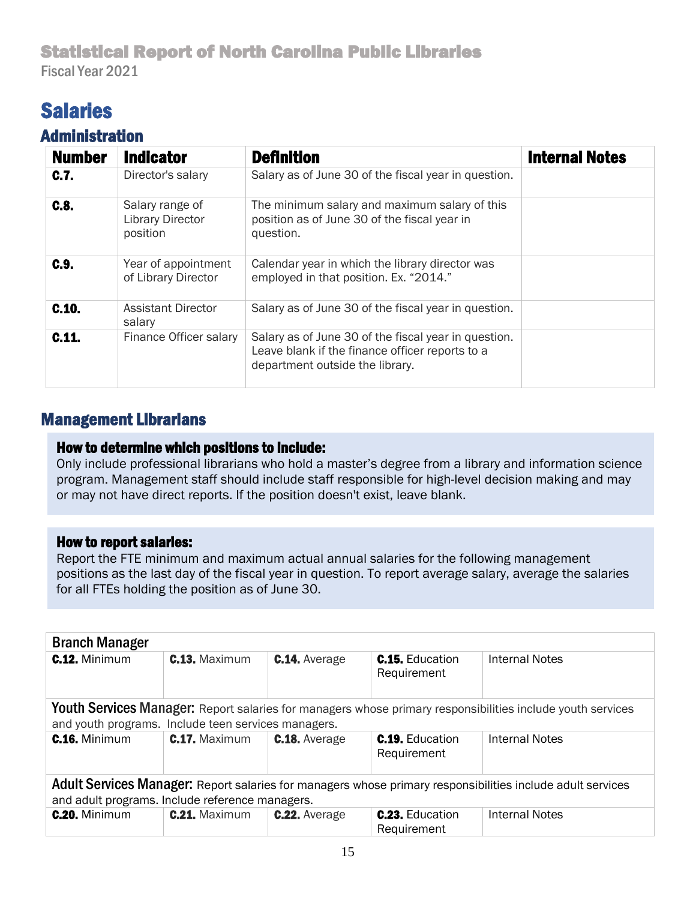# Salaries

## Administration

| Number | Indicator | Definition | Internal Notes |
|---|---|---|---|
| **C.7.** | Director's salary | Salary as of June 30 of the fiscal year in question. | |
| **C.8.** | Salary range of Library Director position | The minimum salary and maximum salary of this position as of June 30 of the fiscal year in question. | |
| **C.9.** | Year of appointment of Library Director | Calendar year in which the library director was employed in that position. Ex. "2014." | |
| **C.10.** | Assistant Director salary | Salary as of June 30 of the fiscal year in question. | |
| **C.11.** | Finance Officer salary | Salary as of June 30 of the fiscal year in question. Leave blank if the finance officer reports to a department outside the library. | |

## Management Librarians

### How to determine which positions to include:

Only include professional librarians who hold a master's degree from a library and information science program. Management staff should include staff responsible for high-level decision making and may or may not have direct reports. If the position doesn't exist, leave blank.

### How to report salaries:

Report the FTE minimum and maximum actual annual salaries for the following management positions as the last day of the fiscal year in question. To report average salary, average the salaries for all FTEs holding the position as of June 30.

| | | | | |
|---|---|---|---|---|
| **Branch Manager** | | | | |
| **C.12.** Minimum | **C.13.** Maximum | **C.14.** Average | **C.15.** Education Requirement | Internal Notes |
| **Youth Services Manager:** Report salaries for managers whose primary responsibilities include youth services and youth programs. Include teen services managers. | | | | |
| **C.16.** Minimum | **C.17.** Maximum | **C.18.** Average | **C.19.** Education Requirement | Internal Notes |
| **Adult Services Manager:** Report salaries for managers whose primary responsibilities include adult services and adult programs. Include reference managers. | | | | |
| **C.20.** Minimum | **C.21.** Maximum | **C.22.** Average | **C.23.** Education Requirement | Internal Notes |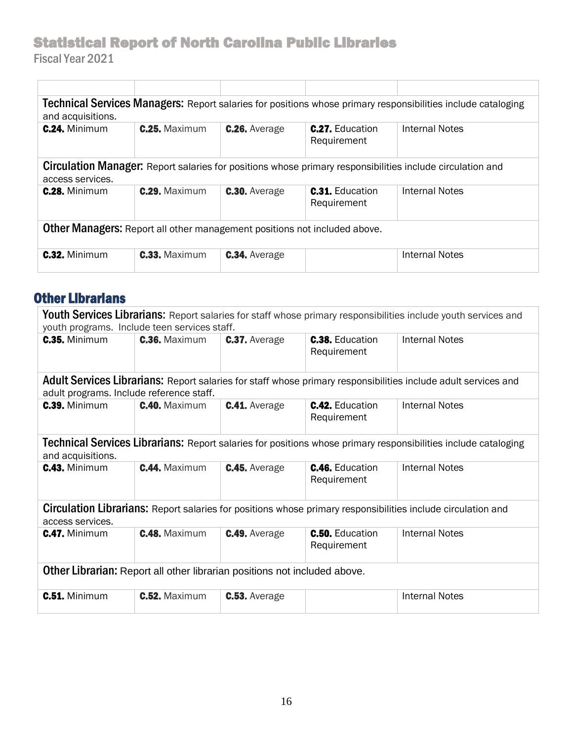# Statistical Report of North Carolina Public Libraries

Fiscal Year 2021

| | | | | |
|---|---|---|---|---|
| **Technical Services Managers:** Report salaries for positions whose primary responsibilities include cataloging and acquisitions. | | | | |
| **C.24.** Minimum | **C.25.** Maximum | **C.26.** Average | **C.27.** Education Requirement | Internal Notes |
| **Circulation Manager:** Report salaries for positions whose primary responsibilities include circulation and access services. | | | | |
| **C.28.** Minimum | **C.29.** Maximum | **C.30.** Average | **C.31.** Education Requirement | Internal Notes |
| **Other Managers:** Report all other management positions not included above. | | | | |
| **C.32.** Minimum | **C.33.** Maximum | **C.34.** Average | | Internal Notes |

## Other Librarians

| | | | | |
|---|---|---|---|---|
| **Youth Services Librarians:** Report salaries for staff whose primary responsibilities include youth services and youth programs. Include teen services staff. | | | | |
| **C.35.** Minimum | **C.36.** Maximum | **C.37.** Average | **C.38.** Education Requirement | Internal Notes |
| **Adult Services Librarians:** Report salaries for staff whose primary responsibilities include adult services and adult programs. Include reference staff. | | | | |
| **C.39.** Minimum | **C.40.** Maximum | **C.41.** Average | **C.42.** Education Requirement | Internal Notes |
| **Technical Services Librarians:** Report salaries for positions whose primary responsibilities include cataloging and acquisitions. | | | | |
| **C.43.** Minimum | **C.44.** Maximum | **C.45.** Average | **C.46.** Education Requirement | Internal Notes |
| **Circulation Librarians:** Report salaries for positions whose primary responsibilities include circulation and access services. | | | | |
| **C.47.** Minimum | **C.48.** Maximum | **C.49.** Average | **C.50.** Education Requirement | Internal Notes |
| **Other Librarian:** Report all other librarian positions not included above. | | | | |
| **C.51.** Minimum | **C.52.** Maximum | **C.53.** Average | | Internal Notes |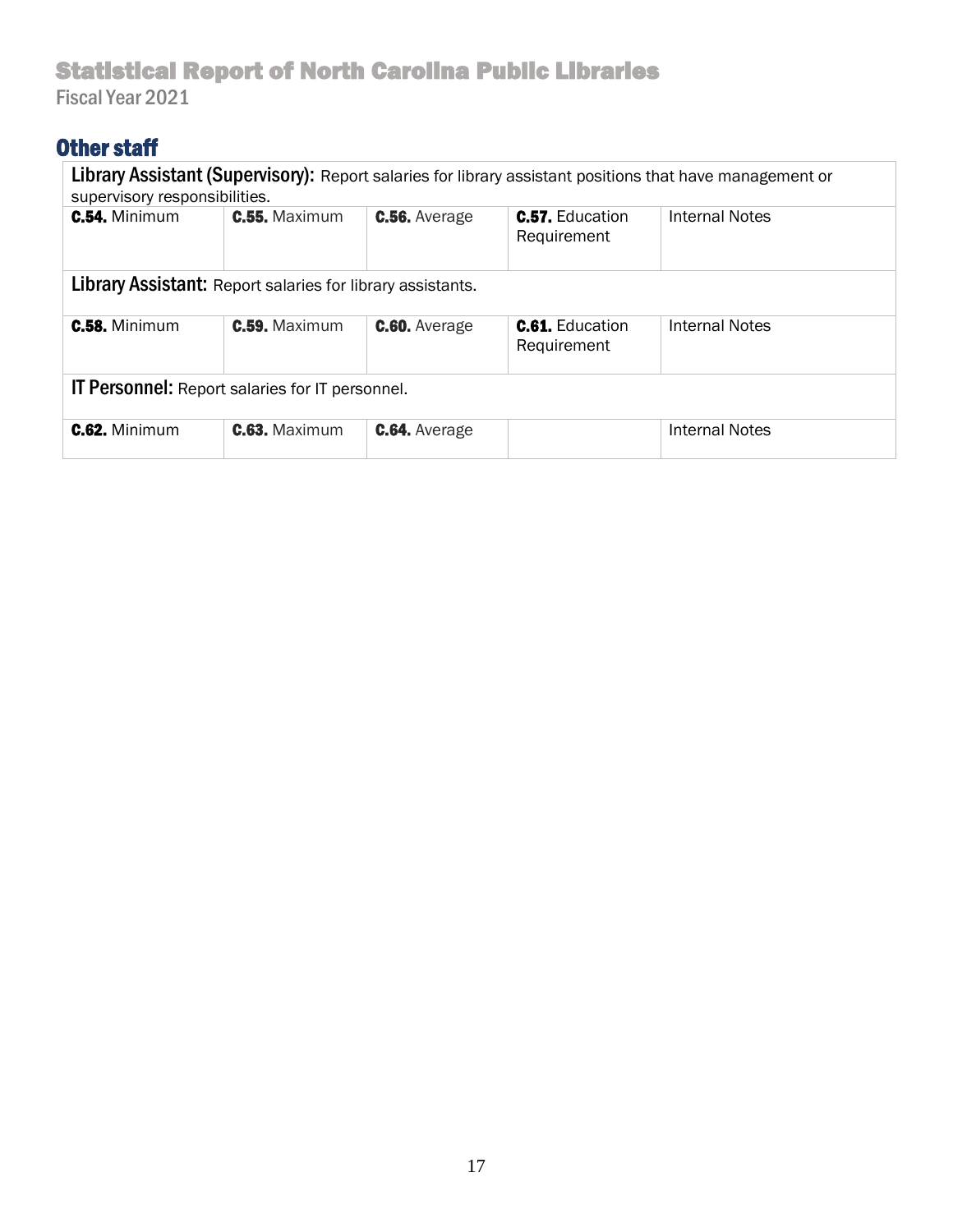## Other staff

| **Library Assistant (Supervisory):** Report salaries for library assistant positions that have management or supervisory responsibilities. | | | | |
|---|---|---|---|---|
| **C.54.** Minimum | **C.55.** Maximum | **C.56.** Average | **C.57.** Education Requirement | Internal Notes |
| **Library Assistant:** Report salaries for library assistants. | | | | |
| **C.58.** Minimum | **C.59.** Maximum | **C.60.** Average | **C.61.** Education Requirement | Internal Notes |
| **IT Personnel:** Report salaries for IT personnel. | | | | |
| **C.62.** Minimum | **C.63.** Maximum | **C.64.** Average | | Internal Notes |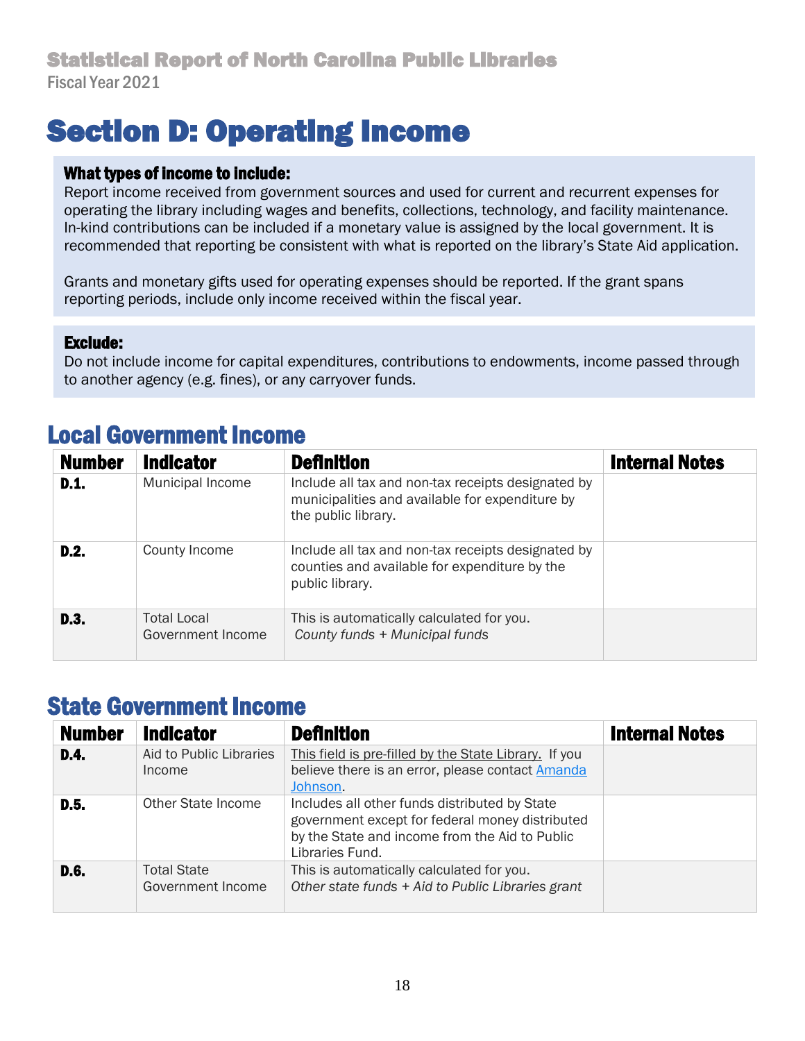# Section D: Operating Income

**What types of income to include:**
Report income received from government sources and used for current and recurrent expenses for operating the library including wages and benefits, collections, technology, and facility maintenance. In-kind contributions can be included if a monetary value is assigned by the local government. It is recommended that reporting be consistent with what is reported on the library's State Aid application.

Grants and monetary gifts used for operating expenses should be reported. If the grant spans reporting periods, include only income received within the fiscal year.

**Exclude:**
Do not include income for capital expenditures, contributions to endowments, income passed through to another agency (e.g. fines), or any carryover funds.

## Local Government Income

| Number | Indicator | Definition | Internal Notes |
|---|---|---|---|
| **D.1.** | Municipal Income | Include all tax and non-tax receipts designated by municipalities and available for expenditure by the public library. | |
| **D.2.** | County Income | Include all tax and non-tax receipts designated by counties and available for expenditure by the public library. | |
| **D.3.** | Total Local Government Income | This is automatically calculated for you. *County funds + Municipal funds* | |

## State Government Income

| Number | Indicator | Definition | Internal Notes |
|---|---|---|---|
| **D.4.** | Aid to Public Libraries Income | This field is pre-filled by the State Library. If you believe there is an error, please contact Amanda Johnson. | |
| **D.5.** | Other State Income | Includes all other funds distributed by State government except for federal money distributed by the State and income from the Aid to Public Libraries Fund. | |
| **D.6.** | Total State Government Income | This is automatically calculated for you. *Other state funds + Aid to Public Libraries grant* | |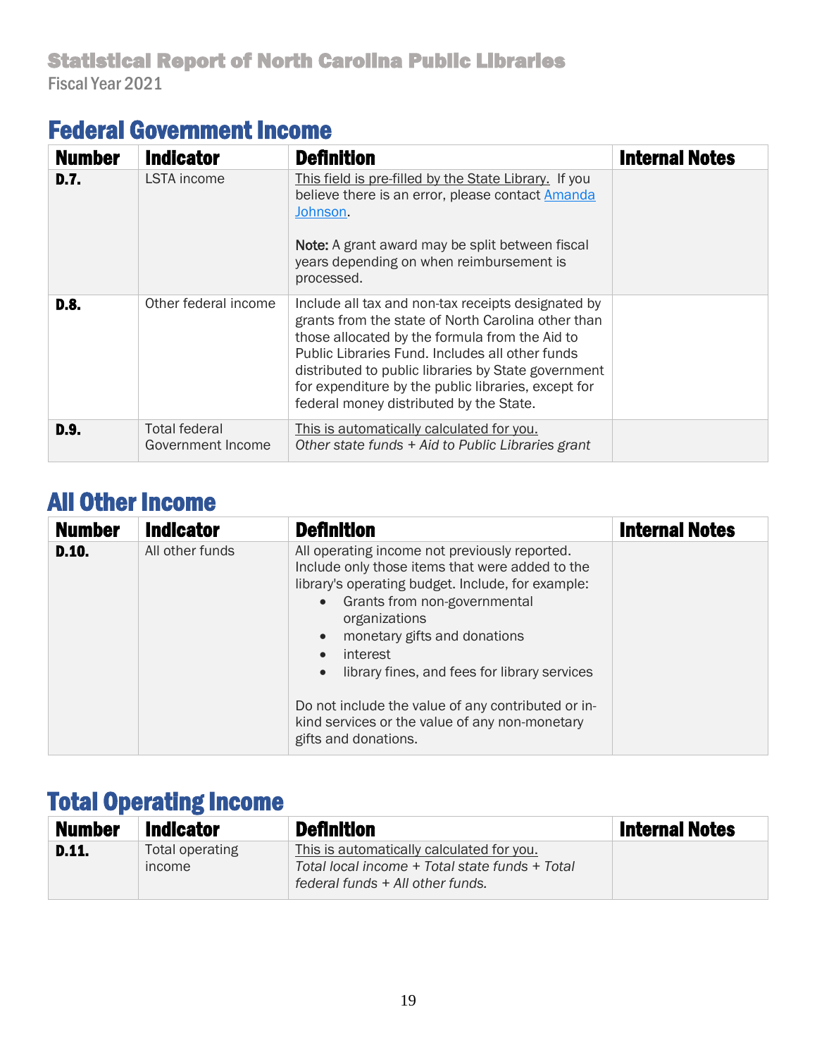## Federal Government Income

| Number | Indicator | Definition | Internal Notes |
| --- | --- | --- | --- |
| **D.7.** | LSTA income | This field is pre-filled by the State Library. If you believe there is an error, please contact [Amanda Johnson](). <br><br> **Note:** A grant award may be split between fiscal years depending on when reimbursement is processed. | |
| **D.8.** | Other federal income | Include all tax and non-tax receipts designated by grants from the state of North Carolina other than those allocated by the formula from the Aid to Public Libraries Fund. Includes all other funds distributed to public libraries by State government for expenditure by the public libraries, except for federal money distributed by the State. | |
| **D.9.** | Total federal Government Income | This is automatically calculated for you. <br> *Other state funds + Aid to Public Libraries grant* | |

## All Other Income

| Number | Indicator | Definition | Internal Notes |
| --- | --- | --- | --- |
| **D.10.** | All other funds | All operating income not previously reported. Include only those items that were added to the library's operating budget. Include, for example: <br> • Grants from non-governmental organizations <br> • monetary gifts and donations <br> • interest <br> • library fines, and fees for library services <br><br> Do not include the value of any contributed or in-kind services or the value of any non-monetary gifts and donations. | |

## Total Operating Income

| Number | Indicator | Definition | Internal Notes |
| --- | --- | --- | --- |
| **D.11.** | Total operating income | This is automatically calculated for you. <br> *Total local income + Total state funds + Total federal funds + All other funds.* | |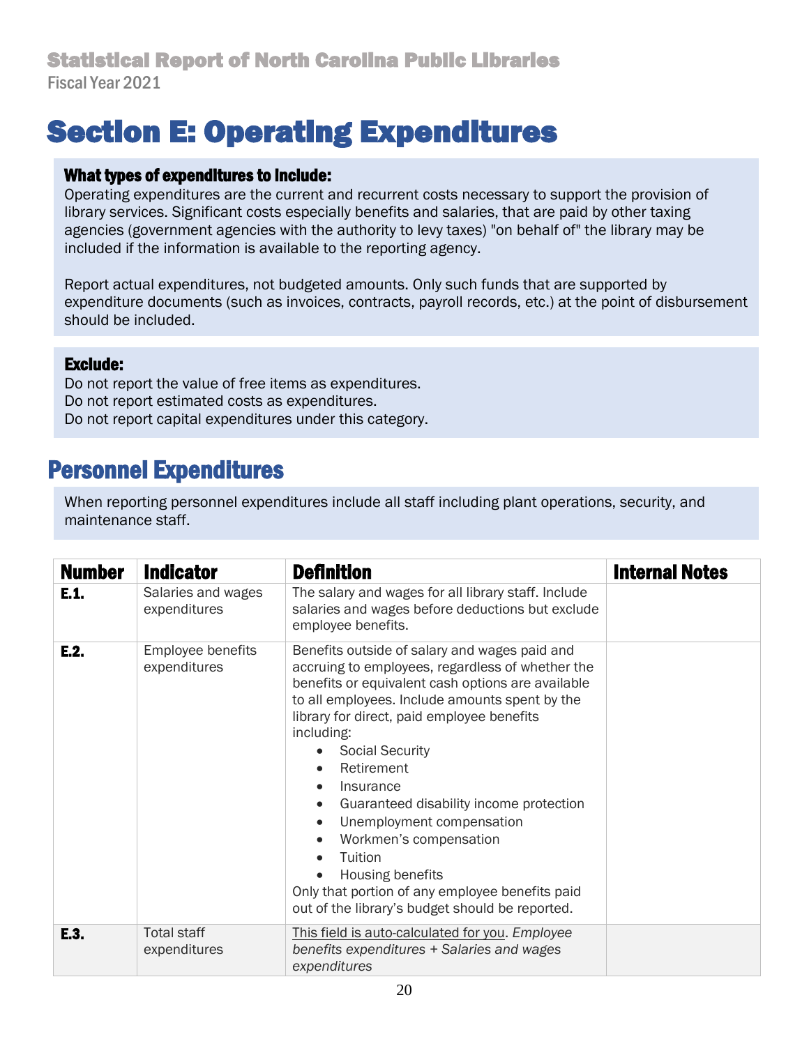# Section E: Operating Expenditures

**What types of expenditures to include:**

Operating expenditures are the current and recurrent costs necessary to support the provision of library services. Significant costs especially benefits and salaries, that are paid by other taxing agencies (government agencies with the authority to levy taxes) "on behalf of" the library may be included if the information is available to the reporting agency.

Report actual expenditures, not budgeted amounts. Only such funds that are supported by expenditure documents (such as invoices, contracts, payroll records, etc.) at the point of disbursement should be included.

**Exclude:**

Do not report the value of free items as expenditures.
Do not report estimated costs as expenditures.
Do not report capital expenditures under this category.

## Personnel Expenditures

When reporting personnel expenditures include all staff including plant operations, security, and maintenance staff.

| Number | Indicator | Definition | Internal Notes |
|---|---|---|---|
| **E.1.** | Salaries and wages expenditures | The salary and wages for all library staff. Include salaries and wages before deductions but exclude employee benefits. | |
| **E.2.** | Employee benefits expenditures | Benefits outside of salary and wages paid and accruing to employees, regardless of whether the benefits or equivalent cash options are available to all employees. Include amounts spent by the library for direct, paid employee benefits including: <br>• Social Security<br>• Retirement<br>• Insurance<br>• Guaranteed disability income protection<br>• Unemployment compensation<br>• Workmen's compensation<br>• Tuition<br>• Housing benefits<br>Only that portion of any employee benefits paid out of the library's budget should be reported. | |
| **E.3.** | Total staff expenditures | This field is auto-calculated for you. *Employee benefits expenditures + Salaries and wages expenditures* | |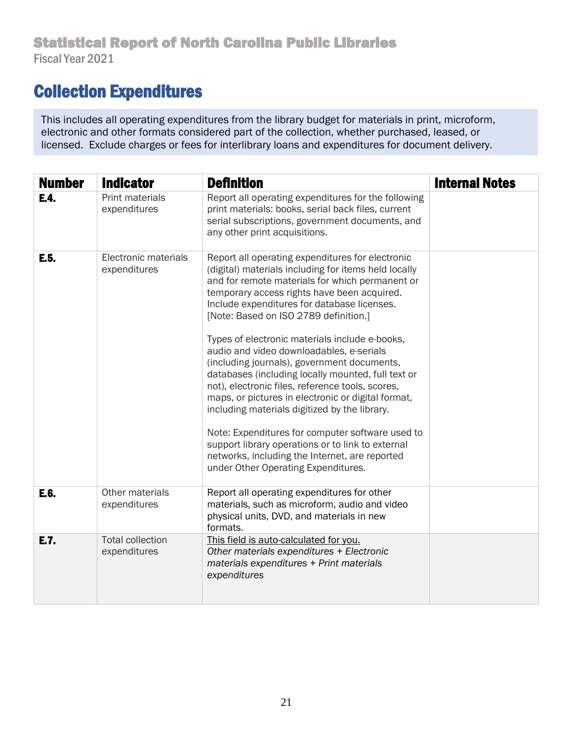# Statistical Report of North Carolina Public Libraries

Fiscal Year 2021

## Collection Expenditures

This includes all operating expenditures from the library budget for materials in print, microform, electronic and other formats considered part of the collection, whether purchased, leased, or licensed. Exclude charges or fees for interlibrary loans and expenditures for document delivery.

| Number | Indicator | Definition | Internal Notes |
|---|---|---|---|
| **E.4.** | Print materials expenditures | Report all operating expenditures for the following print materials: books, serial back files, current serial subscriptions, government documents, and any other print acquisitions. | |
| **E.5.** | Electronic materials expenditures | Report all operating expenditures for electronic (digital) materials including for items held locally and for remote materials for which permanent or temporary access rights have been acquired. Include expenditures for database licenses. [Note: Based on ISO 2789 definition.]<br><br>Types of electronic materials include e-books, audio and video downloadables, e-serials (including journals), government documents, databases (including locally mounted, full text or not), electronic files, reference tools, scores, maps, or pictures in electronic or digital format, including materials digitized by the library.<br><br>Note: Expenditures for computer software used to support library operations or to link to external networks, including the Internet, are reported under Other Operating Expenditures. | |
| **E.6.** | Other materials expenditures | Report all operating expenditures for other materials, such as microform, audio and video physical units, DVD, and materials in new formats. | |
| **E.7.** | Total collection expenditures | <u>This field is auto-calculated for you.</u> *Other materials expenditures + Electronic materials expenditures + Print materials expenditures* | |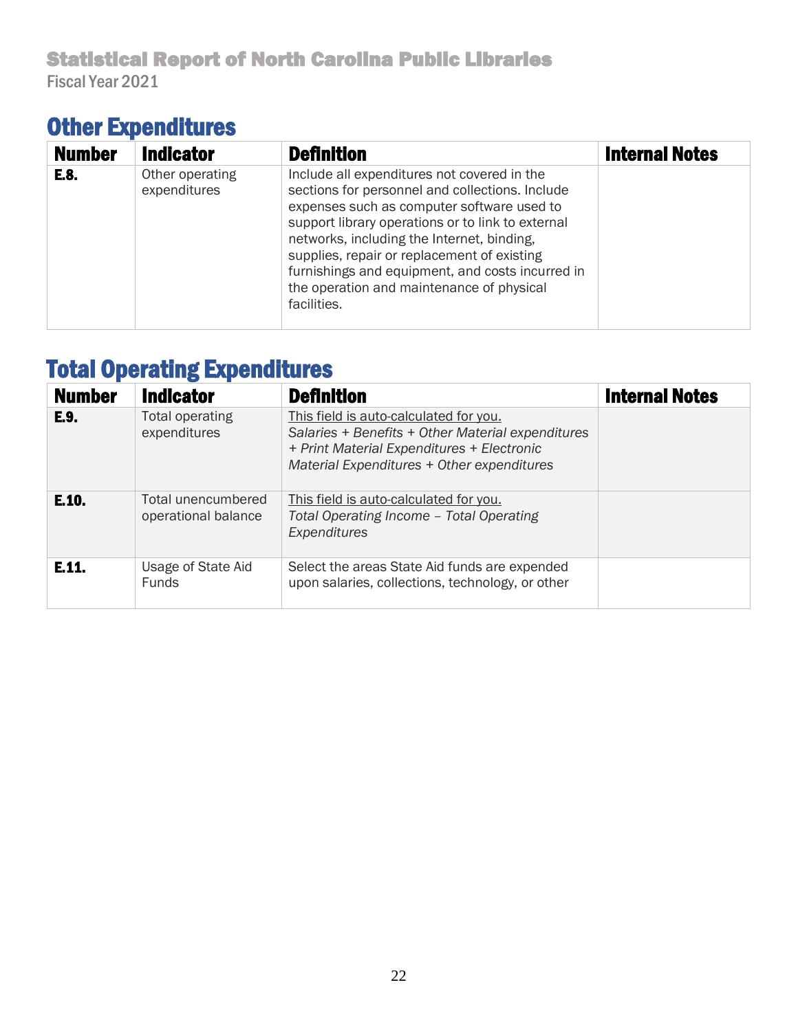## Other Expenditures

| Number | Indicator | Definition | Internal Notes |
|---|---|---|---|
| **E.8.** | Other operating expenditures | Include all expenditures not covered in the sections for personnel and collections. Include expenses such as computer software used to support library operations or to link to external networks, including the Internet, binding, supplies, repair or replacement of existing furnishings and equipment, and costs incurred in the operation and maintenance of physical facilities. | |

## Total Operating Expenditures

| Number | Indicator | Definition | Internal Notes |
|---|---|---|---|
| **E.9.** | Total operating expenditures | This field is auto-calculated for you. *Salaries + Benefits + Other Material expenditures + Print Material Expenditures + Electronic Material Expenditures + Other expenditures* | |
| **E.10.** | Total unencumbered operational balance | This field is auto-calculated for you. *Total Operating Income – Total Operating Expenditures* | |
| **E.11.** | Usage of State Aid Funds | Select the areas State Aid funds are expended upon salaries, collections, technology, or other | |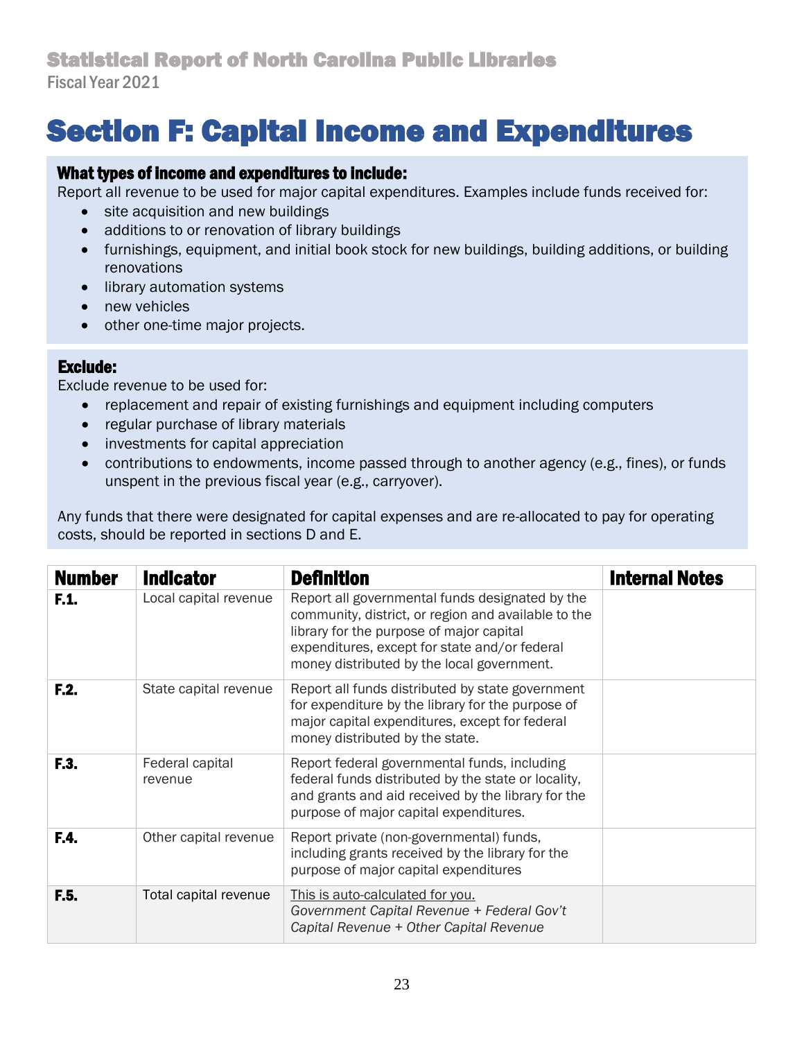# Section F: Capital Income and Expenditures

### What types of income and expenditures to include:

Report all revenue to be used for major capital expenditures. Examples include funds received for:

- site acquisition and new buildings
- additions to or renovation of library buildings
- furnishings, equipment, and initial book stock for new buildings, building additions, or building renovations
- library automation systems
- new vehicles
- other one-time major projects.

### Exclude:

Exclude revenue to be used for:

- replacement and repair of existing furnishings and equipment including computers
- regular purchase of library materials
- investments for capital appreciation
- contributions to endowments, income passed through to another agency (e.g., fines), or funds unspent in the previous fiscal year (e.g., carryover).

Any funds that there were designated for capital expenses and are re-allocated to pay for operating costs, should be reported in sections D and E.

| Number | Indicator | Definition | Internal Notes |
|---|---|---|---|
| **F.1.** | Local capital revenue | Report all governmental funds designated by the community, district, or region and available to the library for the purpose of major capital expenditures, except for state and/or federal money distributed by the local government. | |
| **F.2.** | State capital revenue | Report all funds distributed by state government for expenditure by the library for the purpose of major capital expenditures, except for federal money distributed by the state. | |
| **F.3.** | Federal capital revenue | Report federal governmental funds, including federal funds distributed by the state or locality, and grants and aid received by the library for the purpose of major capital expenditures. | |
| **F.4.** | Other capital revenue | Report private (non-governmental) funds, including grants received by the library for the purpose of major capital expenditures | |
| **F.5.** | Total capital revenue | This is auto-calculated for you. *Government Capital Revenue + Federal Gov't Capital Revenue + Other Capital Revenue* | |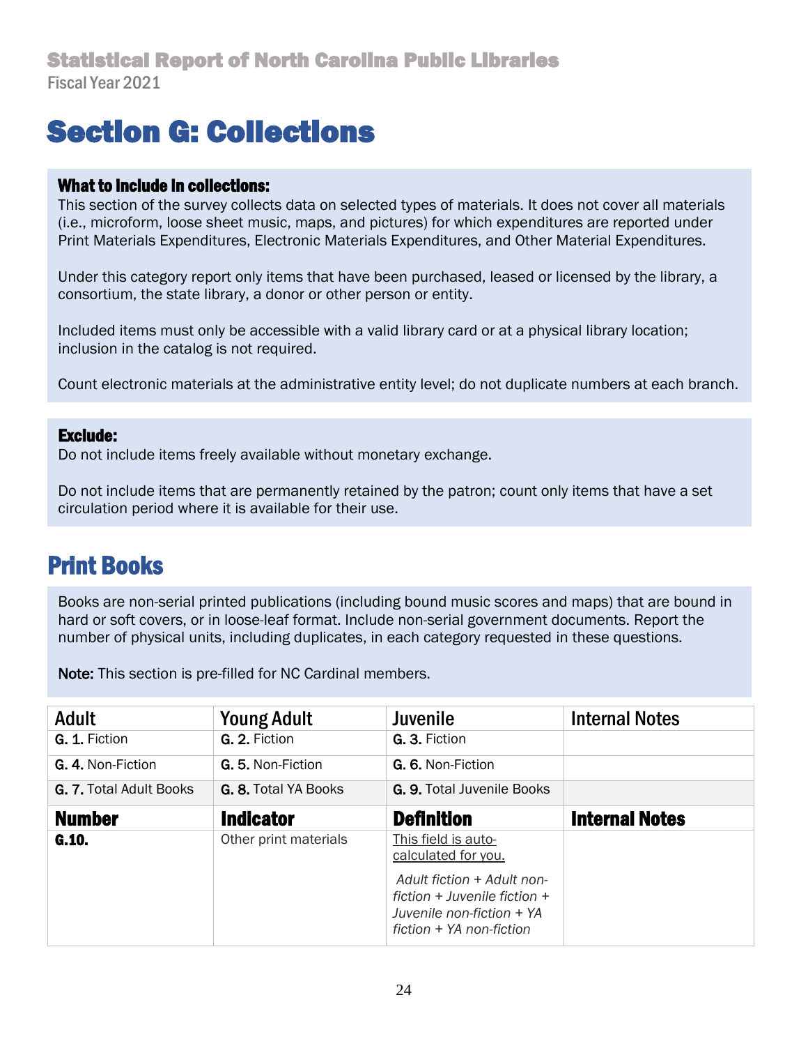Statistical Report of North Carolina Public Libraries

Fiscal Year 2021

# Section G: Collections

**What to include in collections:**

This section of the survey collects data on selected types of materials. It does not cover all materials (i.e., microform, loose sheet music, maps, and pictures) for which expenditures are reported under Print Materials Expenditures, Electronic Materials Expenditures, and Other Material Expenditures.

Under this category report only items that have been purchased, leased or licensed by the library, a consortium, the state library, a donor or other person or entity.

Included items must only be accessible with a valid library card or at a physical library location; inclusion in the catalog is not required.

Count electronic materials at the administrative entity level; do not duplicate numbers at each branch.

**Exclude:**

Do not include items freely available without monetary exchange.

Do not include items that are permanently retained by the patron; count only items that have a set circulation period where it is available for their use.

## Print Books

Books are non-serial printed publications (including bound music scores and maps) that are bound in hard or soft covers, or in loose-leaf format. Include non-serial government documents. Report the number of physical units, including duplicates, in each category requested in these questions.

**Note:** This section is pre-filled for NC Cardinal members.

| Adult | Young Adult | Juvenile | Internal Notes |
|---|---|---|---|
| **G. 1.** Fiction | **G. 2.** Fiction | **G. 3.** Fiction | |
| **G. 4.** Non-Fiction | **G. 5.** Non-Fiction | **G. 6.** Non-Fiction | |
| **G. 7.** Total Adult Books | **G. 8.** Total YA Books | **G. 9.** Total Juvenile Books | |
| **Number** | **Indicator** | **Definition** | **Internal Notes** |
| **G.10.** | Other print materials | This field is auto-calculated for you. *Adult fiction + Adult non-fiction + Juvenile fiction + Juvenile non-fiction + YA fiction + YA non-fiction* | |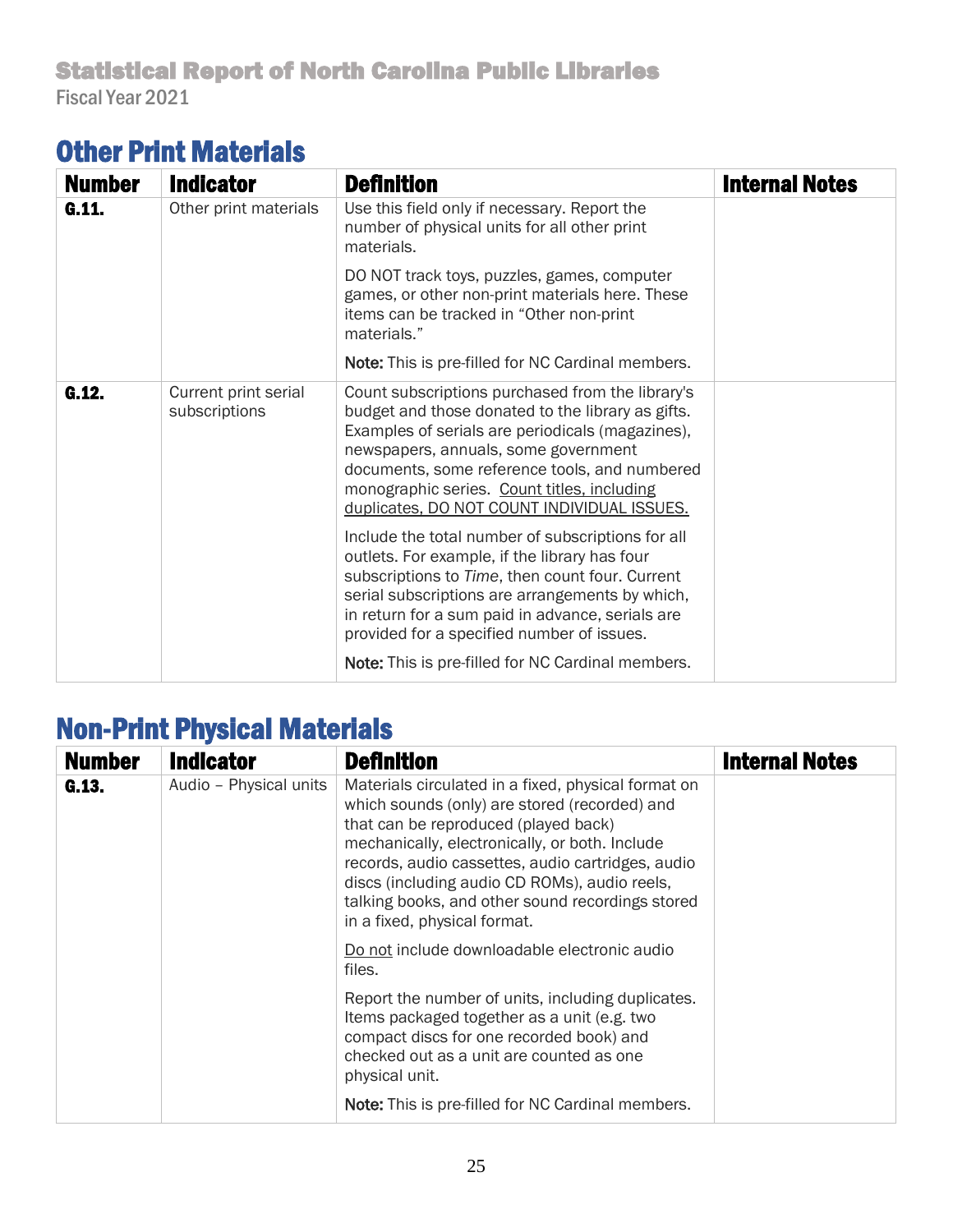## Other Print Materials

| Number | Indicator | Definition | Internal Notes |
|---|---|---|---|
| **G.11.** | Other print materials | Use this field only if necessary. Report the number of physical units for all other print materials.<br><br>DO NOT track toys, puzzles, games, computer games, or other non-print materials here. These items can be tracked in "Other non-print materials."<br><br>**Note:** This is pre-filled for NC Cardinal members. | |
| **G.12.** | Current print serial subscriptions | Count subscriptions purchased from the library's budget and those donated to the library as gifts. Examples of serials are periodicals (magazines), newspapers, annuals, some government documents, some reference tools, and numbered monographic series. Count titles, including duplicates, DO NOT COUNT INDIVIDUAL ISSUES.<br><br>Include the total number of subscriptions for all outlets. For example, if the library has four subscriptions to *Time*, then count four. Current serial subscriptions are arrangements by which, in return for a sum paid in advance, serials are provided for a specified number of issues.<br><br>**Note:** This is pre-filled for NC Cardinal members. | |

## Non-Print Physical Materials

| Number | Indicator | Definition | Internal Notes |
|---|---|---|---|
| **G.13.** | Audio – Physical units | Materials circulated in a fixed, physical format on which sounds (only) are stored (recorded) and that can be reproduced (played back) mechanically, electronically, or both. Include records, audio cassettes, audio cartridges, audio discs (including audio CD ROMs), audio reels, talking books, and other sound recordings stored in a fixed, physical format.<br><br>Do not include downloadable electronic audio files.<br><br>Report the number of units, including duplicates. Items packaged together as a unit (e.g. two compact discs for one recorded book) and checked out as a unit are counted as one physical unit.<br><br>**Note:** This is pre-filled for NC Cardinal members. | |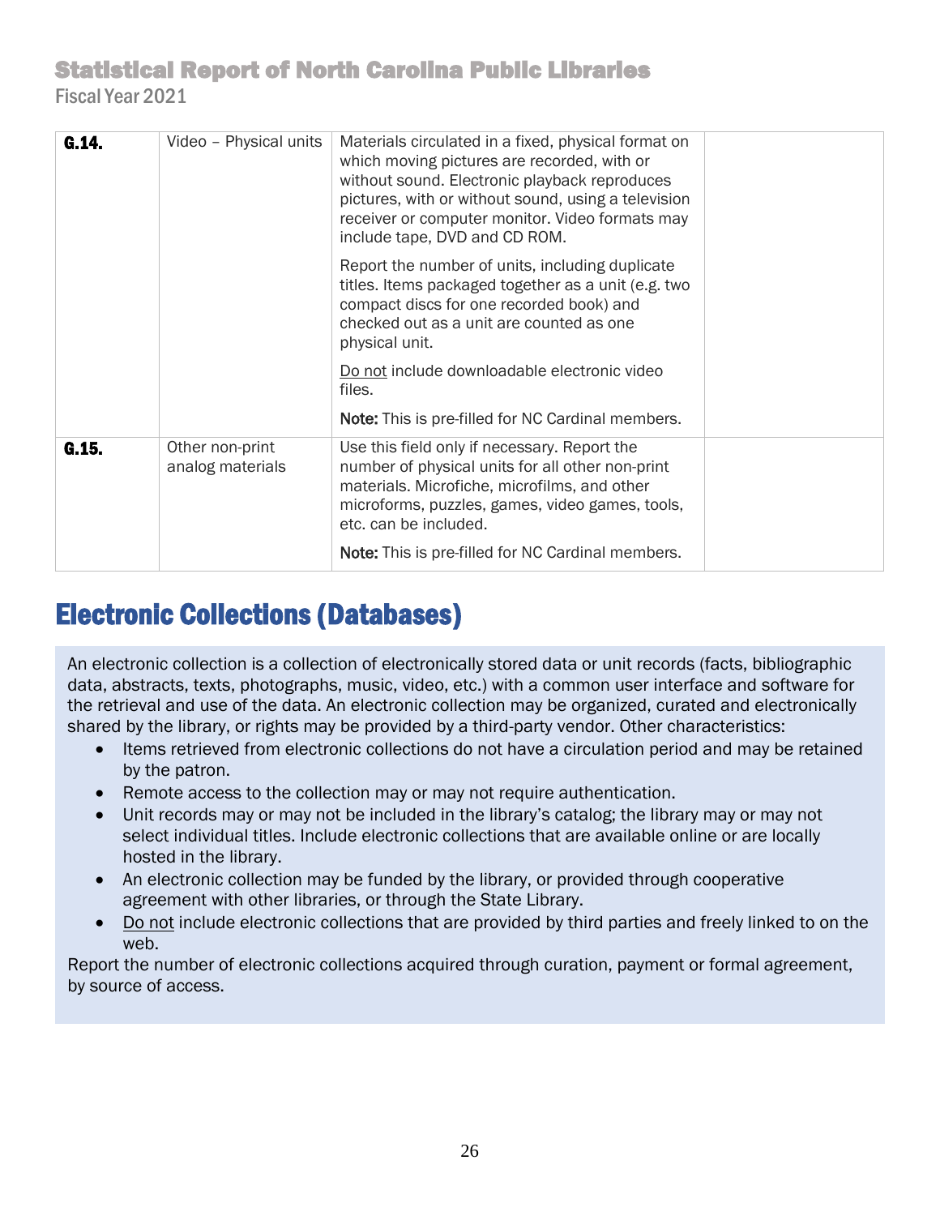| | | | |
|---|---|---|---|
| **G.14.** | Video – Physical units | Materials circulated in a fixed, physical format on which moving pictures are recorded, with or without sound. Electronic playback reproduces pictures, with or without sound, using a television receiver or computer monitor. Video formats may include tape, DVD and CD ROM.<br><br>Report the number of units, including duplicate titles. Items packaged together as a unit (e.g. two compact discs for one recorded book) and checked out as a unit are counted as one physical unit.<br><br><u>Do not</u> include downloadable electronic video files.<br><br>**Note:** This is pre-filled for NC Cardinal members. | |
| **G.15.** | Other non-print analog materials | Use this field only if necessary. Report the number of physical units for all other non-print materials. Microfiche, microfilms, and other microforms, puzzles, games, video games, tools, etc. can be included.<br><br>**Note:** This is pre-filled for NC Cardinal members. | |

# Electronic Collections (Databases)

An electronic collection is a collection of electronically stored data or unit records (facts, bibliographic data, abstracts, texts, photographs, music, video, etc.) with a common user interface and software for the retrieval and use of the data. An electronic collection may be organized, curated and electronically shared by the library, or rights may be provided by a third-party vendor. Other characteristics:

- Items retrieved from electronic collections do not have a circulation period and may be retained by the patron.
- Remote access to the collection may or may not require authentication.
- Unit records may or may not be included in the library's catalog; the library may or may not select individual titles. Include electronic collections that are available online or are locally hosted in the library.
- An electronic collection may be funded by the library, or provided through cooperative agreement with other libraries, or through the State Library.
- <u>Do not</u> include electronic collections that are provided by third parties and freely linked to on the web.

Report the number of electronic collections acquired through curation, payment or formal agreement, by source of access.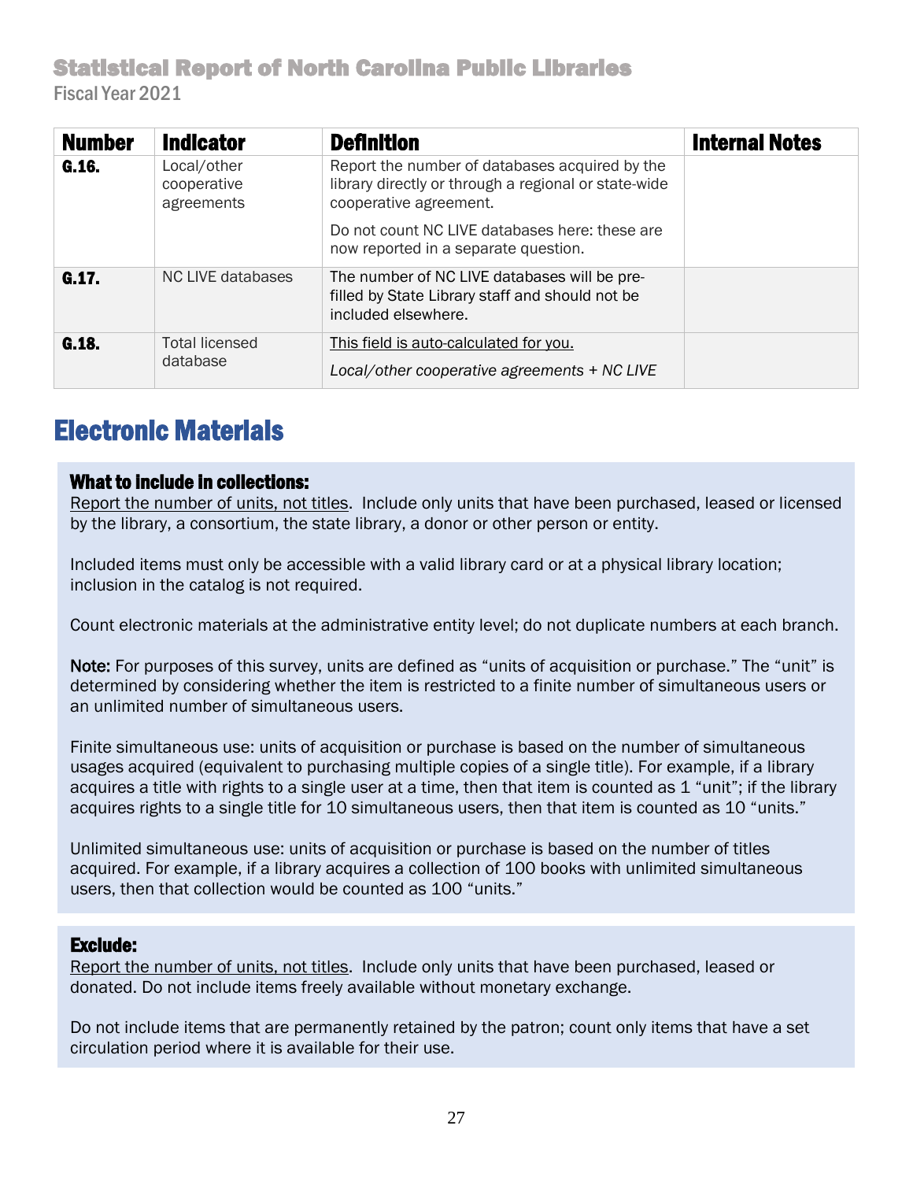| Number | Indicator | Definition | Internal Notes |
|---|---|---|---|
| **G.16.** | Local/other cooperative agreements | Report the number of databases acquired by the library directly or through a regional or state-wide cooperative agreement.<br><br>Do not count NC LIVE databases here: these are now reported in a separate question. | |
| **G.17.** | NC LIVE databases | The number of NC LIVE databases will be pre-filled by State Library staff and should not be included elsewhere. | |
| **G.18.** | Total licensed database | This field is auto-calculated for you.<br><br>*Local/other cooperative agreements + NC LIVE* | |

## Electronic Materials

### What to include in collections:

Report the number of units, not titles. Include only units that have been purchased, leased or licensed by the library, a consortium, the state library, a donor or other person or entity.

Included items must only be accessible with a valid library card or at a physical library location; inclusion in the catalog is not required.

Count electronic materials at the administrative entity level; do not duplicate numbers at each branch.

**Note:** For purposes of this survey, units are defined as "units of acquisition or purchase." The "unit" is determined by considering whether the item is restricted to a finite number of simultaneous users or an unlimited number of simultaneous users.

Finite simultaneous use: units of acquisition or purchase is based on the number of simultaneous usages acquired (equivalent to purchasing multiple copies of a single title). For example, if a library acquires a title with rights to a single user at a time, then that item is counted as 1 "unit"; if the library acquires rights to a single title for 10 simultaneous users, then that item is counted as 10 "units."

Unlimited simultaneous use: units of acquisition or purchase is based on the number of titles acquired. For example, if a library acquires a collection of 100 books with unlimited simultaneous users, then that collection would be counted as 100 "units."

### Exclude:

Report the number of units, not titles. Include only units that have been purchased, leased or donated. Do not include items freely available without monetary exchange.

Do not include items that are permanently retained by the patron; count only items that have a set circulation period where it is available for their use.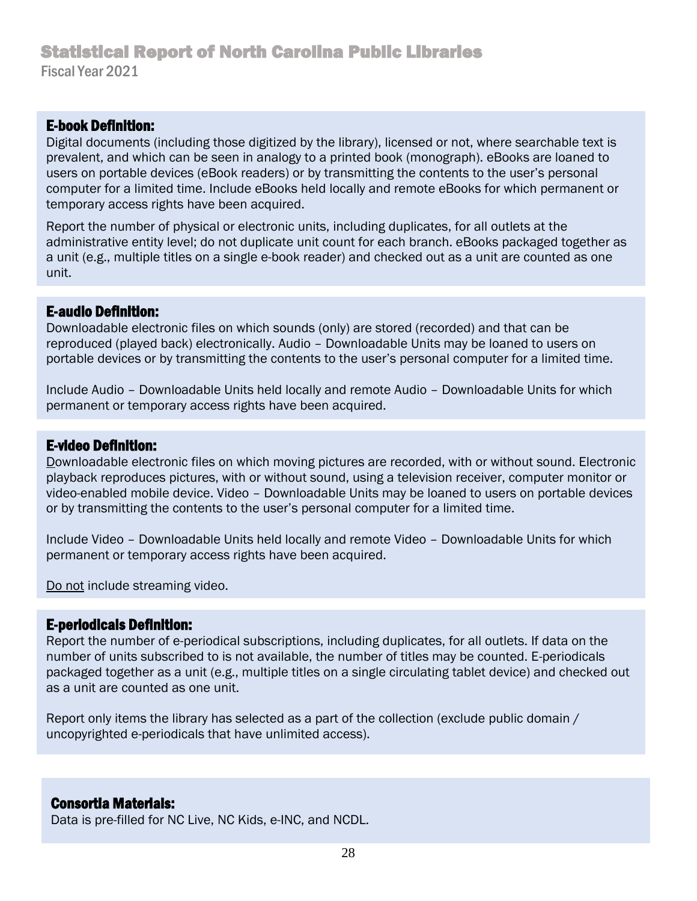### E-book Definition:

Digital documents (including those digitized by the library), licensed or not, where searchable text is prevalent, and which can be seen in analogy to a printed book (monograph). eBooks are loaned to users on portable devices (eBook readers) or by transmitting the contents to the user's personal computer for a limited time. Include eBooks held locally and remote eBooks for which permanent or temporary access rights have been acquired.

Report the number of physical or electronic units, including duplicates, for all outlets at the administrative entity level; do not duplicate unit count for each branch. eBooks packaged together as a unit (e.g., multiple titles on a single e-book reader) and checked out as a unit are counted as one unit.

### E-audio Definition:

Downloadable electronic files on which sounds (only) are stored (recorded) and that can be reproduced (played back) electronically. Audio – Downloadable Units may be loaned to users on portable devices or by transmitting the contents to the user's personal computer for a limited time.

Include Audio – Downloadable Units held locally and remote Audio – Downloadable Units for which permanent or temporary access rights have been acquired.

### E-video Definition:

Downloadable electronic files on which moving pictures are recorded, with or without sound. Electronic playback reproduces pictures, with or without sound, using a television receiver, computer monitor or video-enabled mobile device. Video – Downloadable Units may be loaned to users on portable devices or by transmitting the contents to the user's personal computer for a limited time.

Include Video – Downloadable Units held locally and remote Video – Downloadable Units for which permanent or temporary access rights have been acquired.

Do not include streaming video.

### E-periodicals Definition:

Report the number of e-periodical subscriptions, including duplicates, for all outlets. If data on the number of units subscribed to is not available, the number of titles may be counted. E-periodicals packaged together as a unit (e.g., multiple titles on a single circulating tablet device) and checked out as a unit are counted as one unit.

Report only items the library has selected as a part of the collection (exclude public domain / uncopyrighted e-periodicals that have unlimited access).

### Consortia Materials:

Data is pre-filled for NC Live, NC Kids, e-INC, and NCDL.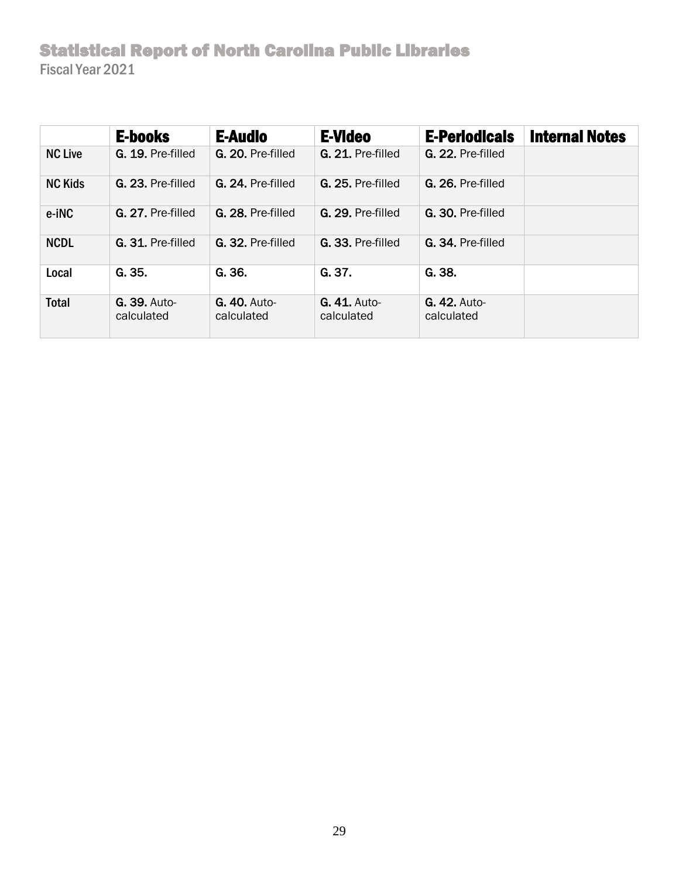# Statistical Report of North Carolina Public Libraries

Fiscal Year 2021

| | E-books | E-Audio | E-Video | E-Periodicals | Internal Notes |
|---|---|---|---|---|---|
| NC Live | **G. 19.** Pre-filled | **G. 20.** Pre-filled | **G. 21.** Pre-filled | **G. 22.** Pre-filled | |
| NC Kids | **G. 23.** Pre-filled | **G. 24.** Pre-filled | **G. 25.** Pre-filled | **G. 26.** Pre-filled | |
| e-iNC | **G. 27.** Pre-filled | **G. 28.** Pre-filled | **G. 29.** Pre-filled | **G. 30.** Pre-filled | |
| NCDL | **G. 31.** Pre-filled | **G. 32.** Pre-filled | **G. 33.** Pre-filled | **G. 34.** Pre-filled | |
| Local | G. 35. | G. 36. | G. 37. | G. 38. | |
| Total | **G. 39.** Auto-calculated | **G. 40.** Auto-calculated | **G. 41.** Auto-calculated | **G. 42.** Auto-calculated | |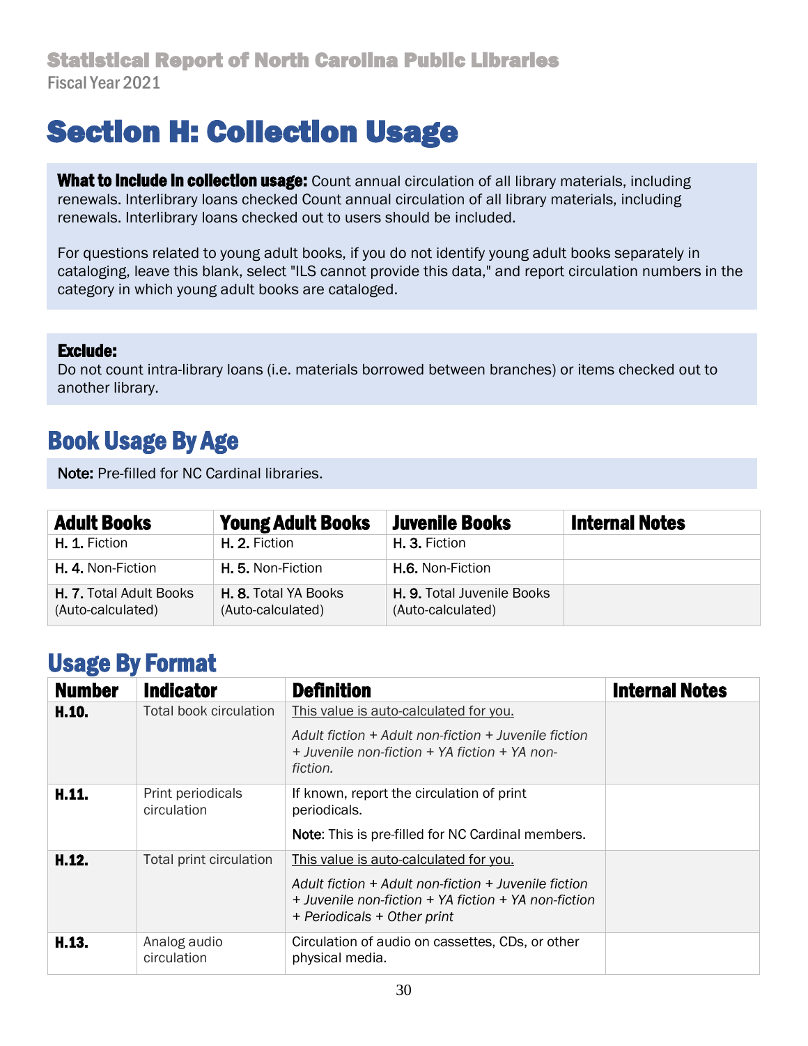Statistical Report of North Carolina Public Libraries

Fiscal Year 2021

# Section H: Collection Usage

**What to include in collection usage:** Count annual circulation of all library materials, including renewals. Interlibrary loans checked Count annual circulation of all library materials, including renewals. Interlibrary loans checked out to users should be included.

For questions related to young adult books, if you do not identify young adult books separately in cataloging, leave this blank, select "ILS cannot provide this data," and report circulation numbers in the category in which young adult books are cataloged.

**Exclude:**
Do not count intra-library loans (i.e. materials borrowed between branches) or items checked out to another library.

## Book Usage By Age

**Note:** Pre-filled for NC Cardinal libraries.

| Adult Books | Young Adult Books | Juvenile Books | Internal Notes |
|---|---|---|---|
| **H. 1.** Fiction | **H. 2.** Fiction | **H. 3.** Fiction | |
| **H. 4.** Non-Fiction | **H. 5.** Non-Fiction | **H.6.** Non-Fiction | |
| **H. 7.** Total Adult Books (Auto-calculated) | **H. 8.** Total YA Books (Auto-calculated) | **H. 9.** Total Juvenile Books (Auto-calculated) | |

## Usage By Format

| Number | Indicator | Definition | Internal Notes |
|---|---|---|---|
| **H.10.** | Total book circulation | This value is auto-calculated for you. *Adult fiction + Adult non-fiction + Juvenile fiction + Juvenile non-fiction + YA fiction + YA non-fiction.* | |
| **H.11.** | Print periodicals circulation | If known, report the circulation of print periodicals. **Note**: This is pre-filled for NC Cardinal members. | |
| **H.12.** | Total print circulation | This value is auto-calculated for you. *Adult fiction + Adult non-fiction + Juvenile fiction + Juvenile non-fiction + YA fiction + YA non-fiction + Periodicals + Other print* | |
| **H.13.** | Analog audio circulation | Circulation of audio on cassettes, CDs, or other physical media. | |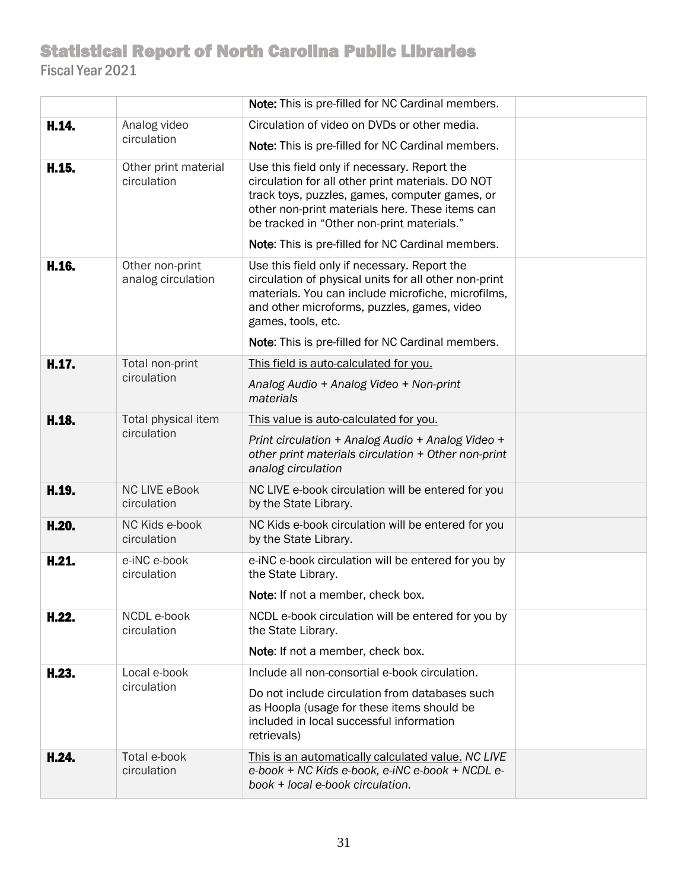| | | | |
|---|---|---|---|
| | | **Note:** This is pre-filled for NC Cardinal members. | |
| **H.14.** | Analog video circulation | Circulation of video on DVDs or other media.<br><br>**Note**: This is pre-filled for NC Cardinal members. | |
| **H.15.** | Other print material circulation | Use this field only if necessary. Report the circulation for all other print materials. DO NOT track toys, puzzles, games, computer games, or other non-print materials here. These items can be tracked in "Other non-print materials."<br><br>**Note**: This is pre-filled for NC Cardinal members. | |
| **H.16.** | Other non-print analog circulation | Use this field only if necessary. Report the circulation of physical units for all other non-print materials. You can include microfiche, microfilms, and other microforms, puzzles, games, video games, tools, etc.<br><br>**Note**: This is pre-filled for NC Cardinal members. | |
| **H.17.** | Total non-print circulation | <u>This field is auto-calculated for you.</u><br><br>*Analog Audio + Analog Video + Non-print materials* | |
| **H.18.** | Total physical item circulation | <u>This value is auto-calculated for you.</u><br><br>*Print circulation + Analog Audio + Analog Video + other print materials circulation + Other non-print analog circulation* | |
| **H.19.** | NC LIVE eBook circulation | NC LIVE e-book circulation will be entered for you by the State Library. | |
| **H.20.** | NC Kids e-book circulation | NC Kids e-book circulation will be entered for you by the State Library. | |
| **H.21.** | e-iNC e-book circulation | e-iNC e-book circulation will be entered for you by the State Library.<br><br>**Note**: If not a member, check box. | |
| **H.22.** | NCDL e-book circulation | NCDL e-book circulation will be entered for you by the State Library.<br><br>**Note**: If not a member, check box. | |
| **H.23.** | Local e-book circulation | Include all non-consortial e-book circulation.<br><br>Do not include circulation from databases such as Hoopla (usage for these items should be included in local successful information retrievals) | |
| **H.24.** | Total e-book circulation | <u>This is an automatically calculated value.</u> *NC LIVE e-book + NC Kids e-book, e-iNC e-book + NCDL e-book + local e-book circulation.* | |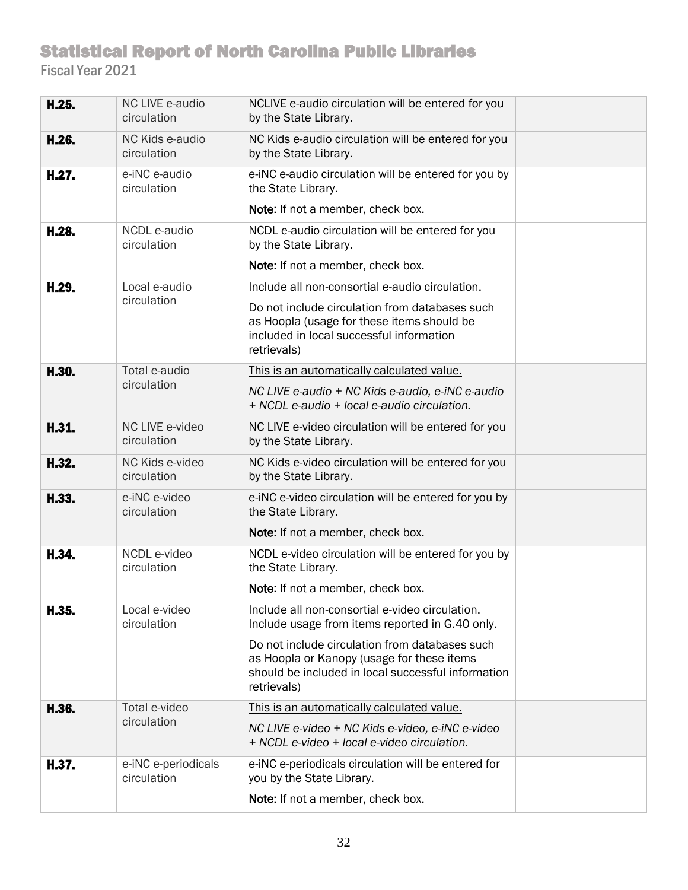# Statistical Report of North Carolina Public Libraries

Fiscal Year 2021

| | | | |
|---|---|---|---|
| **H.25.** | NC LIVE e-audio circulation | NCLIVE e-audio circulation will be entered for you by the State Library. | |
| **H.26.** | NC Kids e-audio circulation | NC Kids e-audio circulation will be entered for you by the State Library. | |
| **H.27.** | e-iNC e-audio circulation | e-iNC e-audio circulation will be entered for you by the State Library.<br><br>**Note**: If not a member, check box. | |
| **H.28.** | NCDL e-audio circulation | NCDL e-audio circulation will be entered for you by the State Library.<br><br>**Note**: If not a member, check box. | |
| **H.29.** | Local e-audio circulation | Include all non-consortial e-audio circulation.<br><br>Do not include circulation from databases such as Hoopla (usage for these items should be included in local successful information retrievals) | |
| **H.30.** | Total e-audio circulation | This is an automatically calculated value.<br><br>*NC LIVE e-audio + NC Kids e-audio, e-iNC e-audio + NCDL e-audio + local e-audio circulation.* | |
| **H.31.** | NC LIVE e-video circulation | NC LIVE e-video circulation will be entered for you by the State Library. | |
| **H.32.** | NC Kids e-video circulation | NC Kids e-video circulation will be entered for you by the State Library. | |
| **H.33.** | e-iNC e-video circulation | e-iNC e-video circulation will be entered for you by the State Library.<br><br>**Note**: If not a member, check box. | |
| **H.34.** | NCDL e-video circulation | NCDL e-video circulation will be entered for you by the State Library.<br><br>**Note**: If not a member, check box. | |
| **H.35.** | Local e-video circulation | Include all non-consortial e-video circulation. Include usage from items reported in G.40 only.<br><br>Do not include circulation from databases such as Hoopla or Kanopy (usage for these items should be included in local successful information retrievals) | |
| **H.36.** | Total e-video circulation | This is an automatically calculated value.<br><br>*NC LIVE e-video + NC Kids e-video, e-iNC e-video + NCDL e-video + local e-video circulation.* | |
| **H.37.** | e-iNC e-periodicals circulation | e-iNC e-periodicals circulation will be entered for you by the State Library.<br><br>**Note**: If not a member, check box. | |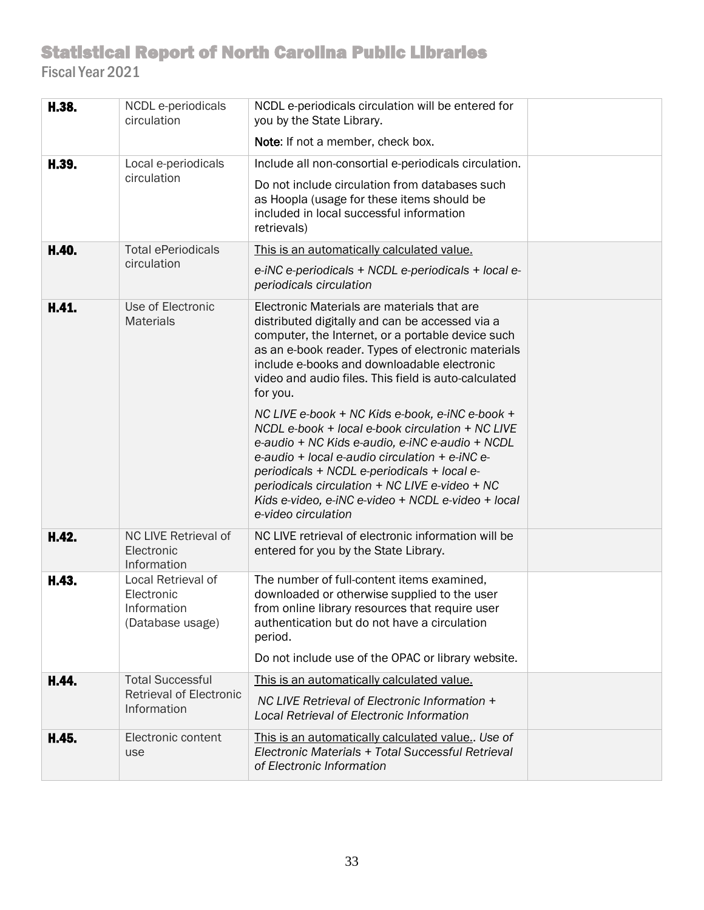| | | | |
|---|---|---|---|
| **H.38.** | NCDL e-periodicals circulation | NCDL e-periodicals circulation will be entered for you by the State Library.<br><br>**Note**: If not a member, check box. | |
| **H.39.** | Local e-periodicals circulation | Include all non-consortial e-periodicals circulation.<br><br>Do not include circulation from databases such as Hoopla (usage for these items should be included in local successful information retrievals) | |
| **H.40.** | Total ePeriodicals circulation | <u>This is an automatically calculated value.</u><br><br>*e-iNC e-periodicals + NCDL e-periodicals + local e-periodicals circulation* | |
| **H.41.** | Use of Electronic Materials | Electronic Materials are materials that are distributed digitally and can be accessed via a computer, the Internet, or a portable device such as an e-book reader. Types of electronic materials include e-books and downloadable electronic video and audio files. This field is auto-calculated for you.<br><br>*NC LIVE e-book + NC Kids e-book, e-iNC e-book + NCDL e-book + local e-book circulation + NC LIVE e-audio + NC Kids e-audio, e-iNC e-audio + NCDL e-audio + local e-audio circulation + e-iNC e-periodicals + NCDL e-periodicals + local e-periodicals circulation + NC LIVE e-video + NC Kids e-video, e-iNC e-video + NCDL e-video + local e-video circulation* | |
| **H.42.** | NC LIVE Retrieval of Electronic Information | NC LIVE retrieval of electronic information will be entered for you by the State Library. | |
| **H.43.** | Local Retrieval of Electronic Information (Database usage) | The number of full-content items examined, downloaded or otherwise supplied to the user from online library resources that require user authentication but do not have a circulation period.<br><br>Do not include use of the OPAC or library website. | |
| **H.44.** | Total Successful Retrieval of Electronic Information | <u>This is an automatically calculated value.</u><br><br>*NC LIVE Retrieval of Electronic Information + Local Retrieval of Electronic Information* | |
| **H.45.** | Electronic content use | <u>This is an automatically calculated value.</u>. *Use of Electronic Materials + Total Successful Retrieval of Electronic Information* | |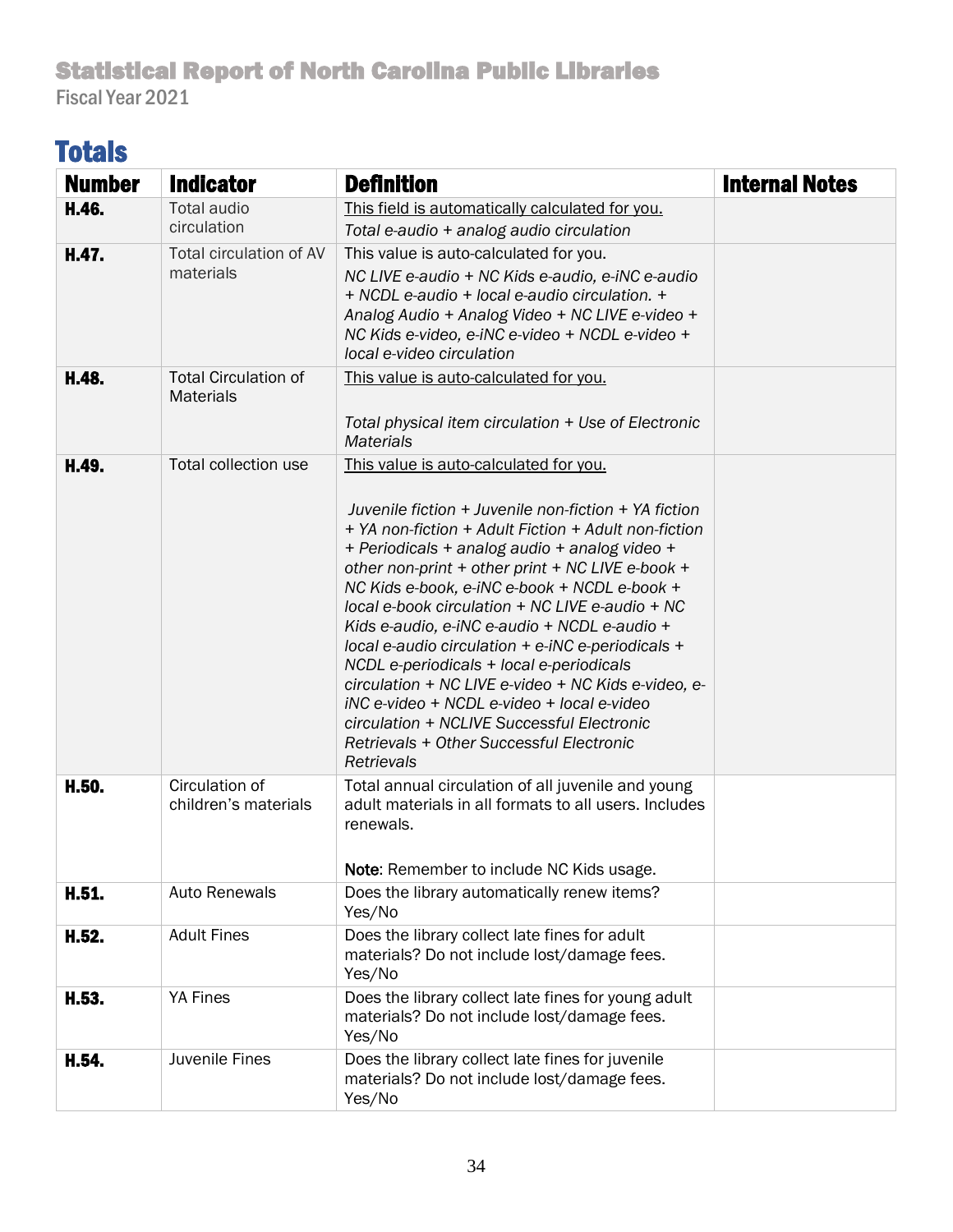# Statistical Report of North Carolina Public Libraries

Fiscal Year 2021

## Totals

| Number | Indicator | Definition | Internal Notes |
|---|---|---|---|
| **H.46.** | Total audio circulation | This field is automatically calculated for you. *Total e-audio + analog audio circulation* | |
| **H.47.** | Total circulation of AV materials | This value is auto-calculated for you. *NC LIVE e-audio + NC Kids e-audio, e-iNC e-audio + NCDL e-audio + local e-audio circulation. + Analog Audio + Analog Video + NC LIVE e-video + NC Kids e-video, e-iNC e-video + NCDL e-video + local e-video circulation* | |
| **H.48.** | Total Circulation of Materials | This value is auto-calculated for you. <br><br> *Total physical item circulation + Use of Electronic Materials* | |
| **H.49.** | Total collection use | This value is auto-calculated for you. <br><br> *Juvenile fiction + Juvenile non-fiction + YA fiction + YA non-fiction + Adult Fiction + Adult non-fiction + Periodicals + analog audio + analog video + other non-print + other print + NC LIVE e-book + NC Kids e-book, e-iNC e-book + NCDL e-book + local e-book circulation + NC LIVE e-audio + NC Kids e-audio, e-iNC e-audio + NCDL e-audio + local e-audio circulation + e-iNC e-periodicals + NCDL e-periodicals + local e-periodicals circulation + NC LIVE e-video + NC Kids e-video, e-iNC e-video + NCDL e-video + local e-video circulation + NCLIVE Successful Electronic Retrievals + Other Successful Electronic Retrievals* | |
| **H.50.** | Circulation of children's materials | Total annual circulation of all juvenile and young adult materials in all formats to all users. Includes renewals. <br><br> **Note**: Remember to include NC Kids usage. | |
| **H.51.** | Auto Renewals | Does the library automatically renew items? Yes/No | |
| **H.52.** | Adult Fines | Does the library collect late fines for adult materials? Do not include lost/damage fees. Yes/No | |
| **H.53.** | YA Fines | Does the library collect late fines for young adult materials? Do not include lost/damage fees. Yes/No | |
| **H.54.** | Juvenile Fines | Does the library collect late fines for juvenile materials? Do not include lost/damage fees. Yes/No | |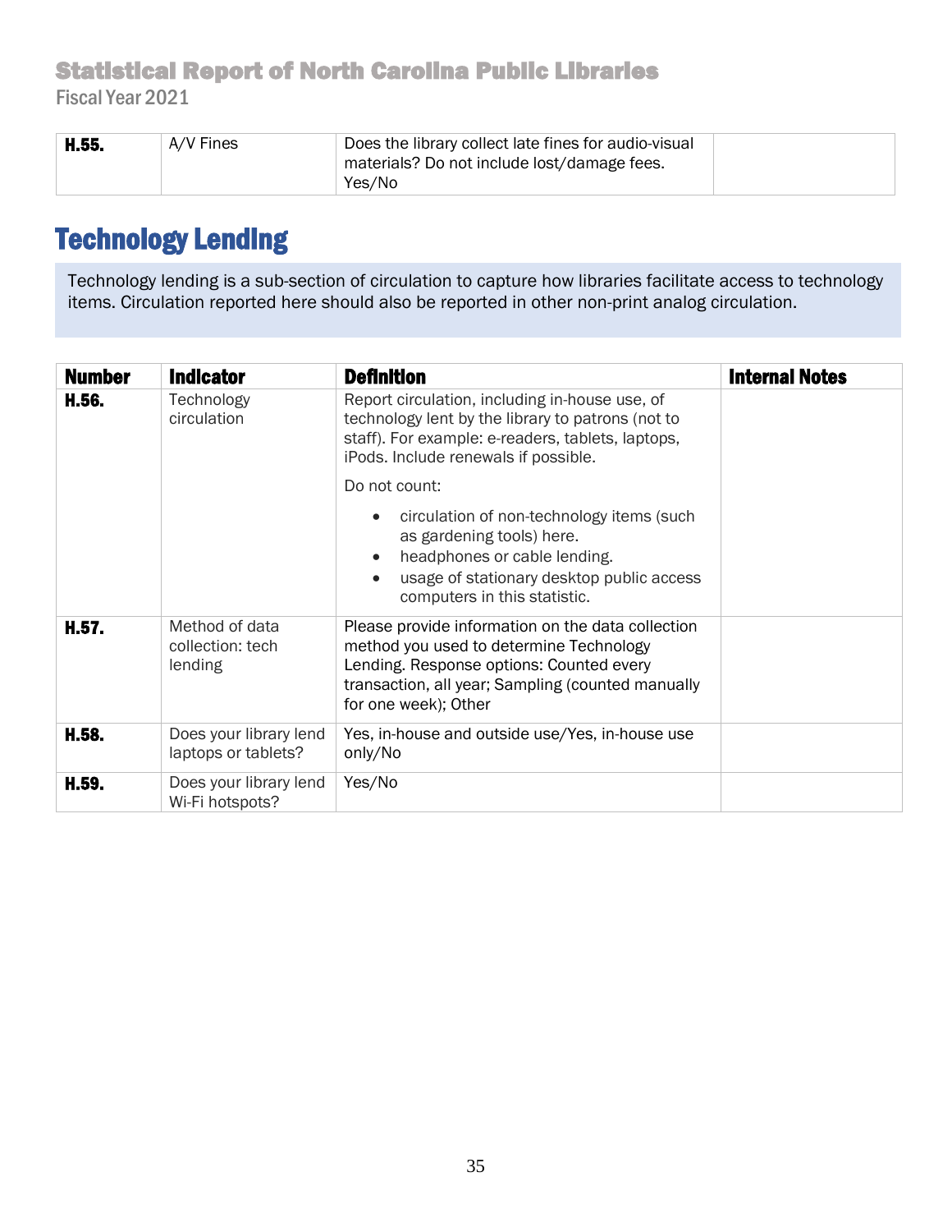| | | | |
|---|---|---|---|
| **H.55.** | A/V Fines | Does the library collect late fines for audio-visual materials? Do not include lost/damage fees. Yes/No | |

## Technology Lending

Technology lending is a sub-section of circulation to capture how libraries facilitate access to technology items. Circulation reported here should also be reported in other non-print analog circulation.

| Number | Indicator | Definition | Internal Notes |
|---|---|---|---|
| **H.56.** | Technology circulation | Report circulation, including in-house use, of technology lent by the library to patrons (not to staff). For example: e-readers, tablets, laptops, iPods. Include renewals if possible.<br><br>Do not count:<br>• circulation of non-technology items (such as gardening tools) here.<br>• headphones or cable lending.<br>• usage of stationary desktop public access computers in this statistic. | |
| **H.57.** | Method of data collection: tech lending | Please provide information on the data collection method you used to determine Technology Lending. Response options: Counted every transaction, all year; Sampling (counted manually for one week); Other | |
| **H.58.** | Does your library lend laptops or tablets? | Yes, in-house and outside use/Yes, in-house use only/No | |
| **H.59.** | Does your library lend Wi-Fi hotspots? | Yes/No | |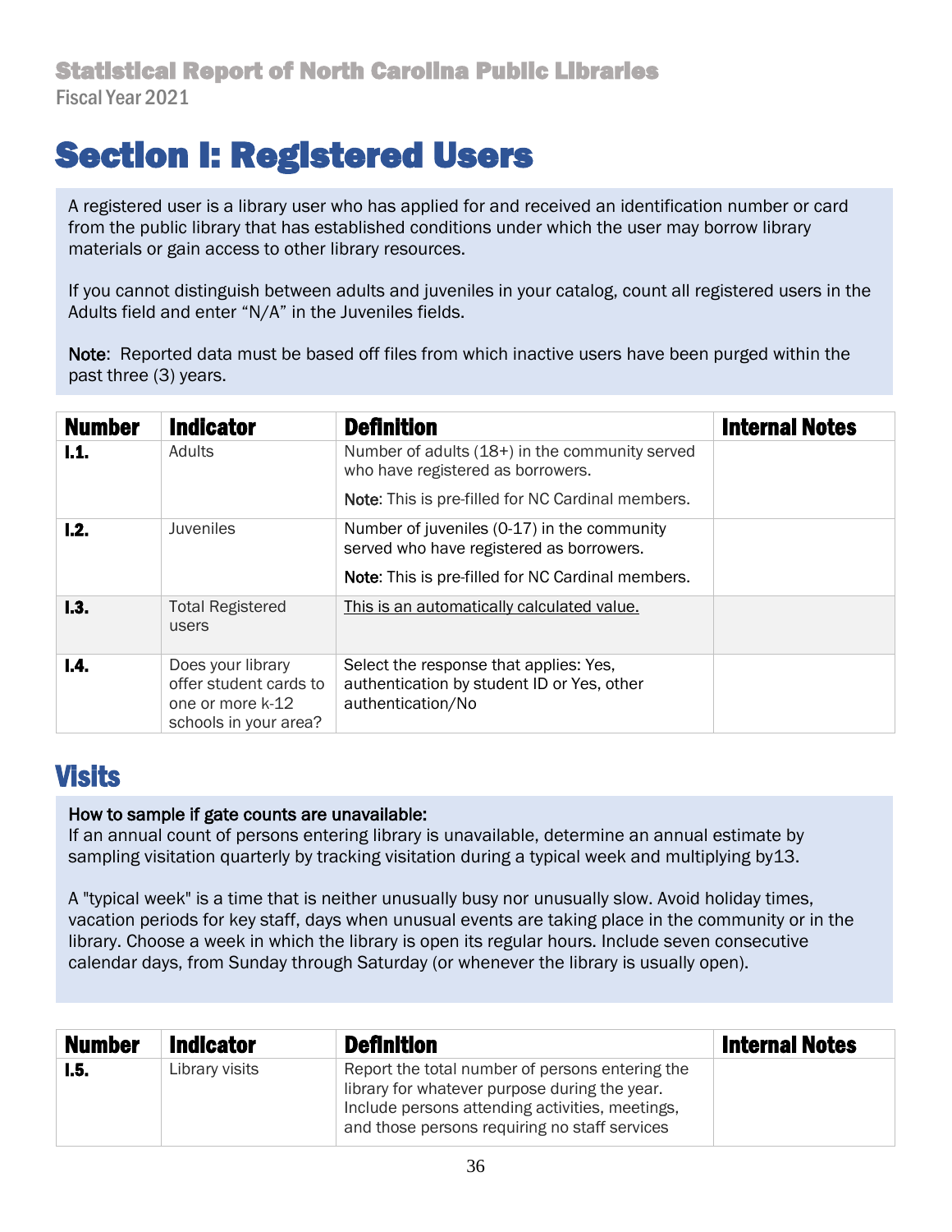# Section I: Registered Users

A registered user is a library user who has applied for and received an identification number or card from the public library that has established conditions under which the user may borrow library materials or gain access to other library resources.

If you cannot distinguish between adults and juveniles in your catalog, count all registered users in the Adults field and enter "N/A" in the Juveniles fields.

**Note**: Reported data must be based off files from which inactive users have been purged within the past three (3) years.

| Number | Indicator | Definition | Internal Notes |
|---|---|---|---|
| **I.1.** | Adults | Number of adults (18+) in the community served who have registered as borrowers.<br><br>**Note**: This is pre-filled for NC Cardinal members. | |
| **I.2.** | Juveniles | Number of juveniles (0-17) in the community served who have registered as borrowers.<br><br>**Note**: This is pre-filled for NC Cardinal members. | |
| **I.3.** | Total Registered users | This is an automatically calculated value. | |
| **I.4.** | Does your library offer student cards to one or more k-12 schools in your area? | Select the response that applies: Yes, authentication by student ID or Yes, other authentication/No | |

## Visits

**How to sample if gate counts are unavailable:**
If an annual count of persons entering library is unavailable, determine an annual estimate by sampling visitation quarterly by tracking visitation during a typical week and multiplying by13.

A "typical week" is a time that is neither unusually busy nor unusually slow. Avoid holiday times, vacation periods for key staff, days when unusual events are taking place in the community or in the library. Choose a week in which the library is open its regular hours. Include seven consecutive calendar days, from Sunday through Saturday (or whenever the library is usually open).

| Number | Indicator | Definition | Internal Notes |
|---|---|---|---|
| **I.5.** | Library visits | Report the total number of persons entering the library for whatever purpose during the year. Include persons attending activities, meetings, and those persons requiring no staff services | |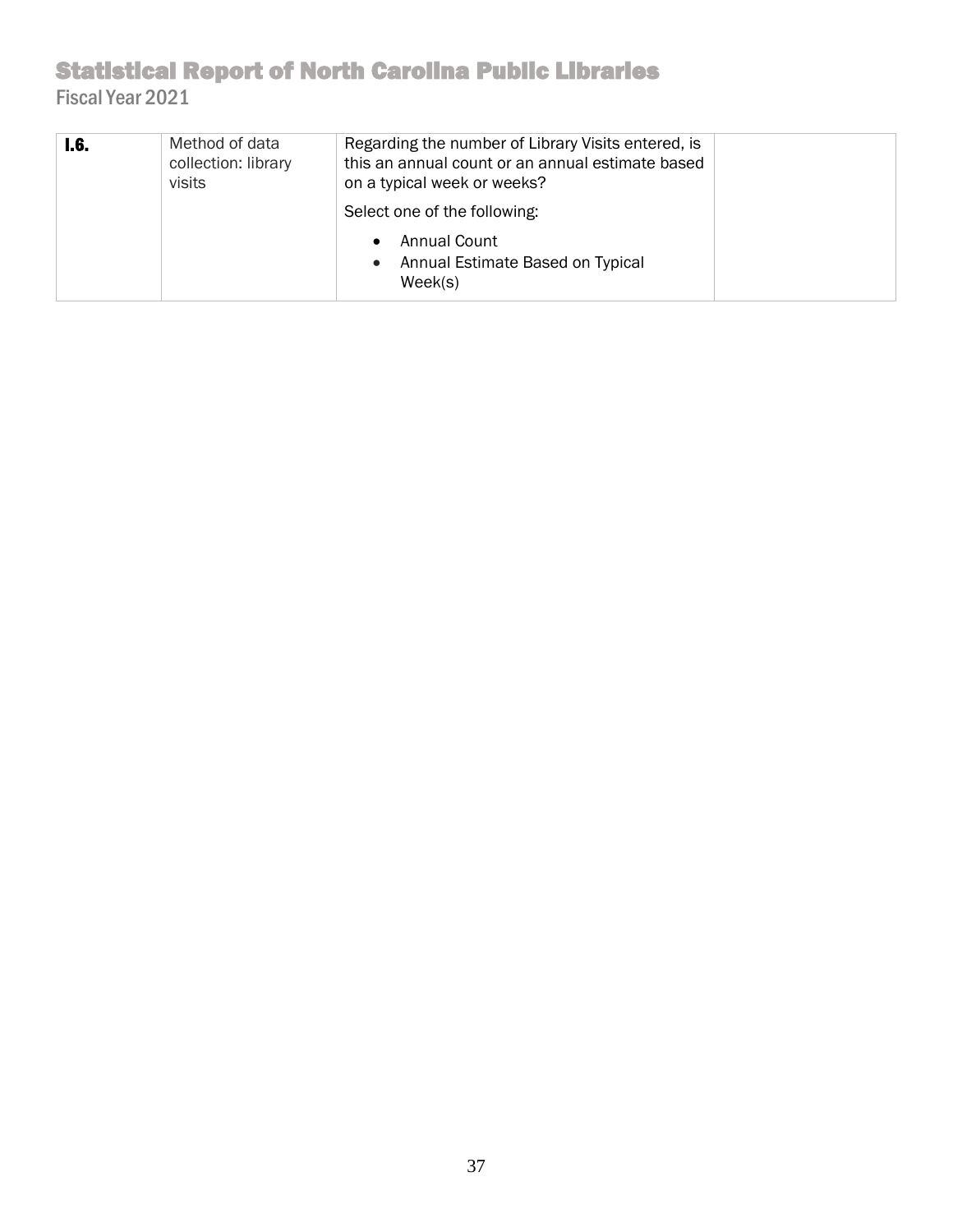| | | | |
|---|---|---|---|
| **I.6.** | Method of data collection: library visits | Regarding the number of Library Visits entered, is this an annual count or an annual estimate based on a typical week or weeks?<br><br>Select one of the following:<br><br>• Annual Count<br>• Annual Estimate Based on Typical Week(s) | |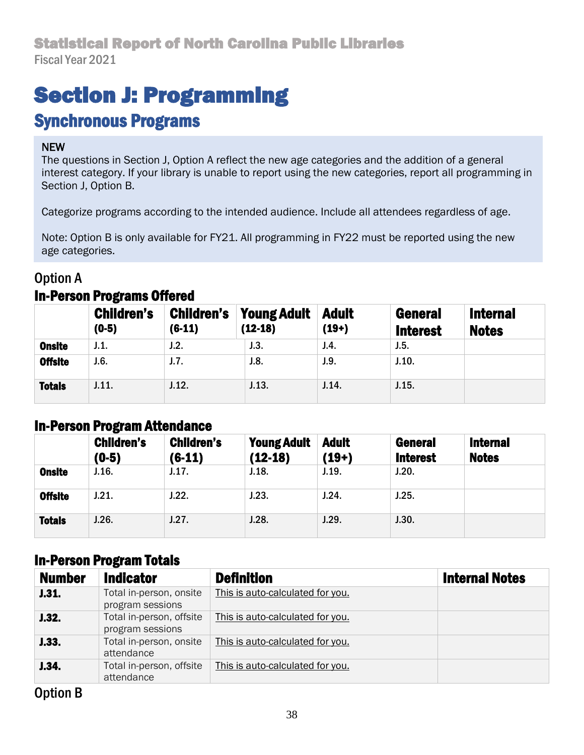# Section J: Programming

## Synchronous Programs

NEW

The questions in Section J, Option A reflect the new age categories and the addition of a general interest category. If your library is unable to report using the new categories, report all programming in Section J, Option B.

Categorize programs according to the intended audience. Include all attendees regardless of age.

Note: Option B is only available for FY21. All programming in FY22 must be reported using the new age categories.

### Option A

### In-Person Programs Offered

| | Children's (0-5) | Children's (6-11) | Young Adult (12-18) | Adult (19+) | General Interest | Internal Notes |
|---|---|---|---|---|---|---|
| **Onsite** | J.1. | J.2. | J.3. | J.4. | J.5. | |
| **Offsite** | J.6. | J.7. | J.8. | J.9. | J.10. | |
| **Totals** | J.11. | J.12. | J.13. | J.14. | J.15. | |

### In-Person Program Attendance

| | Children's (0-5) | Children's (6-11) | Young Adult (12-18) | Adult (19+) | General Interest | Internal Notes |
|---|---|---|---|---|---|---|
| **Onsite** | J.16. | J.17. | J.18. | J.19. | J.20. | |
| **Offsite** | J.21. | J.22. | J.23. | J.24. | J.25. | |
| **Totals** | J.26. | J.27. | J.28. | J.29. | J.30. | |

### In-Person Program Totals

| Number | Indicator | Definition | Internal Notes |
|---|---|---|---|
| **J.31.** | Total in-person, onsite program sessions | This is auto-calculated for you. | |
| **J.32.** | Total in-person, offsite program sessions | This is auto-calculated for you. | |
| **J.33.** | Total in-person, onsite attendance | This is auto-calculated for you. | |
| **J.34.** | Total in-person, offsite attendance | This is auto-calculated for you. | |

### Option B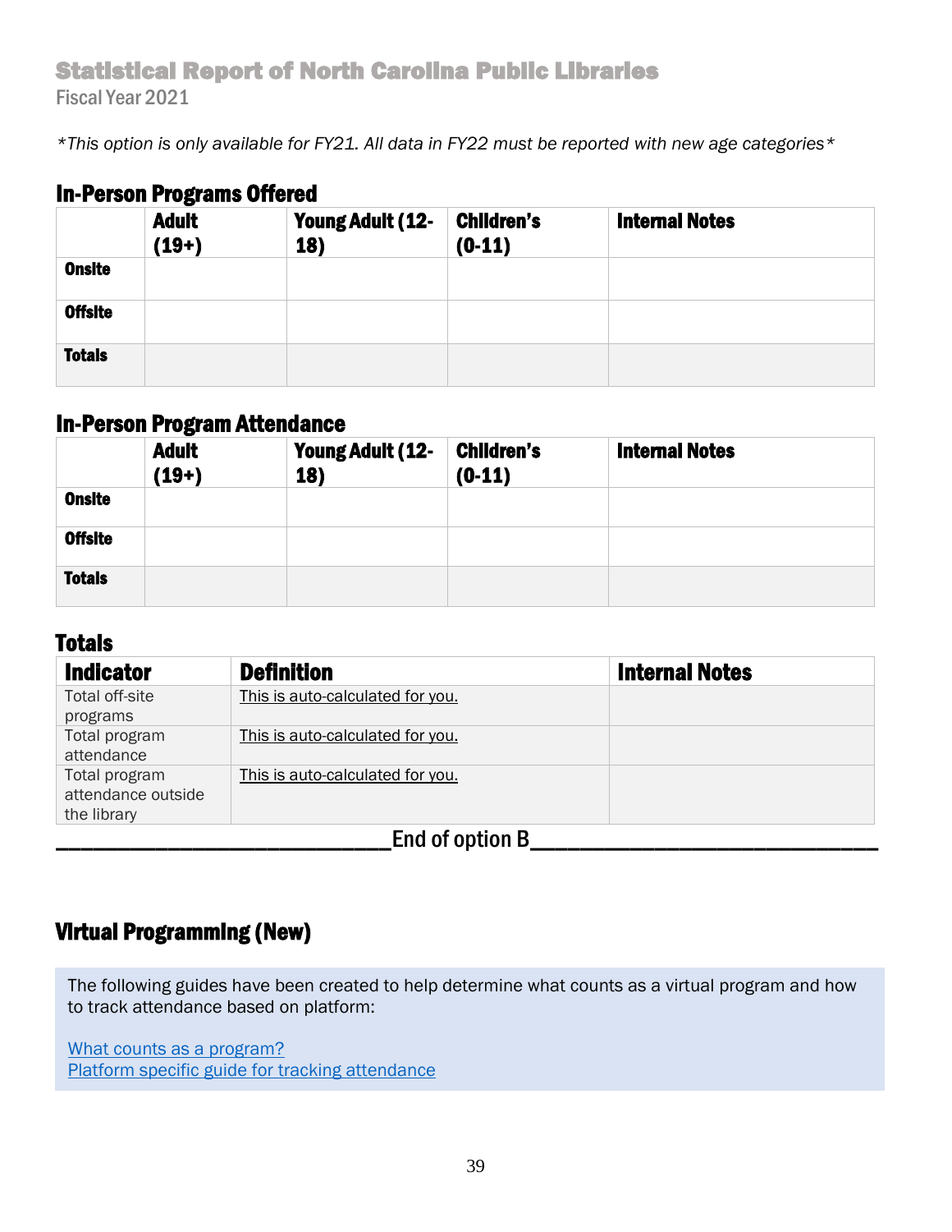*This option is only available for FY21. All data in FY22 must be reported with new age categories*

## In-Person Programs Offered

| | Adult (19+) | Young Adult (12-18) | Children's (0-11) | Internal Notes |
|---|---|---|---|---|
| Onsite | | | | |
| Offsite | | | | |
| Totals | | | | |

## In-Person Program Attendance

| | Adult (19+) | Young Adult (12-18) | Children's (0-11) | Internal Notes |
|---|---|---|---|---|
| Onsite | | | | |
| Offsite | | | | |
| Totals | | | | |

## Totals

| Indicator | Definition | Internal Notes |
|---|---|---|
| Total off-site programs | This is auto-calculated for you. | |
| Total program attendance | This is auto-calculated for you. | |
| Total program attendance outside the library | This is auto-calculated for you. | |

_______________________________End of option B_______________________________

## Virtual Programming (New)

The following guides have been created to help determine what counts as a virtual program and how to track attendance based on platform:

What counts as a program?
Platform specific guide for tracking attendance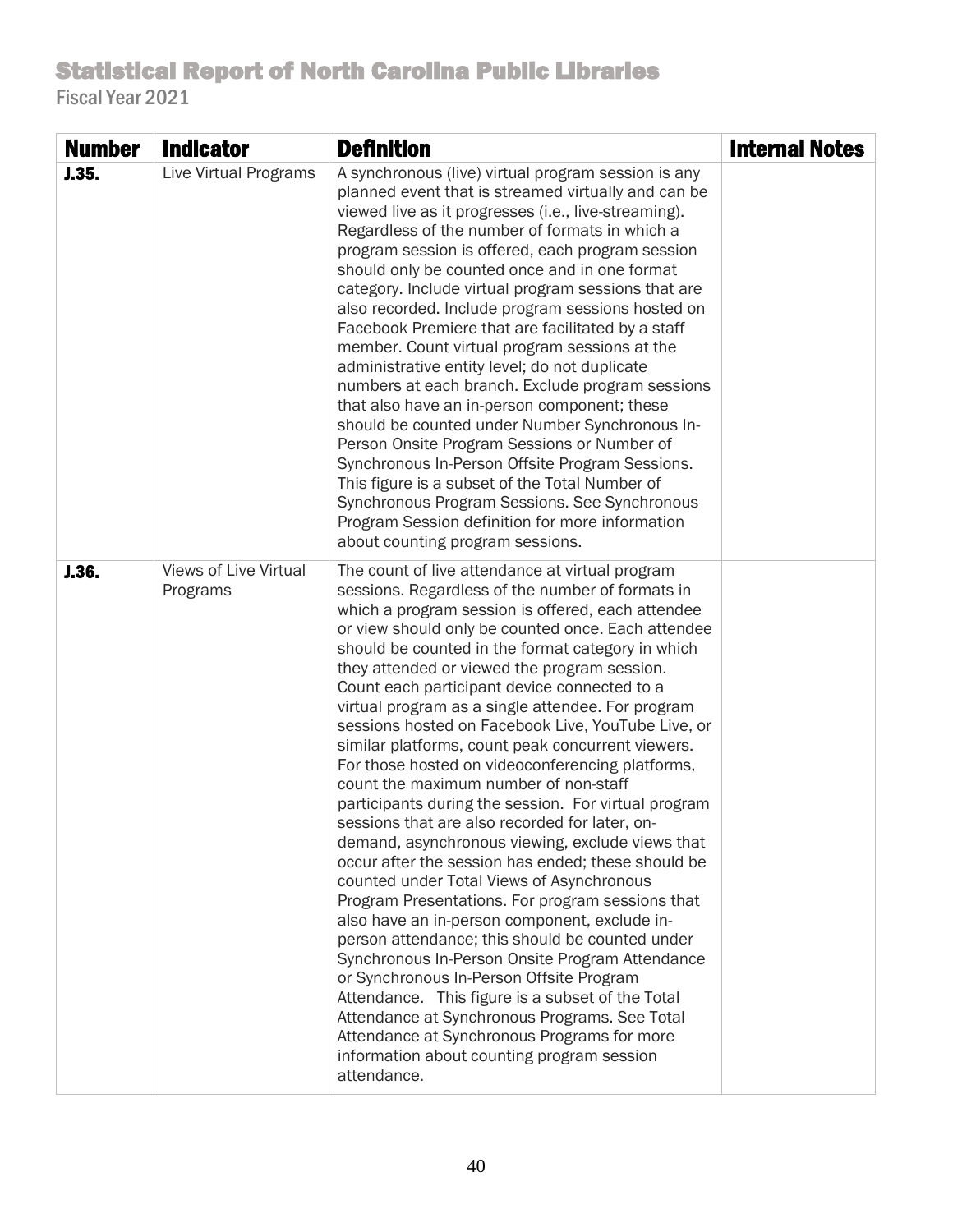# Statistical Report of North Carolina Public Libraries

Fiscal Year 2021

| Number | Indicator | Definition | Internal Notes |
|---|---|---|---|
| J.35. | Live Virtual Programs | A synchronous (live) virtual program session is any planned event that is streamed virtually and can be viewed live as it progresses (i.e., live-streaming). Regardless of the number of formats in which a program session is offered, each program session should only be counted once and in one format category. Include virtual program sessions that are also recorded. Include program sessions hosted on Facebook Premiere that are facilitated by a staff member. Count virtual program sessions at the administrative entity level; do not duplicate numbers at each branch. Exclude program sessions that also have an in-person component; these should be counted under Number Synchronous In-Person Onsite Program Sessions or Number of Synchronous In-Person Offsite Program Sessions. This figure is a subset of the Total Number of Synchronous Program Sessions. See Synchronous Program Session definition for more information about counting program sessions. | |
| J.36. | Views of Live Virtual Programs | The count of live attendance at virtual program sessions. Regardless of the number of formats in which a program session is offered, each attendee or view should only be counted once. Each attendee should be counted in the format category in which they attended or viewed the program session. Count each participant device connected to a virtual program as a single attendee. For program sessions hosted on Facebook Live, YouTube Live, or similar platforms, count peak concurrent viewers. For those hosted on videoconferencing platforms, count the maximum number of non-staff participants during the session. For virtual program sessions that are also recorded for later, on-demand, asynchronous viewing, exclude views that occur after the session has ended; these should be counted under Total Views of Asynchronous Program Presentations. For program sessions that also have an in-person component, exclude in-person attendance; this should be counted under Synchronous In-Person Onsite Program Attendance or Synchronous In-Person Offsite Program Attendance. This figure is a subset of the Total Attendance at Synchronous Programs. See Total Attendance at Synchronous Programs for more information about counting program session attendance. | |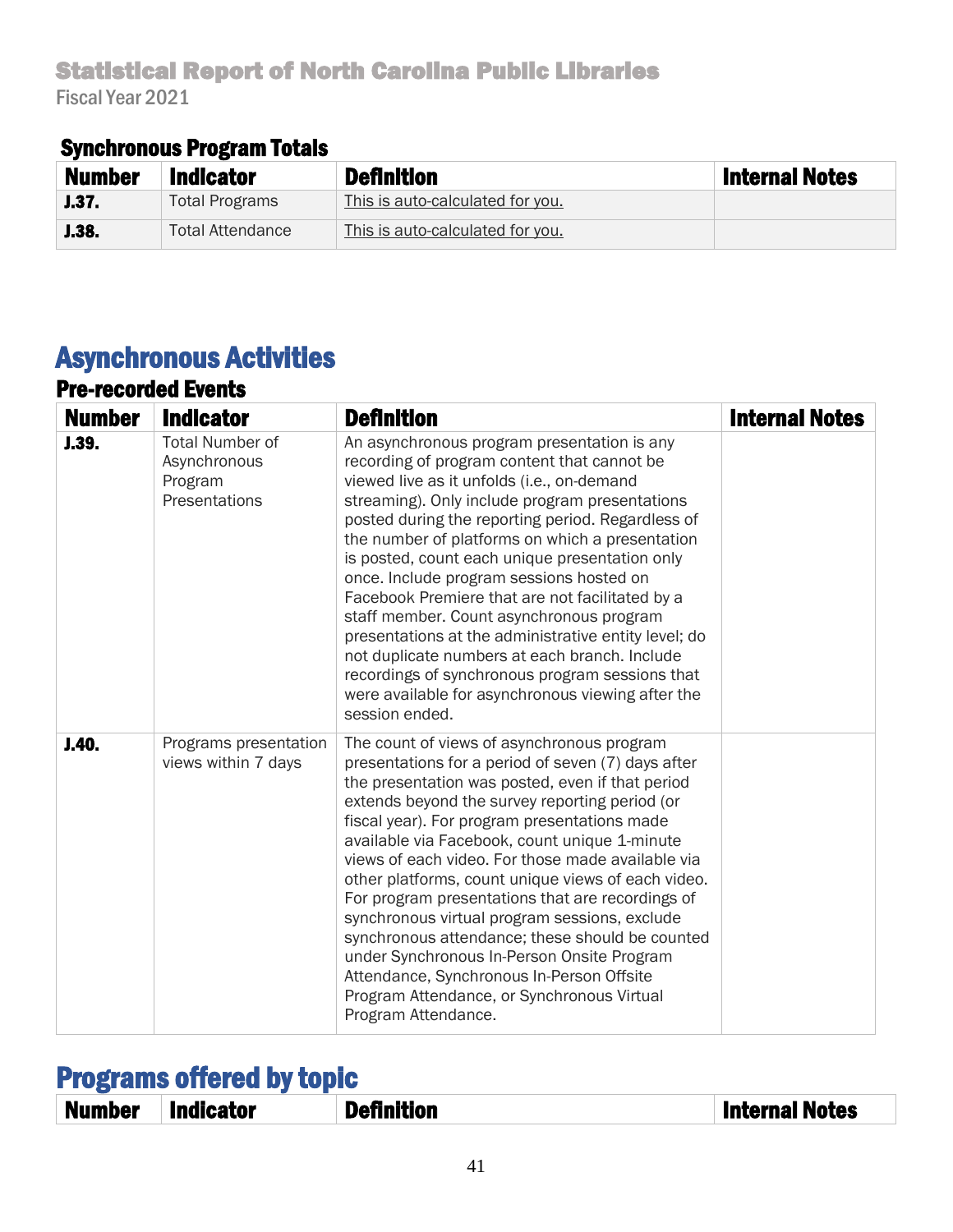## Synchronous Program Totals

| Number | Indicator | Definition | Internal Notes |
|---|---|---|---|
| **J.37.** | Total Programs | This is auto-calculated for you. | |
| **J.38.** | Total Attendance | This is auto-calculated for you. | |

# Asynchronous Activities

## Pre-recorded Events

| Number | Indicator | Definition | Internal Notes |
|---|---|---|---|
| **J.39.** | Total Number of Asynchronous Program Presentations | An asynchronous program presentation is any recording of program content that cannot be viewed live as it unfolds (i.e., on-demand streaming). Only include program presentations posted during the reporting period. Regardless of the number of platforms on which a presentation is posted, count each unique presentation only once. Include program sessions hosted on Facebook Premiere that are not facilitated by a staff member. Count asynchronous program presentations at the administrative entity level; do not duplicate numbers at each branch. Include recordings of synchronous program sessions that were available for asynchronous viewing after the session ended. | |
| **J.40.** | Programs presentation views within 7 days | The count of views of asynchronous program presentations for a period of seven (7) days after the presentation was posted, even if that period extends beyond the survey reporting period (or fiscal year). For program presentations made available via Facebook, count unique 1-minute views of each video. For those made available via other platforms, count unique views of each video. For program presentations that are recordings of synchronous virtual program sessions, exclude synchronous attendance; these should be counted under Synchronous In-Person Onsite Program Attendance, Synchronous In-Person Offsite Program Attendance, or Synchronous Virtual Program Attendance. | |

# Programs offered by topic

| Number | Indicator | Definition | Internal Notes |
|---|---|---|---|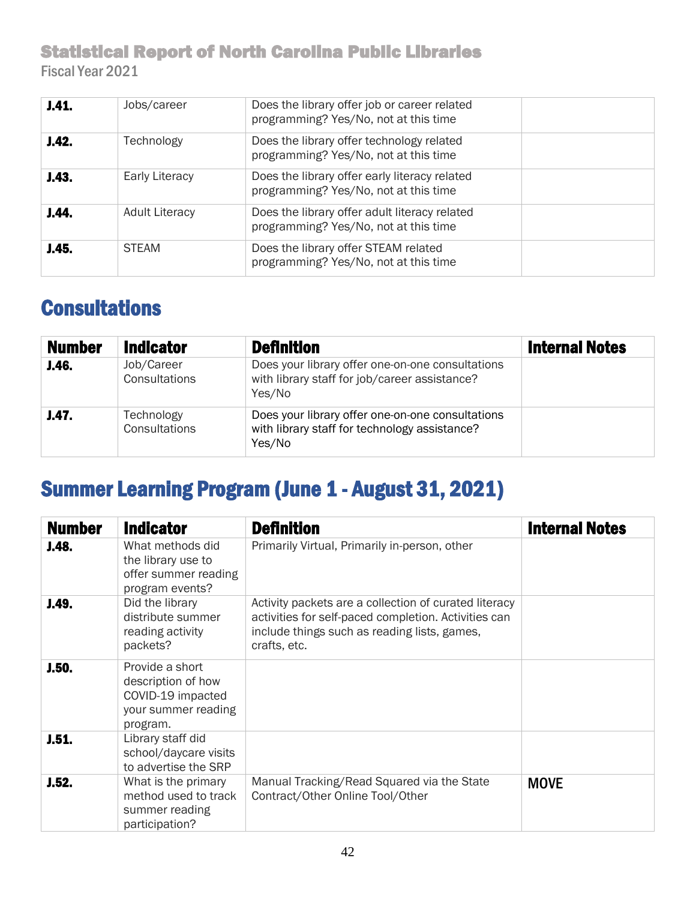| | | | |
|---|---|---|---|
| **J.41.** | Jobs/career | Does the library offer job or career related programming? Yes/No, not at this time | |
| **J.42.** | Technology | Does the library offer technology related programming? Yes/No, not at this time | |
| **J.43.** | Early Literacy | Does the library offer early literacy related programming? Yes/No, not at this time | |
| **J.44.** | Adult Literacy | Does the library offer adult literacy related programming? Yes/No, not at this time | |
| **J.45.** | STEAM | Does the library offer STEAM related programming? Yes/No, not at this time | |

## Consultations

| Number | Indicator | Definition | Internal Notes |
|---|---|---|---|
| **J.46.** | Job/Career Consultations | Does your library offer one-on-one consultations with library staff for job/career assistance? Yes/No | |
| **J.47.** | Technology Consultations | Does your library offer one-on-one consultations with library staff for technology assistance? Yes/No | |

## Summer Learning Program (June 1 - August 31, 2021)

| Number | Indicator | Definition | Internal Notes |
|---|---|---|---|
| **J.48.** | What methods did the library use to offer summer reading program events? | Primarily Virtual, Primarily in-person, other | |
| **J.49.** | Did the library distribute summer reading activity packets? | Activity packets are a collection of curated literacy activities for self-paced completion. Activities can include things such as reading lists, games, crafts, etc. | |
| **J.50.** | Provide a short description of how COVID-19 impacted your summer reading program. | | |
| **J.51.** | Library staff did school/daycare visits to advertise the SRP | | |
| **J.52.** | What is the primary method used to track summer reading participation? | Manual Tracking/Read Squared via the State Contract/Other Online Tool/Other | MOVE |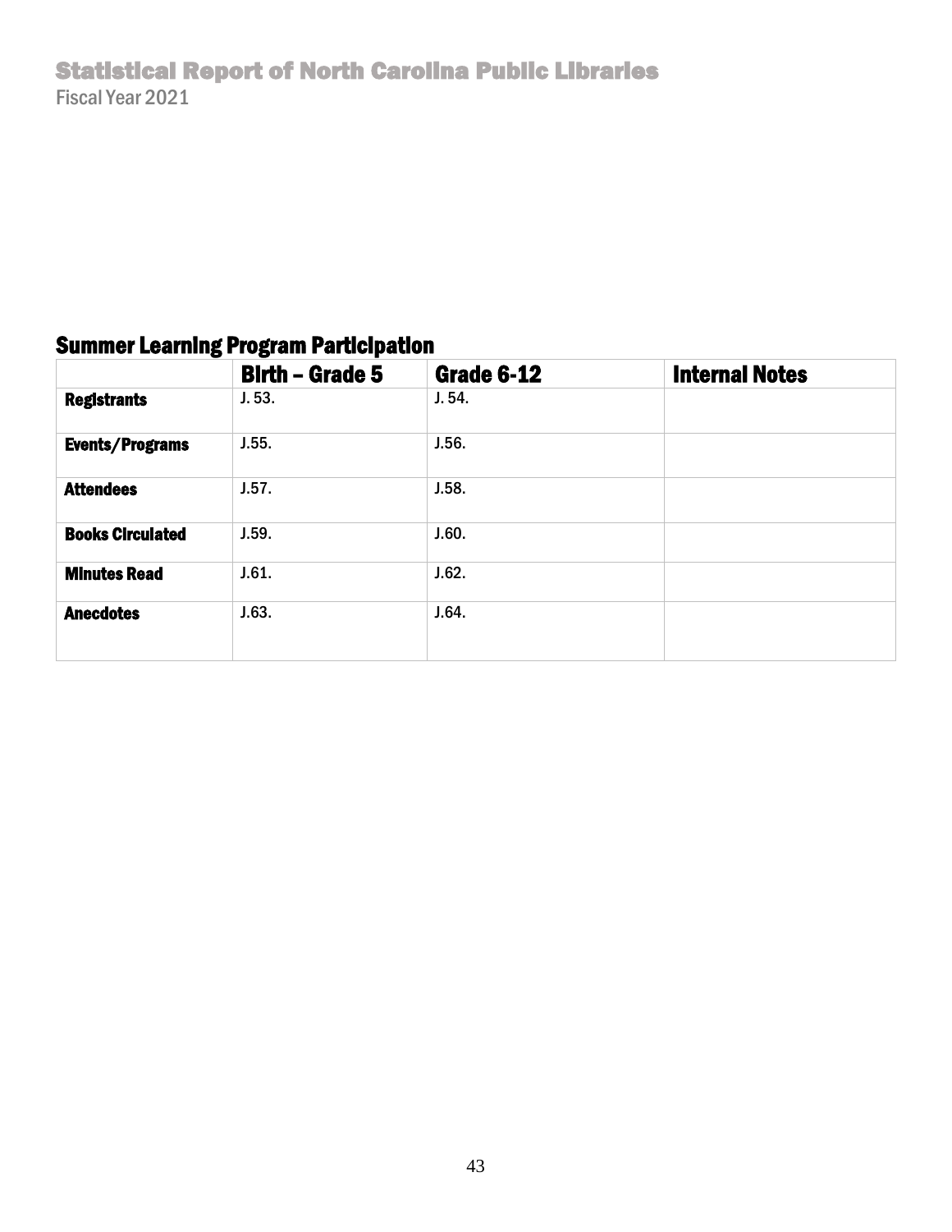## Summer Learning Program Participation

| | Birth – Grade 5 | Grade 6-12 | Internal Notes |
|---|---|---|---|
| **Registrants** | J. 53. | J. 54. | |
| **Events/Programs** | J.55. | J.56. | |
| **Attendees** | J.57. | J.58. | |
| **Books Circulated** | J.59. | J.60. | |
| **Minutes Read** | J.61. | J.62. | |
| **Anecdotes** | J.63. | J.64. | |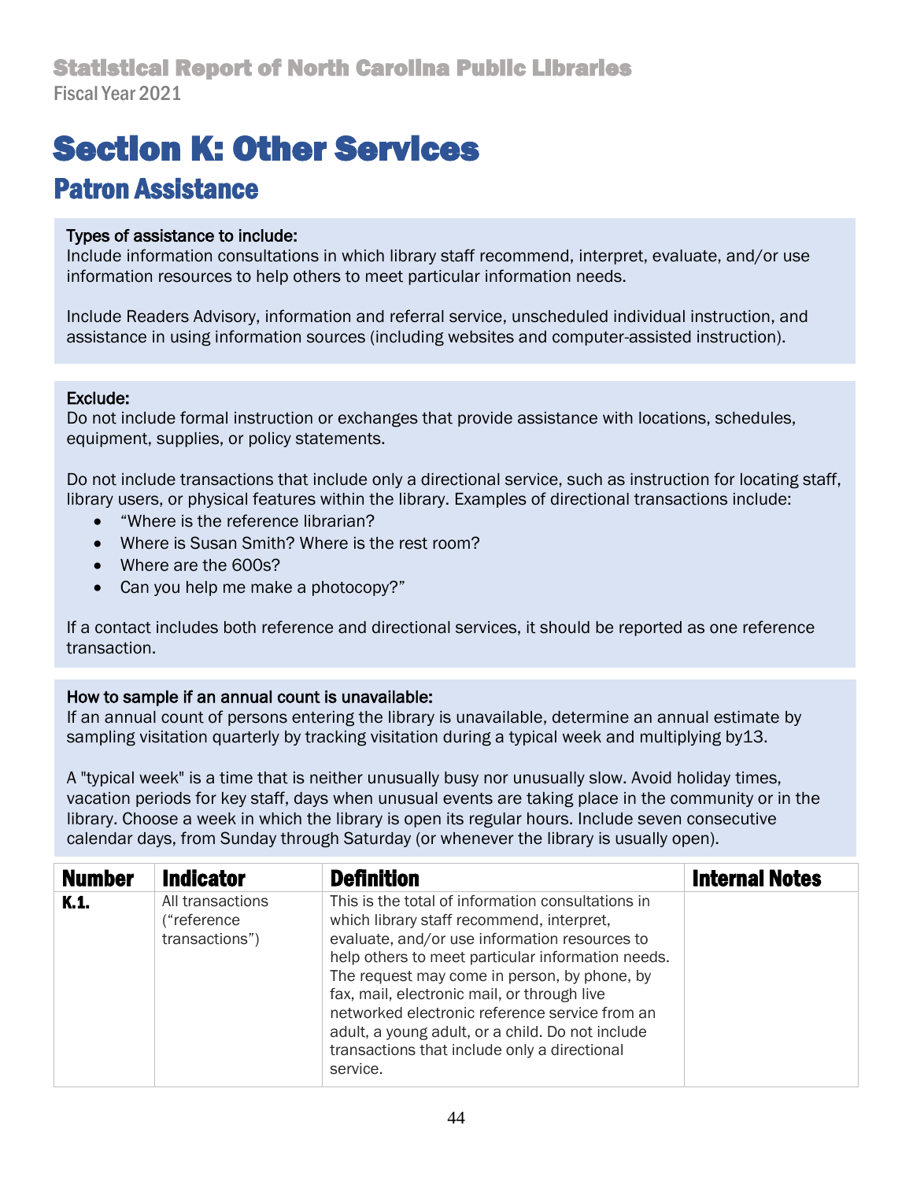# Statistical Report of North Carolina Public Libraries

Fiscal Year 2021

# Section K: Other Services

## Patron Assistance

**Types of assistance to include:**
Include information consultations in which library staff recommend, interpret, evaluate, and/or use information resources to help others to meet particular information needs.

Include Readers Advisory, information and referral service, unscheduled individual instruction, and assistance in using information sources (including websites and computer-assisted instruction).

**Exclude:**
Do not include formal instruction or exchanges that provide assistance with locations, schedules, equipment, supplies, or policy statements.

Do not include transactions that include only a directional service, such as instruction for locating staff, library users, or physical features within the library. Examples of directional transactions include:

- "Where is the reference librarian?
- Where is Susan Smith? Where is the rest room?
- Where are the 600s?
- Can you help me make a photocopy?"

If a contact includes both reference and directional services, it should be reported as one reference transaction.

**How to sample if an annual count is unavailable:**
If an annual count of persons entering the library is unavailable, determine an annual estimate by sampling visitation quarterly by tracking visitation during a typical week and multiplying by13.

A "typical week" is a time that is neither unusually busy nor unusually slow. Avoid holiday times, vacation periods for key staff, days when unusual events are taking place in the community or in the library. Choose a week in which the library is open its regular hours. Include seven consecutive calendar days, from Sunday through Saturday (or whenever the library is usually open).

| Number | Indicator | Definition | Internal Notes |
|---|---|---|---|
| **K.1.** | All transactions ("reference transactions") | This is the total of information consultations in which library staff recommend, interpret, evaluate, and/or use information resources to help others to meet particular information needs. The request may come in person, by phone, by fax, mail, electronic mail, or through live networked electronic reference service from an adult, a young adult, or a child. Do not include transactions that include only a directional service. | |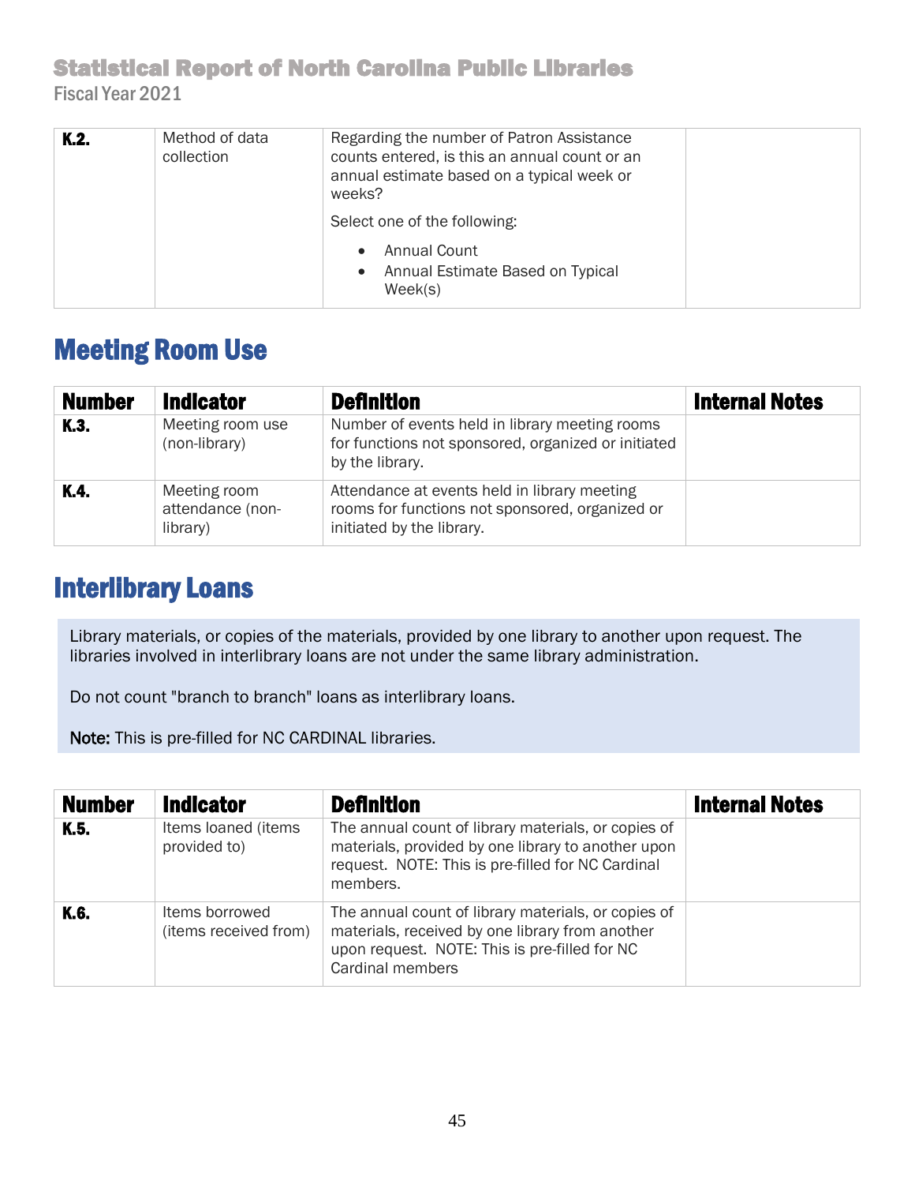| | | | |
|---|---|---|---|
| **K.2.** | Method of data collection | Regarding the number of Patron Assistance counts entered, is this an annual count or an annual estimate based on a typical week or weeks?<br><br>Select one of the following:<br><br>• Annual Count<br>• Annual Estimate Based on Typical Week(s) | |

## Meeting Room Use

| Number | Indicator | Definition | Internal Notes |
|---|---|---|---|
| **K.3.** | Meeting room use (non-library) | Number of events held in library meeting rooms for functions not sponsored, organized or initiated by the library. | |
| **K.4.** | Meeting room attendance (non-library) | Attendance at events held in library meeting rooms for functions not sponsored, organized or initiated by the library. | |

## Interlibrary Loans

Library materials, or copies of the materials, provided by one library to another upon request. The libraries involved in interlibrary loans are not under the same library administration.

Do not count "branch to branch" loans as interlibrary loans.

**Note:** This is pre-filled for NC CARDINAL libraries.

| Number | Indicator | Definition | Internal Notes |
|---|---|---|---|
| **K.5.** | Items loaned (items provided to) | The annual count of library materials, or copies of materials, provided by one library to another upon request. NOTE: This is pre-filled for NC Cardinal members. | |
| **K.6.** | Items borrowed (items received from) | The annual count of library materials, or copies of materials, received by one library from another upon request. NOTE: This is pre-filled for NC Cardinal members | |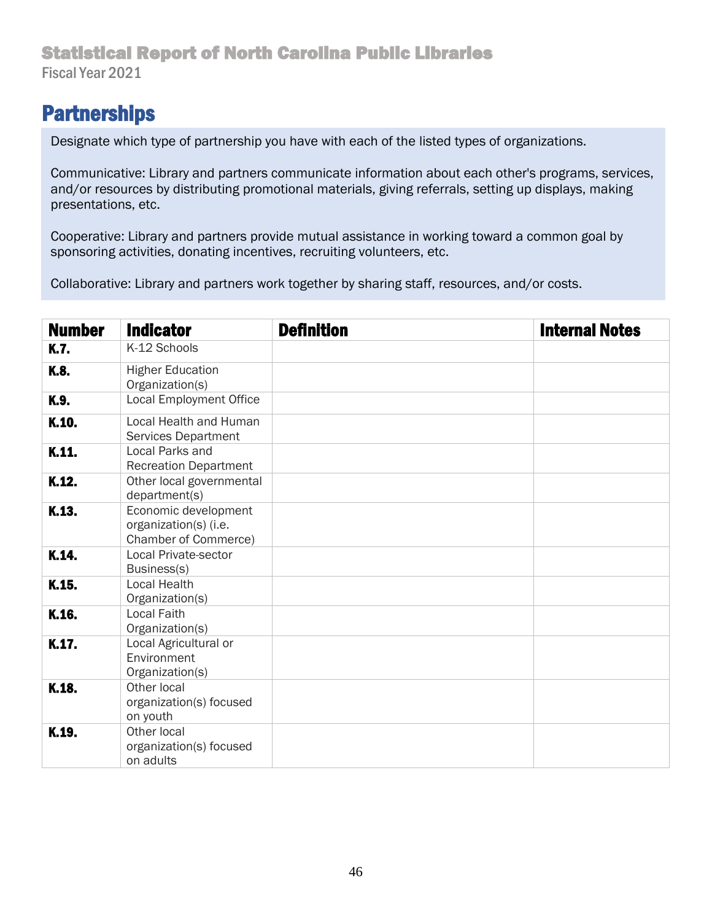## Partnerships

Designate which type of partnership you have with each of the listed types of organizations.

Communicative: Library and partners communicate information about each other's programs, services, and/or resources by distributing promotional materials, giving referrals, setting up displays, making presentations, etc.

Cooperative: Library and partners provide mutual assistance in working toward a common goal by sponsoring activities, donating incentives, recruiting volunteers, etc.

Collaborative: Library and partners work together by sharing staff, resources, and/or costs.

| Number | Indicator | Definition | Internal Notes |
|---|---|---|---|
| **K.7.** | K-12 Schools | | |
| **K.8.** | Higher Education Organization(s) | | |
| **K.9.** | Local Employment Office | | |
| **K.10.** | Local Health and Human Services Department | | |
| **K.11.** | Local Parks and Recreation Department | | |
| **K.12.** | Other local governmental department(s) | | |
| **K.13.** | Economic development organization(s) (i.e. Chamber of Commerce) | | |
| **K.14.** | Local Private-sector Business(s) | | |
| **K.15.** | Local Health Organization(s) | | |
| **K.16.** | Local Faith Organization(s) | | |
| **K.17.** | Local Agricultural or Environment Organization(s) | | |
| **K.18.** | Other local organization(s) focused on youth | | |
| **K.19.** | Other local organization(s) focused on adults | | |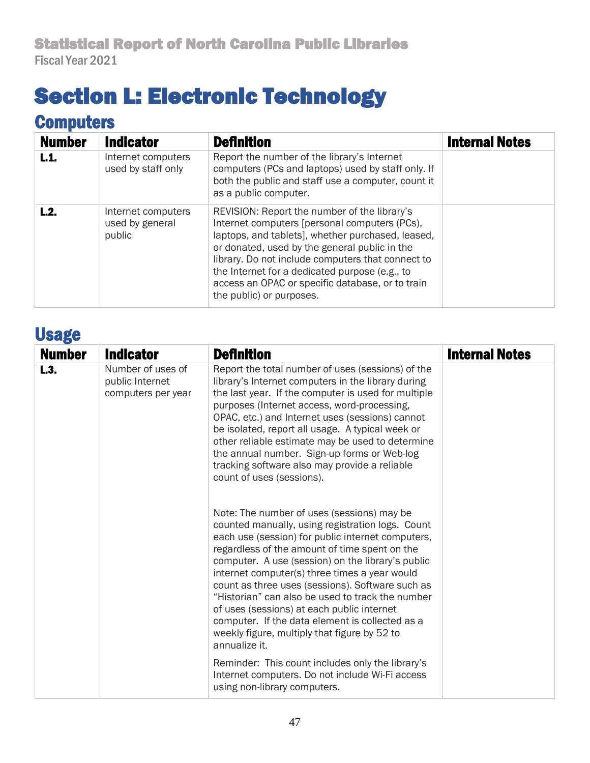# Section L: Electronic Technology

## Computers

| Number | Indicator | Definition | Internal Notes |
|---|---|---|---|
| **L.1.** | Internet computers used by staff only | Report the number of the library's Internet computers (PCs and laptops) used by staff only. If both the public and staff use a computer, count it as a public computer. | |
| **L.2.** | Internet computers used by general public | REVISION: Report the number of the library's Internet computers [personal computers (PCs), laptops, and tablets], whether purchased, leased, or donated, used by the general public in the library. Do not include computers that connect to the Internet for a dedicated purpose (e.g., to access an OPAC or specific database, or to train the public) or purposes. | |

## Usage

| Number | Indicator | Definition | Internal Notes |
|---|---|---|---|
| **L.3.** | Number of uses of public Internet computers per year | Report the total number of uses (sessions) of the library's Internet computers in the library during the last year. If the computer is used for multiple purposes (Internet access, word-processing, OPAC, etc.) and Internet uses (sessions) cannot be isolated, report all usage. A typical week or other reliable estimate may be used to determine the annual number. Sign-up forms or Web-log tracking software also may provide a reliable count of uses (sessions).<br><br>Note: The number of uses (sessions) may be counted manually, using registration logs. Count each use (session) for public internet computers, regardless of the amount of time spent on the computer. A use (session) on the library's public internet computer(s) three times a year would count as three uses (sessions). Software such as "Historian" can also be used to track the number of uses (sessions) at each public internet computer. If the data element is collected as a weekly figure, multiply that figure by 52 to annualize it.<br><br>Reminder: This count includes only the library's Internet computers. Do not include Wi-Fi access using non-library computers. | |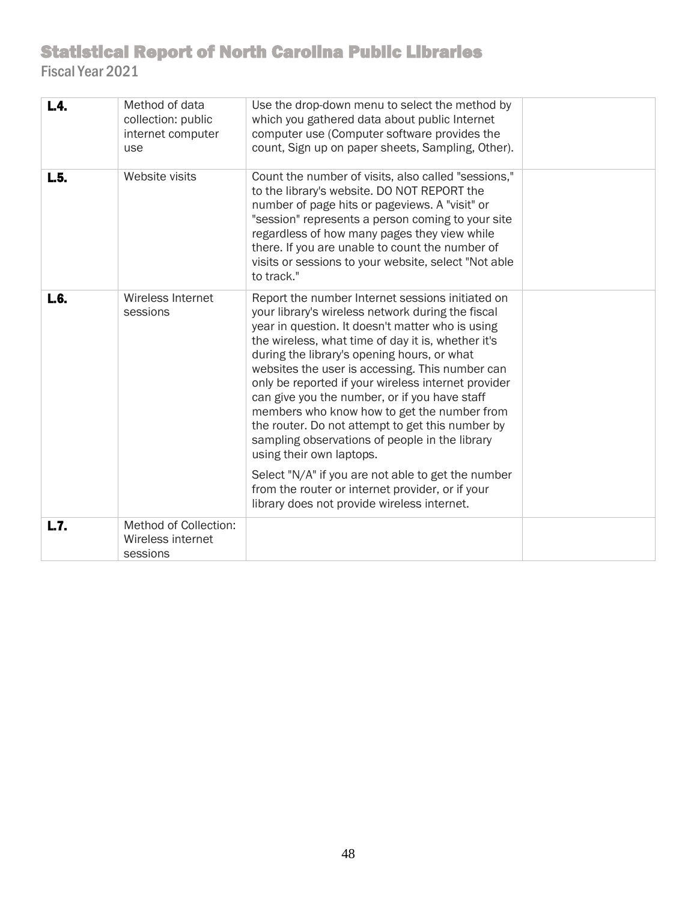| | | | |
|---|---|---|---|
| **L.4.** | Method of data collection: public internet computer use | Use the drop-down menu to select the method by which you gathered data about public Internet computer use (Computer software provides the count, Sign up on paper sheets, Sampling, Other). | |
| **L.5.** | Website visits | Count the number of visits, also called "sessions," to the library's website. DO NOT REPORT the number of page hits or pageviews. A "visit" or "session" represents a person coming to your site regardless of how many pages they view while there. If you are unable to count the number of visits or sessions to your website, select "Not able to track." | |
| **L.6.** | Wireless Internet sessions | Report the number Internet sessions initiated on your library's wireless network during the fiscal year in question. It doesn't matter who is using the wireless, what time of day it is, whether it's during the library's opening hours, or what websites the user is accessing. This number can only be reported if your wireless internet provider can give you the number, or if you have staff members who know how to get the number from the router. Do not attempt to get this number by sampling observations of people in the library using their own laptops.<br><br>Select "N/A" if you are not able to get the number from the router or internet provider, or if your library does not provide wireless internet. | |
| **L.7.** | Method of Collection: Wireless internet sessions | | |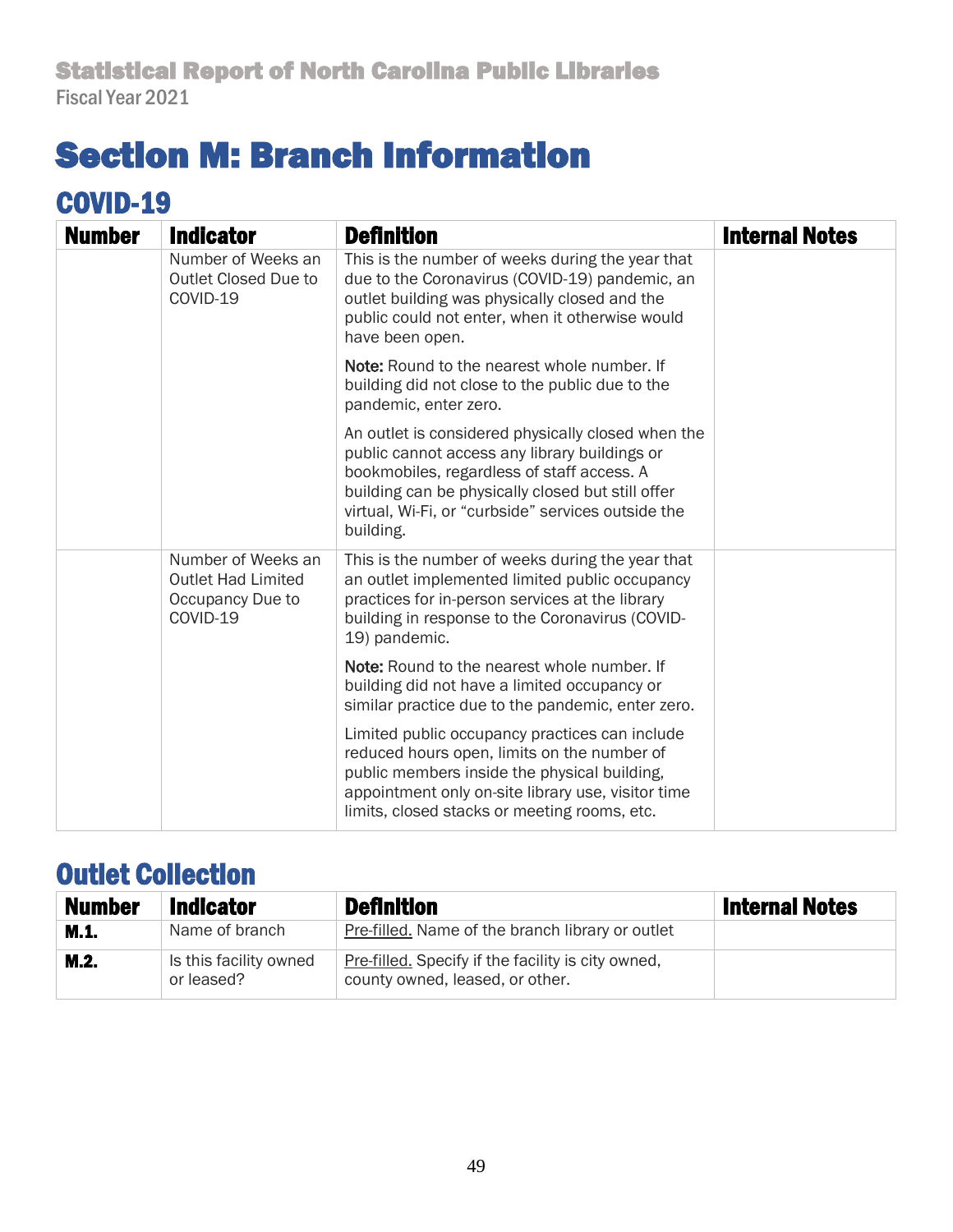Statistical Report of North Carolina Public Libraries
Fiscal Year 2021

# Section M: Branch Information

## COVID-19

| Number | Indicator | Definition | Internal Notes |
|---|---|---|---|
| | Number of Weeks an Outlet Closed Due to COVID-19 | This is the number of weeks during the year that due to the Coronavirus (COVID-19) pandemic, an outlet building was physically closed and the public could not enter, when it otherwise would have been open.<br><br>**Note:** Round to the nearest whole number. If building did not close to the public due to the pandemic, enter zero.<br><br>An outlet is considered physically closed when the public cannot access any library buildings or bookmobiles, regardless of staff access. A building can be physically closed but still offer virtual, Wi-Fi, or “curbside” services outside the building. | |
| | Number of Weeks an Outlet Had Limited Occupancy Due to COVID-19 | This is the number of weeks during the year that an outlet implemented limited public occupancy practices for in-person services at the library building in response to the Coronavirus (COVID-19) pandemic.<br><br>**Note:** Round to the nearest whole number. If building did not have a limited occupancy or similar practice due to the pandemic, enter zero.<br><br>Limited public occupancy practices can include reduced hours open, limits on the number of public members inside the physical building, appointment only on-site library use, visitor time limits, closed stacks or meeting rooms, etc. | |

## Outlet Collection

| Number | Indicator | Definition | Internal Notes |
|---|---|---|---|
| **M.1.** | Name of branch | Pre-filled. Name of the branch library or outlet | |
| **M.2.** | Is this facility owned or leased? | Pre-filled. Specify if the facility is city owned, county owned, leased, or other. | |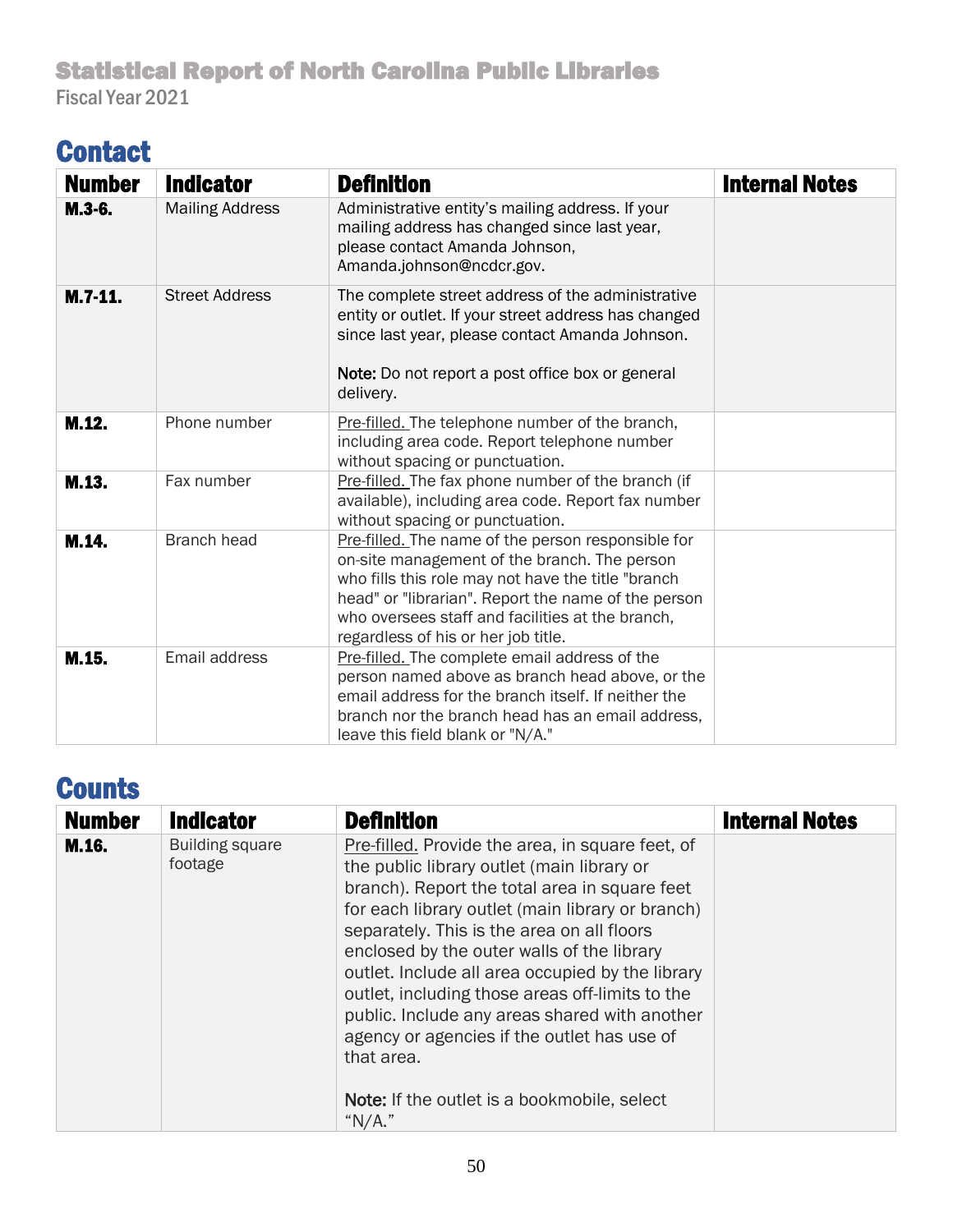## Contact

| Number | Indicator | Definition | Internal Notes |
|---|---|---|---|
| **M.3-6.** | Mailing Address | Administrative entity's mailing address. If your mailing address has changed since last year, please contact Amanda Johnson, Amanda.johnson@ncdcr.gov. | |
| **M.7-11.** | Street Address | The complete street address of the administrative entity or outlet. If your street address has changed since last year, please contact Amanda Johnson.<br><br>**Note:** Do not report a post office box or general delivery. | |
| **M.12.** | Phone number | Pre-filled. The telephone number of the branch, including area code. Report telephone number without spacing or punctuation. | |
| **M.13.** | Fax number | Pre-filled. The fax phone number of the branch (if available), including area code. Report fax number without spacing or punctuation. | |
| **M.14.** | Branch head | Pre-filled. The name of the person responsible for on-site management of the branch. The person who fills this role may not have the title "branch head" or "librarian". Report the name of the person who oversees staff and facilities at the branch, regardless of his or her job title. | |
| **M.15.** | Email address | Pre-filled. The complete email address of the person named above as branch head above, or the email address for the branch itself. If neither the branch nor the branch head has an email address, leave this field blank or "N/A." | |

## Counts

| Number | Indicator | Definition | Internal Notes |
|---|---|---|---|
| **M.16.** | Building square footage | Pre-filled. Provide the area, in square feet, of the public library outlet (main library or branch). Report the total area in square feet for each library outlet (main library or branch) separately. This is the area on all floors enclosed by the outer walls of the library outlet. Include all area occupied by the library outlet, including those areas off-limits to the public. Include any areas shared with another agency or agencies if the outlet has use of that area.<br><br>**Note:** If the outlet is a bookmobile, select "N/A." | |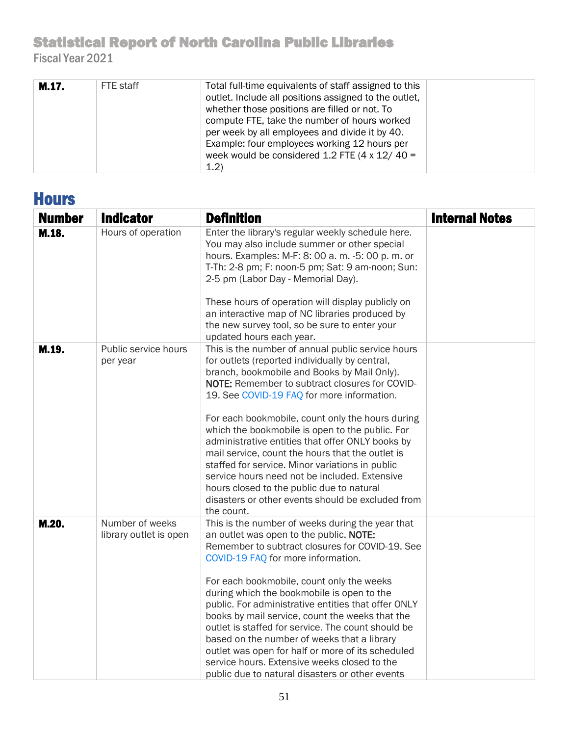| | | | |
|---|---|---|---|
| **M.17.** | FTE staff | Total full-time equivalents of staff assigned to this outlet. Include all positions assigned to the outlet, whether those positions are filled or not. To compute FTE, take the number of hours worked per week by all employees and divide it by 40. Example: four employees working 12 hours per week would be considered 1.2 FTE (4 x 12/ 40 = 1.2) | |

## Hours

| Number | Indicator | Definition | Internal Notes |
|---|---|---|---|
| **M.18.** | Hours of operation | Enter the library's regular weekly schedule here. You may also include summer or other special hours. Examples: M-F: 8: 00 a. m. -5: 00 p. m. or T-Th: 2-8 pm; F: noon-5 pm; Sat: 9 am-noon; Sun: 2-5 pm (Labor Day - Memorial Day).<br><br>These hours of operation will display publicly on an interactive map of NC libraries produced by the new survey tool, so be sure to enter your updated hours each year. | |
| **M.19.** | Public service hours per year | This is the number of annual public service hours for outlets (reported individually by central, branch, bookmobile and Books by Mail Only). **NOTE:** Remember to subtract closures for COVID-19. See COVID-19 FAQ for more information.<br><br>For each bookmobile, count only the hours during which the bookmobile is open to the public. For administrative entities that offer ONLY books by mail service, count the hours that the outlet is staffed for service. Minor variations in public service hours need not be included. Extensive hours closed to the public due to natural disasters or other events should be excluded from the count. | |
| **M.20.** | Number of weeks library outlet is open | This is the number of weeks during the year that an outlet was open to the public. **NOTE:** Remember to subtract closures for COVID-19. See COVID-19 FAQ for more information.<br><br>For each bookmobile, count only the weeks during which the bookmobile is open to the public. For administrative entities that offer ONLY books by mail service, count the weeks that the outlet is staffed for service. The count should be based on the number of weeks that a library outlet was open for half or more of its scheduled service hours. Extensive weeks closed to the public due to natural disasters or other events | |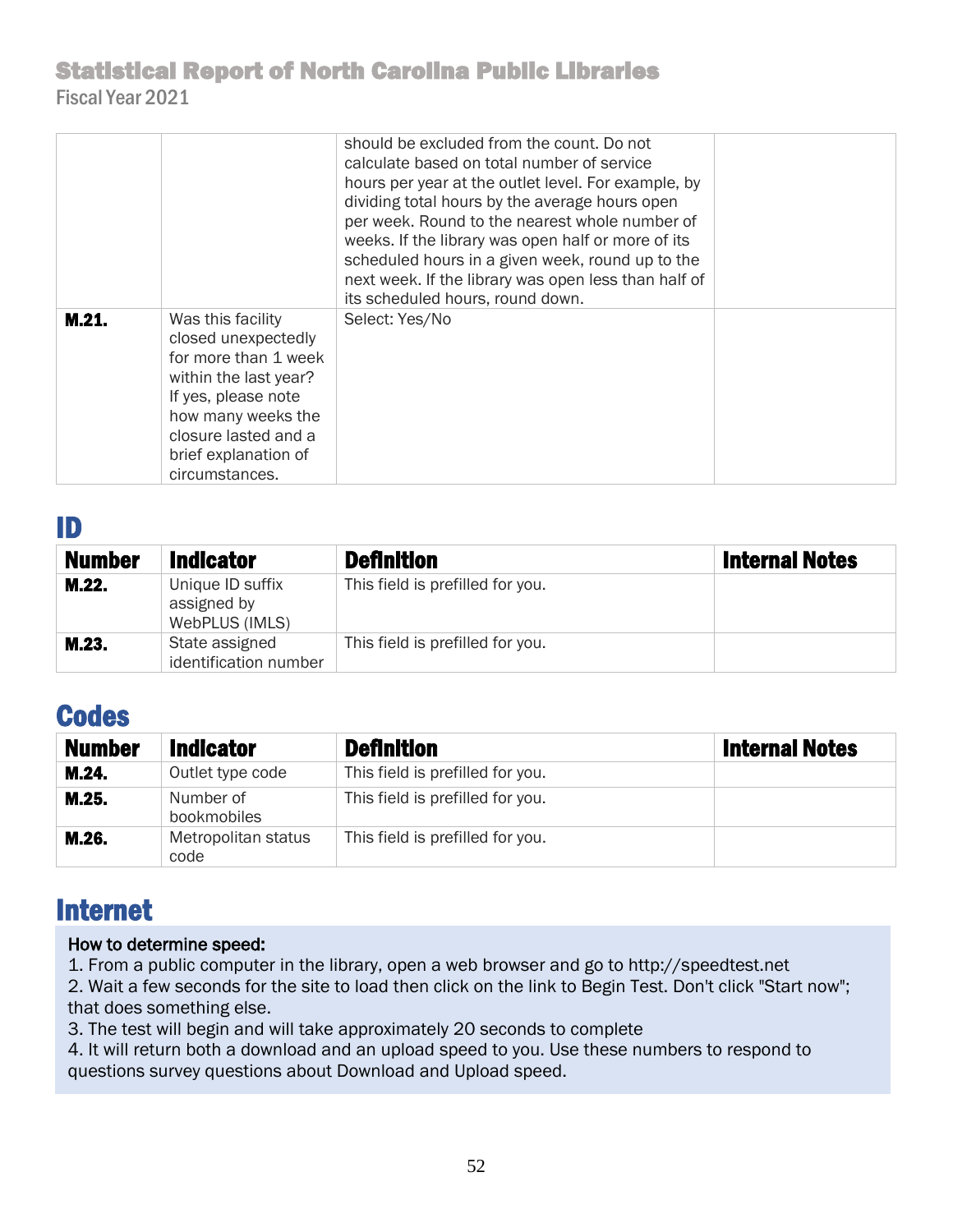| | | should be excluded from the count. Do not calculate based on total number of service hours per year at the outlet level. For example, by dividing total hours by the average hours open per week. Round to the nearest whole number of weeks. If the library was open half or more of its scheduled hours in a given week, round up to the next week. If the library was open less than half of its scheduled hours, round down. | |
|---|---|---|---|
| **M.21.** | Was this facility closed unexpectedly for more than 1 week within the last year? If yes, please note how many weeks the closure lasted and a brief explanation of circumstances. | Select: Yes/No | |

## ID

| Number | Indicator | Definition | Internal Notes |
|---|---|---|---|
| **M.22.** | Unique ID suffix assigned by WebPLUS (IMLS) | This field is prefilled for you. | |
| **M.23.** | State assigned identification number | This field is prefilled for you. | |

## Codes

| Number | Indicator | Definition | Internal Notes |
|---|---|---|---|
| **M.24.** | Outlet type code | This field is prefilled for you. | |
| **M.25.** | Number of bookmobiles | This field is prefilled for you. | |
| **M.26.** | Metropolitan status code | This field is prefilled for you. | |

## Internet

**How to determine speed:**

1. From a public computer in the library, open a web browser and go to http://speedtest.net
2. Wait a few seconds for the site to load then click on the link to Begin Test. Don't click "Start now"; that does something else.
3. The test will begin and will take approximately 20 seconds to complete
4. It will return both a download and an upload speed to you. Use these numbers to respond to questions survey questions about Download and Upload speed.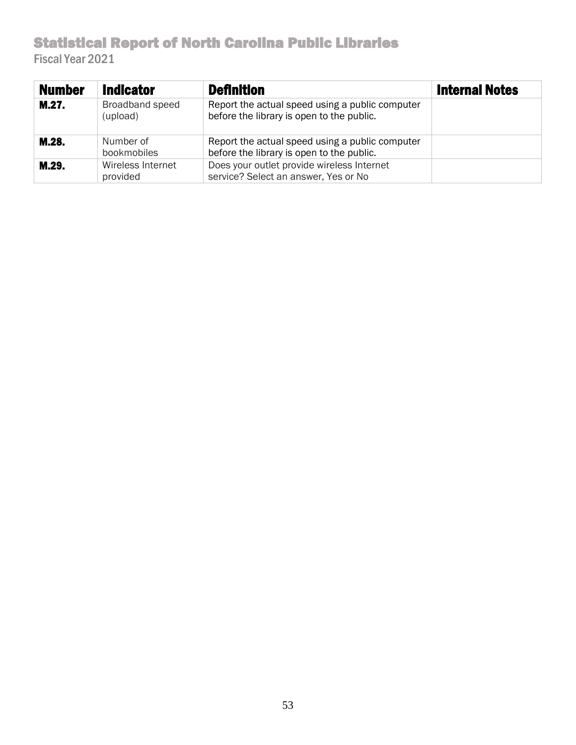## Statistical Report of North Carolina Public Libraries

Fiscal Year 2021

| Number | Indicator | Definition | Internal Notes |
|---|---|---|---|
| **M.27.** | Broadband speed (upload) | Report the actual speed using a public computer before the library is open to the public. | |
| **M.28.** | Number of bookmobiles | Report the actual speed using a public computer before the library is open to the public. | |
| **M.29.** | Wireless Internet provided | Does your outlet provide wireless Internet service? Select an answer, Yes or No | |